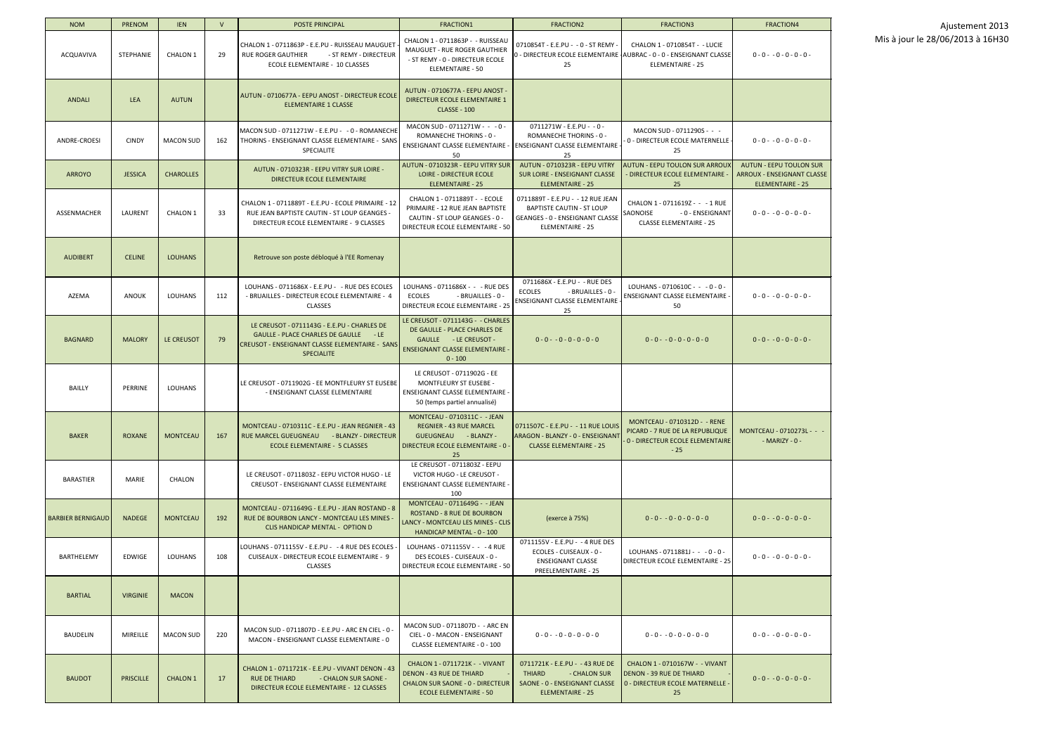Ajustement 2013
Mis à jour le 28/06/2013 à 16H30

| NOM | PRENOM | IEN | V | POSTE PRINCIPAL | FRACTION1 | FRACTION2 | FRACTION3 | FRACTION4 |
|---|---|---|---|---|---|---|---|---|
| ACQUAVIVA | STEPHANIE | CHALON 1 | 29 | CHALON 1 - 0711863P - E.E.PU - RUISSEAU MAUGUET - RUE ROGER GAUTHIER - ST REMY - DIRECTEUR ECOLE ELEMENTAIRE - 10 CLASSES | CHALON 1 - 0711863P - - RUISSEAU MAUGUET - RUE ROGER GAUTHIER - ST REMY - 0 - DIRECTEUR ECOLE ELEMENTAIRE - 50 | 0710854T - E.E.PU - - 0 - ST REMY - 0 - DIRECTEUR ECOLE ELEMENTAIRE - 25 | CHALON 1 - 0710854T - - LUCIE AUBRAC - 0 - 0 - ENSEIGNANT CLASSE ELEMENTAIRE - 25 | 0 - 0 - - 0 - 0 - 0 - 0 - |
| ANDALI | LEA | AUTUN | | AUTUN - 0710677A - EEPU ANOST - DIRECTEUR ECOLE ELEMENTAIRE 1 CLASSE | AUTUN - 0710677A - EEPU ANOST - DIRECTEUR ECOLE ELEMENTAIRE 1 CLASSE - 100 | | | |
| ANDRE-CROESI | CINDY | MACON SUD | 162 | MACON SUD - 0711271W - E.E.PU - - 0 - ROMANECHE THORINS - ENSEIGNANT CLASSE ELEMENTAIRE - SANS SPECIALITE | MACON SUD - 0711271W - - - 0 - ROMANECHE THORINS - 0 - ENSEIGNANT CLASSE ELEMENTAIRE - 50 | 0711271W - E.E.PU - - 0 - ROMANECHE THORINS - 0 - ENSEIGNANT CLASSE ELEMENTAIRE - 25 | MACON SUD - 0711290S - - - - 0 - DIRECTEUR ECOLE MATERNELLE - 25 | 0 - 0 - - 0 - 0 - 0 - 0 - |
| ARROYO | JESSICA | CHAROLLES | | AUTUN - 0710323R - EEPU VITRY SUR LOIRE - DIRECTEUR ECOLE ELEMENTAIRE | AUTUN - 0710323R - EEPU VITRY SUR LOIRE - DIRECTEUR ECOLE ELEMENTAIRE - 25 | AUTUN - 0710323R - EEPU VITRY SUR LOIRE - ENSEIGNANT CLASSE ELEMENTAIRE - 25 | AUTUN - EEPU TOULON SUR ARROUX - DIRECTEUR ECOLE ELEMENTAIRE - 25 | AUTUN - EEPU TOULON SUR ARROUX - ENSEIGNANT CLASSE ELEMENTAIRE - 25 |
| ASSENMACHER | LAURENT | CHALON 1 | 33 | CHALON 1 - 0711889T - E.E.PU - ECOLE PRIMAIRE - 12 RUE JEAN BAPTISTE CAUTIN - ST LOUP GEANGES - DIRECTEUR ECOLE ELEMENTAIRE - 9 CLASSES | CHALON 1 - 0711889T - - ECOLE PRIMAIRE - 12 RUE JEAN BAPTISTE CAUTIN - ST LOUP GEANGES - 0 - DIRECTEUR ECOLE ELEMENTAIRE - 50 | 0711889T - E.E.PU - - 12 RUE JEAN BAPTISTE CAUTIN - ST LOUP GEANGES - 0 - ENSEIGNANT CLASSE ELEMENTAIRE - 25 | CHALON 1 - 0711619Z - - - 1 RUE SAONOISE - 0 - ENSEIGNANT CLASSE ELEMENTAIRE - 25 | 0 - 0 - - 0 - 0 - 0 - 0 - |
| AUDIBERT | CELINE | LOUHANS | | Retrouve son poste débloqué à l'EE Romenay | | | | |
| AZEMA | ANOUK | LOUHANS | 112 | LOUHANS - 0711686X - E.E.PU - - RUE DES ECOLES - BRUAILLES - DIRECTEUR ECOLE ELEMENTAIRE - 4 CLASSES | LOUHANS - 0711686X - - - RUE DES ECOLES - BRUAILLES - 0 - DIRECTEUR ECOLE ELEMENTAIRE - 25 | 0711686X - E.E.PU - - RUE DES ECOLES - BRUAILLES - 0 - ENSEIGNANT CLASSE ELEMENTAIRE - 25 | LOUHANS - 0710610C - - - 0 - 0 - ENSEIGNANT CLASSE ELEMENTAIRE - 50 | 0 - 0 - - 0 - 0 - 0 - 0 - |
| BAGNARD | MALORY | LE CREUSOT | 79 | LE CREUSOT - 0711143G - E.E.PU - CHARLES DE GAULLE - PLACE CHARLES DE GAULLE - LE CREUSOT - ENSEIGNANT CLASSE ELEMENTAIRE - SANS SPECIALITE | LE CREUSOT - 0711143G - - CHARLES DE GAULLE - PLACE CHARLES DE GAULLE - LE CREUSOT - ENSEIGNANT CLASSE ELEMENTAIRE - 0 - 100 | 0 - 0 - - 0 - 0 - 0 - 0 - 0 | 0 - 0 - - 0 - 0 - 0 - 0 - 0 | 0 - 0 - - 0 - 0 - 0 - 0 - |
| BAILLY | PERRINE | LOUHANS | | LE CREUSOT - 0711902G - EE MONTFLEURY ST EUSEBE - ENSEIGNANT CLASSE ELEMENTAIRE | LE CREUSOT - 0711902G - EE MONTFLEURY ST EUSEBE - ENSEIGNANT CLASSE ELEMENTAIRE - 50 (temps partiel annualisé) | | | |
| BAKER | ROXANE | MONTCEAU | 167 | MONTCEAU - 0710311C - E.E.PU - JEAN REGNIER - 43 RUE MARCEL GUEUGNEAU - BLANZY - DIRECTEUR ECOLE ELEMENTAIRE - 5 CLASSES | MONTCEAU - 0710311C - - JEAN REGNIER - 43 RUE MARCEL GUEUGNEAU - BLANZY - DIRECTEUR ECOLE ELEMENTAIRE - 0 - 25 | 0711507C - E.E.PU - - 11 RUE LOUIS ARAGON - BLANZY - 0 - ENSEIGNANT CLASSE ELEMENTAIRE - 25 | MONTCEAU - 0710312D - - RENE PICARD - 7 RUE DE LA REPUBLIQUE - 0 - DIRECTEUR ECOLE ELEMENTAIRE - 25 | MONTCEAU - 0710273L - - - - MARIZY - 0 - |
| BARASTIER | MARIE | CHALON | | LE CREUSOT - 0711803Z - EEPU VICTOR HUGO - LE CREUSOT - ENSEIGNANT CLASSE ELEMENTAIRE | LE CREUSOT - 0711803Z - EEPU VICTOR HUGO - LE CREUSOT - ENSEIGNANT CLASSE ELEMENTAIRE - 100 | | | |
| BARBIER BERNIGAUD | NADEGE | MONTCEAU | 192 | MONTCEAU - 0711649G - E.E.PU - JEAN ROSTAND - 8 RUE DE BOURBON LANCY - MONTCEAU LES MINES - CLIS HANDICAP MENTAL - OPTION D | MONTCEAU - 0711649G - - JEAN ROSTAND - 8 RUE DE BOURBON LANCY - MONTCEAU LES MINES - CLIS HANDICAP MENTAL - 0 - 100 | (exerce à 75%) | 0 - 0 - - 0 - 0 - 0 - 0 - 0 | 0 - 0 - - 0 - 0 - 0 - 0 - |
| BARTHELEMY | EDWIGE | LOUHANS | 108 | LOUHANS - 0711155V - E.E.PU - - 4 RUE DES ECOLES - CUISEAUX - DIRECTEUR ECOLE ELEMENTAIRE - 9 CLASSES | LOUHANS - 0711155V - - - 4 RUE DES ECOLES - CUISEAUX - 0 - DIRECTEUR ECOLE ELEMENTAIRE - 50 | 0711155V - E.E.PU - - 4 RUE DES ECOLES - CUISEAUX - 0 - ENSEIGNANT CLASSE PREELEMENTAIRE - 25 | LOUHANS - 0711881J - - - 0 - 0 - DIRECTEUR ECOLE ELEMENTAIRE - 25 | 0 - 0 - - 0 - 0 - 0 - 0 - |
| BARTIAL | VIRGINIE | MACON | | | | | | |
| BAUDELIN | MIREILLE | MACON SUD | 220 | MACON SUD - 0711807D - E.E.PU - ARC EN CIEL - 0 - MACON - ENSEIGNANT CLASSE ELEMENTAIRE - 0 | MACON SUD - 0711807D - - ARC EN CIEL - 0 - MACON - ENSEIGNANT CLASSE ELEMENTAIRE - 0 - 100 | 0 - 0 - - 0 - 0 - 0 - 0 - 0 | 0 - 0 - - 0 - 0 - 0 - 0 - 0 | 0 - 0 - - 0 - 0 - 0 - 0 - |
| BAUDOT | PRISCILLE | CHALON 1 | 17 | CHALON 1 - 0711721K - E.E.PU - VIVANT DENON - 43 RUE DE THIARD - CHALON SUR SAONE - DIRECTEUR ECOLE ELEMENTAIRE - 12 CLASSES | CHALON 1 - 0711721K - - VIVANT DENON - 43 RUE DE THIARD - CHALON SUR SAONE - 0 - DIRECTEUR ECOLE ELEMENTAIRE - 50 | 0711721K - E.E.PU - - 43 RUE DE THIARD - CHALON SUR SAONE - 0 - ENSEIGNANT CLASSE ELEMENTAIRE - 25 | CHALON 1 - 0710167W - - VIVANT DENON - 39 RUE DE THIARD - 0 - DIRECTEUR ECOLE MATERNELLE - 25 | 0 - 0 - - 0 - 0 - 0 - 0 - |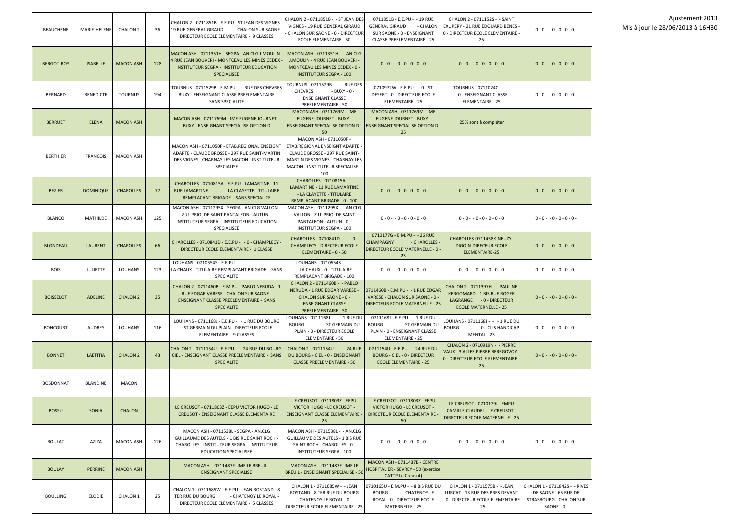Ajustement 2013
Mis à jour le 28/06/2013 à 16H30

| | | | | | | | | |
|---|---|---|---|---|---|---|---|---|
| BEAUCHENE | MARIE-HELENE | CHALON 2 | 36 | CHALON 2 - 0711851B - E.E.PU - ST JEAN DES VIGNES - 19 RUE GENERAL GIRAUD - CHALON SUR SAONE - DIRECTEUR ECOLE ELEMENTAIRE - 9 CLASSES | CHALON 2 - 0711851B - - ST JEAN DES VIGNES - 19 RUE GENERAL GIRAUD - CHALON SUR SAONE - 0 - DIRECTEUR ECOLE ELEMENTAIRE - 50 | 0711851B - E.E.PU - - 19 RUE GENERAL GIRAUD - CHALON SUR SAONE - 0 - ENSEIGNANT CLASSE PREELEMENTAIRE - 25 | CHALON 2 - 0711152S - - SAINT EXUPERY - 21 RUE EDOUARD BENES - 0 - DIRECTEUR ECOLE ELEMENTAIRE - 25 | 0 - 0 - - 0 - 0 - 0 - 0 - |
| BERGOT-ROY | ISABELLE | MACON ASH | 128 | MACON ASH - 0711351H - SEGPA - AN CLG J.MOULIN - 4 RUE JEAN BOUVERI - MONTCEAU LES MINES CEDEX - INSTITUTEUR SEGPA - INSTITUTEUR EDUCATION SPECIALISEE | MACON ASH - 0711351H - - AN CLG J.MOULIN - 4 RUE JEAN BOUVERI - MONTCEAU LES MINES CEDEX - 0 - INSTITUTEUR SEGPA - 100 | 0 - 0 - - 0 - 0 - 0 - 0 - 0 | 0 - 0 - - 0 - 0 - 0 - 0 - 0 | 0 - 0 - - 0 - 0 - 0 - 0 - |
| BERNARD | BENEDICTE | TOURNUS | 194 | TOURNUS - 0711529B - E.M.PU - - RUE DES CHEVRES - BUXY - ENSEIGNANT CLASSE PREELEMENTAIRE - SANS SPECIALITE | TOURNUS - 0711529B - - RUE DES CHEVRES - BUXY - 0 - ENSEIGNANT CLASSE PREELEMENTAIRE - 50 | 0710972W - E.E.PU - - 0 - ST DESERT - 0 - DIRECTEUR ECOLE ELEMENTAIRE - 25 | TOURNUS - 0711024C - - - - 0 - ENSEIGNANT CLASSE ELEMENTAIRE - 25 | 0 - 0 - - 0 - 0 - 0 - 0 - |
| BERRUET | ELENA | MACON ASH | | MACON ASH - 0711769M - IME EUGENE JOURNET - BUXY - ENSEIGNANT SPECIALISE OPTION D | MACON ASH - 0711769M - IME EUGENE JOURNET - BUXY - ENSEIGNANT SPECIALISE OPTION D - 50 | MACON ASH - 0711769M - IME EUGENE JOURNET - BUXY - ENSEIGNANT SPECIALISE OPTION D - 25 | 25% sont à compléter | |
| BERTHIER | FRANCOIS | MACON ASH | | MACON ASH - 0711050F - ETAB.REGIONAL ENSEIGNT ADAPTE - CLAUDE BROSSE - 297 RUE SAINT-MARTIN DES VIGNES - CHARNAY LES MACON - INSTITUTEUR SPECIALISE | MACON ASH - 0711050F - ETAB.REGIONAL ENSEIGNT ADAPTE - CLAUDE BROSSE - 297 RUE SAINT-MARTIN DES VIGNES - CHARNAY LES MACON - INSTITUTEUR SPECIALISE - 100 | | | |
| BEZIER | DOMINIQUE | CHAROLLES | 77 | CHAROLLES - 0710815A - E.E.PU - LAMARTINE - 11 RUE LAMARTINE - LA CLAYETTE - TITULAIRE REMPLACANT BRIGADE - SANS SPECIALITE | CHAROLLES - 0710815A - - LAMARTINE - 11 RUE LAMARTINE - LA CLAYETTE - TITULAIRE REMPLACANT BRIGADE - 0 - 100 | 0 - 0 - - 0 - 0 - 0 - 0 - 0 | 0 - 0 - - 0 - 0 - 0 - 0 - 0 | 0 - 0 - - 0 - 0 - 0 - 0 - |
| BLANCO | MATHILDE | MACON ASH | 125 | MACON ASH - 0711295X - SEGPA - AN CLG VALLON - Z.U. PRIO. DE SAINT PANTALEON - AUTUN - INSTITUTEUR SEGPA - INSTITUTEUR EDUCATION SPECIALISEE | MACON ASH - 0711295X - - AN CLG VALLON - Z.U. PRIO. DE SAINT PANTALEON - AUTUN - 0 - INSTITUTEUR SEGPA - 100 | 0 - 0 - - 0 - 0 - 0 - 0 - 0 | 0 - 0 - - 0 - 0 - 0 - 0 - 0 | 0 - 0 - - 0 - 0 - 0 - 0 - |
| BLONDEAU | LAURENT | CHAROLLES | 66 | CHAROLLES - 0710841D - E.E.PU - - 0 - CHAMPLECY - DIRECTEUR ECOLE ELEMENTAIRE - 1 CLASSE | CHAROLLES - 0710841D - - - 0 - CHAMPLECY - DIRECTEUR ECOLE ELEMENTAIRE - 0 - 50 | 0710177G - E.M.PU - - 26 RUE CHAMPAGNY - CHAROLLES - DIRECTEUR ECOLE MATERNELLE - 0 - 25 | CHAROLLES-0711458K-NEUZY-DIGOIN-DIRECEUR ECOLE ELEMENTAIRE-25 | 0 - 0 - - 0 - 0 - 0 - 0 - |
| BOIS | JULIETTE | LOUHANS | 123 | LOUHANS - 0710554S - E.E.PU - - - LA CHAUX - TITULAIRE REMPLACANT BRIGADE - SANS SPECIALITE | LOUHANS - 0710554S - - - - LA CHAUX - 0 - TITULAIRE REMPLACANT BRIGADE - 100 | 0 - 0 - - 0 - 0 - 0 - 0 - 0 | 0 - 0 - - 0 - 0 - 0 - 0 - 0 | 0 - 0 - - 0 - 0 - 0 - 0 - |
| BOISSELOT | ADELINE | CHALON 2 | 35 | CHALON 2 - 0711460B - E.M.PU - PABLO NERUDA - 1 RUE EDGAR VARESE - CHALON SUR SAONE - ENSEIGNANT CLASSE PREELEMENTAIRE - SANS SPECIALITE | CHALON 2 - 0711460B - - PABLO NERUDA - 1 RUE EDGAR VARESE - CHALON SUR SAONE - 0 - ENSEIGNANT CLASSE PREELEMENTAIRE - 50 | 0711460B - E.M.PU - - 1 RUE EDGAR VARESE - CHALON SUR SAONE - 0 - DIRECTEUR ECOLE MATERNELLE - 25 | CHALON 2 - 0711397H - - PAULINE KERGOMARD - 1 BIS RUE ROGER LAGRANGE - 0 - DIRECTEUR ECOLE MATERNELLE - 25 | 0 - 0 - - 0 - 0 - 0 - 0 - |
| BONCOURT | AUDREY | LOUHANS | 116 | LOUHANS - 0711168J - E.E.PU - - 1 RUE DU BOURG - ST GERMAIN DU PLAIN - DIRECTEUR ECOLE ELEMENTAIRE - 9 CLASSES | LOUHANS - 0711168J - - - 1 RUE DU BOURG - ST GERMAIN DU PLAIN - 0 - DIRECTEUR ECOLE ELEMENTAIRE - 50 | 0711168J - E.E.PU - - 1 RUE DU BOURG - ST GERMAIN DU PLAIN - 0 - ENSEIGNANT CLASSE ELEMENTAIRE - 25 | LOUHANS - 0711168J - - - 1 RUE DU BOURG - 0 - CLIS HANDICAP MENTAL - 25 | 0 - 0 - - 0 - 0 - 0 - 0 - |
| BONNET | LAETITIA | CHALON 2 | 43 | CHALON 2 - 0711154U - E.E.PU - - 24 RUE DU BOURG - CIEL - ENSEIGNANT CLASSE PREELEMENTAIRE - SANS SPECIALITE | CHALON 2 - 0711154U - - - 24 RUE DU BOURG - CIEL - 0 - ENSEIGNANT CLASSE PREELEMENTAIRE - 50 | 0711154U - E.E.PU - - 24 RUE DU BOURG - CIEL - 0 - DIRECTEUR ECOLE ELEMENTAIRE - 25 | CHALON 2 - 0710919N - - PIERRE VAUX - 3 ALLEE PIERRE BEREGOVOY - 0 - DIRECTEUR ECOLE ELEMENTAIRE - 25 | 0 - 0 - - 0 - 0 - 0 - 0 - |
| BOSDONNAT | BLANDINE | MACON | | | | | | |
| BOSSU | SONIA | CHALON | | LE CREUSOT - 0711803Z - EEPU VICTOR HUGO - LE CREUSOT - ENSEIGNANT CLASSE ELEMENTAIRE | LE CREUSOT - 0711803Z - EEPU VICTOR HUGO - LE CREUSOT - ENSEIGNANT CLASSE ELEMENTAIRE - 25 | LE CREUSOT - 0711803Z - EEPU VICTOR HUGO - LE CREUSOT - DIRECTEUR ECOLE ELEMENTAIRE - 50 | LE CREUSOT - 0710179J - EMPU CAMILLE CLAUDEL - LE CREUSOT - DIRECTEUR ECOLE MATERNELLE - 25 | |
| BOULAT | AZIZA | MACON ASH | 126 | MACON ASH - 0711538L - SEGPA - AN.CLG GUILLAUME DES AUTELS - 1 BIS RUE SAINT ROCH - CHAROLLES - INSTITUTEUR SEGPA - INSTITUTEUR EDUCATION SPECIALISEE | MACON ASH - 0711538L - - AN.CLG GUILLAUME DES AUTELS - 1 BIS RUE SAINT ROCH - CHAROLLES - 0 - INSTITUTEUR SEGPA - 100 | 0 - 0 - - 0 - 0 - 0 - 0 - 0 | 0 - 0 - - 0 - 0 - 0 - 0 - 0 | 0 - 0 - - 0 - 0 - 0 - 0 - |
| BOULAY | PERRINE | MACON ASH | | MACON ASH - 0711487F- IME LE BREUIL - ENSEIGNANT SPECIALISE | MACON ASH - 0711487F- IME LE BREUIL - ENSEIGNANT SPECIALISE - 50 | MACON ASH - 0711437B - CENTRE HOSPITALIER - SEVREY - 50 (exercice CATTP Le Creusot) | | |
| BOULLING | ELODIE | CHALON 1 | 25 | CHALON 1 - 0711685W - E.E.PU - JEAN ROSTAND - 8 TER RUE DU BOURG - CHATENOY LE ROYAL - DIRECTEUR ECOLE ELEMENTAIRE - 5 CLASSES | CHALON 1 - 0711685W - - JEAN ROSTAND - 8 TER RUE DU BOURG - CHATENOY LE ROYAL - 0 - DIRECTEUR ECOLE ELEMENTAIRE - 25 | 0710165U - E.M.PU - - 8 BIS RUE DU BOURG - CHATENOY LE ROYAL - 0 - DIRECTEUR ECOLE MATERNELLE - 25 | CHALON 1 - 0711575B - - JEAN LURCAT - 13 RUE DES PRES DEVANT - 0 - DIRECTEUR ECOLE ELEMENTAIRE - 25 | CHALON 1 - 0711842S - - RIVES DE SAONE - 65 RUE DE STRASBOURG - CHALON SUR SAONE - 0 - |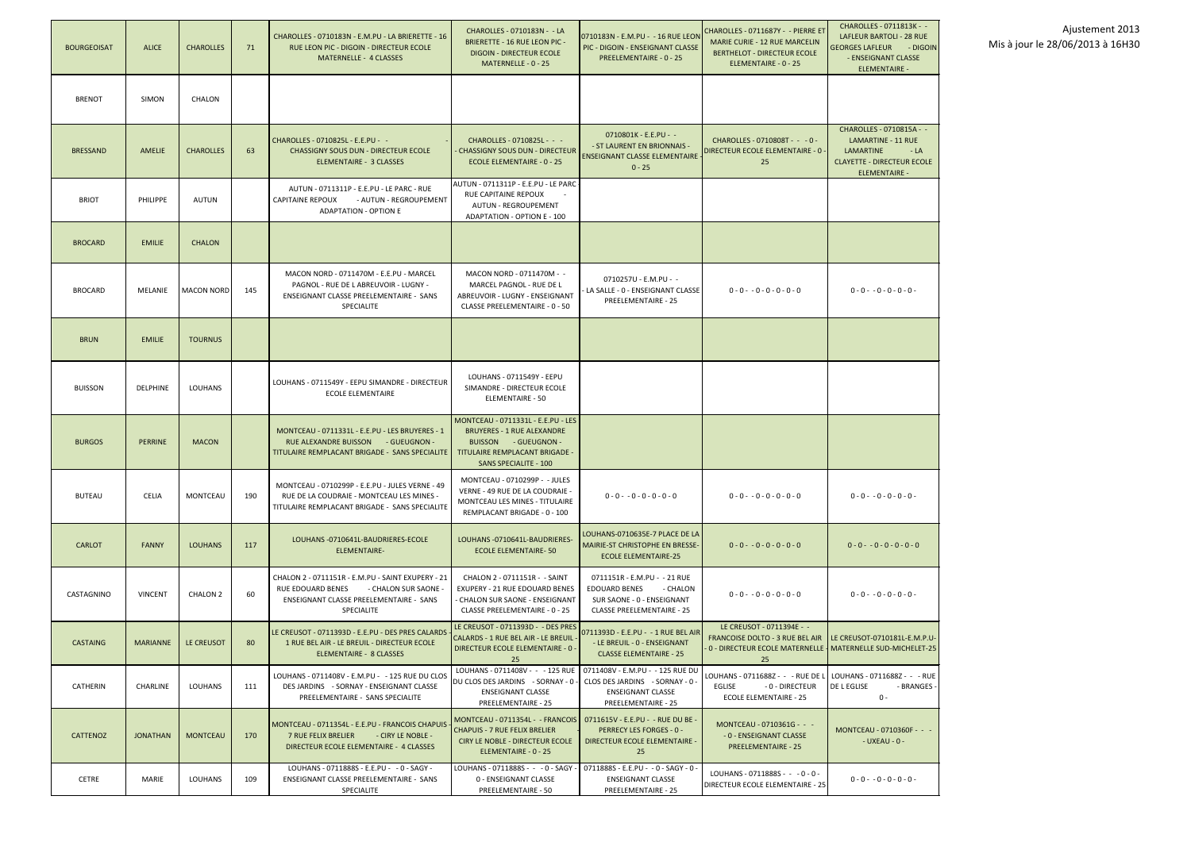Ajustement 2013
Mis à jour le 28/06/2013 à 16H30

| | | | | | | | | |
|---|---|---|---|---|---|---|---|---|
| BOURGEOISAT | ALICE | CHAROLLES | 71 | CHAROLLES - 0710183N - E.M.PU - LA BRIERETTE - 16 RUE LEON PIC - DIGOIN - DIRECTEUR ECOLE MATERNELLE - 4 CLASSES | CHAROLLES - 0710183N - - LA BRIERETTE - 16 RUE LEON PIC - DIGOIN - DIRECTEUR ECOLE MATERNELLE - 0 - 25 | 0710183N - E.M.PU - - 16 RUE LEON PIC - DIGOIN - ENSEIGNANT CLASSE PREELEMENTAIRE - 0 - 25 | CHAROLLES - 0711687Y - - PIERRE ET MARIE CURIE - 12 RUE MARCELIN BERTHELOT - DIRECTEUR ECOLE ELEMENTAIRE - 0 - 25 | CHAROLLES - 0711813K - - LAFLEUR BARTOLI - 28 RUE GEORGES LAFLEUR - DIGOIN - ENSEIGNANT CLASSE ELEMENTAIRE - |
| BRENOT | SIMON | CHALON | | | | | | |
| BRESSAND | AMELIE | CHAROLLES | 63 | CHAROLLES - 0710825L - E.E.PU - - CHASSIGNY SOUS DUN - DIRECTEUR ECOLE ELEMENTAIRE - 3 CLASSES | CHAROLLES - 0710825L - - - - CHASSIGNY SOUS DUN - DIRECTEUR ECOLE ELEMENTAIRE - 0 - 25 | 0710801K - E.E.PU - - - ST LAURENT EN BRIONNAIS - ENSEIGNANT CLASSE ELEMENTAIRE - 0 - 25 | CHAROLLES - 0710808T - - - 0 - DIRECTEUR ECOLE ELEMENTAIRE - 0 - 25 | CHAROLLES - 0710815A - - LAMARTINE - 11 RUE LAMARTINE - LA CLAYETTE - DIRECTEUR ECOLE ELEMENTAIRE - |
| BRIOT | PHILIPPE | AUTUN | | AUTUN - 0711311P - E.E.PU - LE PARC - RUE CAPITAINE REPOUX - AUTUN - REGROUPEMENT ADAPTATION - OPTION E | AUTUN - 0711311P - E.E.PU - LE PARC RUE CAPITAINE REPOUX - AUTUN - REGROUPEMENT ADAPTATION - OPTION E - 100 | | | |
| BROCARD | EMILIE | CHALON | | | | | | |
| BROCARD | MELANIE | MACON NORD | 145 | MACON NORD - 0711470M - E.E.PU - MARCEL PAGNOL - RUE DE L ABREUVOIR - LUGNY - ENSEIGNANT CLASSE PREELEMENTAIRE - SANS SPECIALITE | MACON NORD - 0711470M - - MARCEL PAGNOL - RUE DE L ABREUVOIR - LUGNY - ENSEIGNANT CLASSE PREELEMENTAIRE - 0 - 50 | 0710257U - E.M.PU - - LA SALLE - 0 - ENSEIGNANT CLASSE PREELEMENTAIRE - 25 | 0 - 0 - - 0 - 0 - 0 - 0 | 0 - 0 - - 0 - 0 - 0 - 0 - |
| BRUN | EMILIE | TOURNUS | | | | | | |
| BUISSON | DELPHINE | LOUHANS | | LOUHANS - 0711549Y - EEPU SIMANDRE - DIRECTEUR ECOLE ELEMENTAIRE | LOUHANS - 0711549Y - EEPU SIMANDRE - DIRECTEUR ECOLE ELEMENTAIRE - 50 | | | |
| BURGOS | PERRINE | MACON | | MONTCEAU - 0711331L - E.E.PU - LES BRUYERES - 1 RUE ALEXANDRE BUISSON - GUEUGNON - TITULAIRE REMPLACANT BRIGADE - SANS SPECIALITE | MONTCEAU - 0711331L - E.E.PU - LES BRUYERES - 1 RUE ALEXANDRE BUISSON - GUEUGNON - TITULAIRE REMPLACANT BRIGADE - SANS SPECIALITE - 100 | | | |
| BUTEAU | CELIA | MONTCEAU | 190 | MONTCEAU - 0710299P - E.E.PU - JULES VERNE - 49 RUE DE LA COUDRAIE - MONTCEAU LES MINES - TITULAIRE REMPLACANT BRIGADE - SANS SPECIALITE | MONTCEAU - 0710299P - - JULES VERNE - 49 RUE DE LA COUDRAIE - MONTCEAU LES MINES - TITULAIRE REMPLACANT BRIGADE - 0 - 100 | 0 - 0 - - 0 - 0 - 0 - 0 | 0 - 0 - - 0 - 0 - 0 - 0 | 0 - 0 - - 0 - 0 - 0 - 0 - |
| CARLOT | FANNY | LOUHANS | 117 | LOUHANS -0710641L-BAUDRIERES-ECOLE ELEMENTAIRE- | LOUHANS -0710641L-BAUDRIERES-ECOLE ELEMENTAIRE- 50 | LOUHANS-0710635E-7 PLACE DE LA MAIRIE-ST CHRISTOPHE EN BRESSE-ECOLE ELEMENTAIRE-25 | 0 - 0 - - 0 - 0 - 0 - 0 | 0 - 0 - - 0 - 0 - 0 - 0 |
| CASTAGNINO | VINCENT | CHALON 2 | 60 | CHALON 2 - 0711151R - E.M.PU - SAINT EXUPERY - 21 RUE EDOUARD BENES - CHALON SUR SAONE - ENSEIGNANT CLASSE PREELEMENTAIRE - SANS SPECIALITE | CHALON 2 - 0711151R - - SAINT EXUPERY - 21 RUE EDOUARD BENES - CHALON SUR SAONE - ENSEIGNANT CLASSE PREELEMENTAIRE - 0 - 25 | 0711151R - E.M.PU - - 21 RUE EDOUARD BENES - CHALON SUR SAONE - 0 - ENSEIGNANT CLASSE PREELEMENTAIRE - 25 | 0 - 0 - - 0 - 0 - 0 - 0 | 0 - 0 - - 0 - 0 - 0 - 0 - |
| CASTAING | MARIANNE | LE CREUSOT | 80 | LE CREUSOT - 0711393D - E.E.PU - DES PRES CALARDS - 1 RUE BEL AIR - LE BREUIL - DIRECTEUR ECOLE ELEMENTAIRE - 8 CLASSES | LE CREUSOT - 0711393D - - DES PRES CALARDS - 1 RUE BEL AIR - LE BREUIL - DIRECTEUR ECOLE ELEMENTAIRE - 0 - 25 | 0711393D - E.E.PU - - 1 RUE BEL AIR - LE BREUIL - 0 - ENSEIGNANT CLASSE ELEMENTAIRE - 25 | LE CREUSOT - 0711394E - - FRANCOISE DOLTO - 3 RUE BEL AIR - 0 - DIRECTEUR ECOLE MATERNELLE - 25 | LE CREUSOT-0710181L-E.M.P.U-MATERNELLE SUD-MICHELET-25 |
| CATHERIN | CHARLINE | LOUHANS | 111 | LOUHANS - 0711408V - E.M.PU - - 125 RUE DU CLOS DES JARDINS - SORNAY - ENSEIGNANT CLASSE PREELEMENTAIRE - SANS SPECIALITE | LOUHANS - 0711408V - - - 125 RUE DU CLOS DES JARDINS - SORNAY - 0 - ENSEIGNANT CLASSE PREELEMENTAIRE - 25 | 0711408V - E.M.PU - - 125 RUE DU CLOS DES JARDINS - SORNAY - 0 - ENSEIGNANT CLASSE PREELEMENTAIRE - 25 | LOUHANS - 0711688Z - - - RUE DE L EGLISE - 0 - DIRECTEUR ECOLE ELEMENTAIRE - 25 | LOUHANS - 0711688Z - - - RUE DE L EGLISE - BRANGES - 0 - |
| CATTENOZ | JONATHAN | MONTCEAU | 170 | MONTCEAU - 0711354L - E.E.PU - FRANCOIS CHAPUIS - 7 RUE FELIX BRELIER - CIRY LE NOBLE - DIRECTEUR ECOLE ELEMENTAIRE - 4 CLASSES | MONTCEAU - 0711354L - - FRANCOIS CHAPUIS - 7 RUE FELIX BRELIER CIRY LE NOBLE - DIRECTEUR ECOLE ELEMENTAIRE - 0 - 25 | 0711615V - E.E.PU - - RUE DU BE - PERRECY LES FORGES - 0 - DIRECTEUR ECOLE ELEMENTAIRE - 25 | MONTCEAU - 0710361G - - - - 0 - ENSEIGNANT CLASSE PREELEMENTAIRE - 25 | MONTCEAU - 0710360F - - - - UXEAU - 0 - |
| CETRE | MARIE | LOUHANS | 109 | LOUHANS - 0711888S - E.E.PU - - 0 - SAGY - ENSEIGNANT CLASSE PREELEMENTAIRE - SANS SPECIALITE | LOUHANS - 0711888S - - - 0 - SAGY - 0 - ENSEIGNANT CLASSE PREELEMENTAIRE - 50 | 0711888S - E.E.PU - - 0 - SAGY - 0 - ENSEIGNANT CLASSE PREELEMENTAIRE - 25 | LOUHANS - 0711888S - - - 0 - 0 - DIRECTEUR ECOLE ELEMENTAIRE - 25 | 0 - 0 - - 0 - 0 - 0 - 0 - |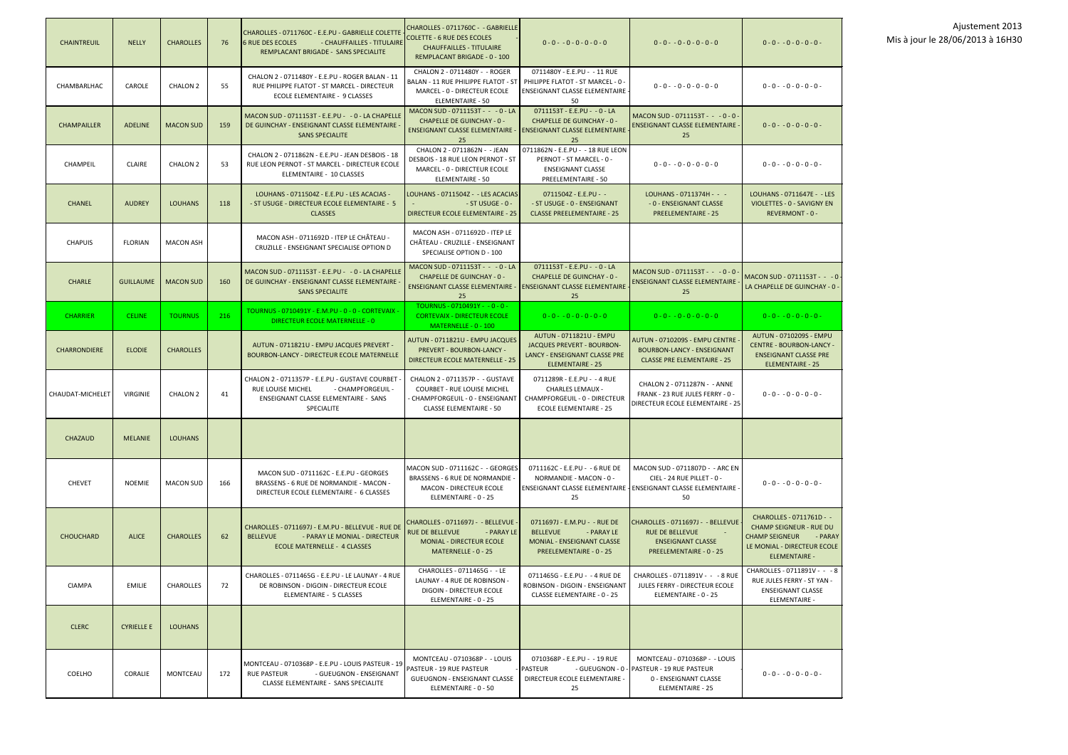Ajustement 2013
Mis à jour le 28/06/2013 à 16H30

| | | | | | | | | |
|---|---|---|---|---|---|---|---|---|
| CHAINTREUIL | NELLY | CHAROLLES | 76 | CHAROLLES - 0711760C - E.E.PU - GABRIELLE COLETTE - 6 RUE DES ECOLES - CHAUFFAILLES - TITULAIRE REMPLACANT BRIGADE - SANS SPECIALITE | CHAROLLES - 0711760C - - GABRIELLE COLETTE - 6 RUE DES ECOLES - CHAUFFAILLES - TITULAIRE REMPLACANT BRIGADE - 0 - 100 | 0 - 0 - - 0 - 0 - 0 - 0 - 0 | 0 - 0 - - 0 - 0 - 0 - 0 - 0 | 0 - 0 - - 0 - 0 - 0 - 0 - |
| CHAMBARLHAC | CAROLE | CHALON 2 | 55 | CHALON 2 - 0711480Y - E.E.PU - ROGER BALAN - 11 RUE PHILIPPE FLATOT - ST MARCEL - DIRECTEUR ECOLE ELEMENTAIRE - 9 CLASSES | CHALON 2 - 0711480Y - - ROGER BALAN - 11 RUE PHILIPPE FLATOT - ST MARCEL - 0 - DIRECTEUR ECOLE ELEMENTAIRE - 50 | 0711480Y - E.E.PU - - 11 RUE PHILIPPE FLATOT - ST MARCEL - 0 - ENSEIGNANT CLASSE ELEMENTAIRE - 50 | 0 - 0 - - 0 - 0 - 0 - 0 - 0 | 0 - 0 - - 0 - 0 - 0 - 0 - |
| CHAMPAILLER | ADELINE | MACON SUD | 159 | MACON SUD - 0711153T - E.E.PU - - 0 - LA CHAPELLE DE GUINCHAY - ENSEIGNANT CLASSE ELEMENTAIRE - SANS SPECIALITE | MACON SUD - 0711153T - - - 0 - LA CHAPELLE DE GUINCHAY - 0 - ENSEIGNANT CLASSE ELEMENTAIRE - 25 | 0711153T - E.E.PU - - 0 - LA CHAPELLE DE GUINCHAY - 0 - ENSEIGNANT CLASSE ELEMENTAIRE - 25 | MACON SUD - 0711153T - - - 0 - 0 - ENSEIGNANT CLASSE ELEMENTAIRE - 25 | 0 - 0 - - 0 - 0 - 0 - 0 - |
| CHAMPEIL | CLAIRE | CHALON 2 | 53 | CHALON 2 - 0711862N - E.E.PU - JEAN DESBOIS - 18 RUE LEON PERNOT - ST MARCEL - DIRECTEUR ECOLE ELEMENTAIRE - 10 CLASSES | CHALON 2 - 0711862N - - JEAN DESBOIS - 18 RUE LEON PERNOT - ST MARCEL - 0 - DIRECTEUR ECOLE ELEMENTAIRE - 50 | 0711862N - E.E.PU - - 18 RUE LEON PERNOT - ST MARCEL - 0 - ENSEIGNANT CLASSE PREELEMENTAIRE - 50 | 0 - 0 - - 0 - 0 - 0 - 0 - 0 | 0 - 0 - - 0 - 0 - 0 - 0 - |
| CHANEL | AUDREY | LOUHANS | 118 | LOUHANS - 0711504Z - E.E.PU - LES ACACIAS - - ST USUGE - DIRECTEUR ECOLE ELEMENTAIRE - 5 CLASSES | LOUHANS - 0711504Z - - LES ACACIAS - - ST USUGE - 0 - DIRECTEUR ECOLE ELEMENTAIRE - 25 | 0711504Z - E.E.PU - - - ST USUGE - 0 - ENSEIGNANT CLASSE PREELEMENTAIRE - 25 | LOUHANS - 0711374H - - - - 0 - ENSEIGNANT CLASSE PREELEMENTAIRE - 25 | LOUHANS - 0711647E - - LES VIOLETTES - 0 - SAVIGNY EN REVERMONT - 0 - |
| CHAPUIS | FLORIAN | MACON ASH | | MACON ASH - 0711692D - ITEP LE CHÂTEAU - CRUZILLE - ENSEIGNANT SPECIALISE OPTION D | MACON ASH - 0711692D - ITEP LE CHÂTEAU - CRUZILLE - ENSEIGNANT SPECIALISE OPTION D - 100 | | | |
| CHARLE | GUILLAUME | MACON SUD | 160 | MACON SUD - 0711153T - E.E.PU - - 0 - LA CHAPELLE DE GUINCHAY - ENSEIGNANT CLASSE ELEMENTAIRE - SANS SPECIALITE | MACON SUD - 0711153T - - - 0 - LA CHAPELLE DE GUINCHAY - 0 - ENSEIGNANT CLASSE ELEMENTAIRE - 25 | 0711153T - E.E.PU - - 0 - LA CHAPELLE DE GUINCHAY - 0 - ENSEIGNANT CLASSE ELEMENTAIRE - 25 | MACON SUD - 0711153T - - - 0 - 0 - ENSEIGNANT CLASSE ELEMENTAIRE - 25 | MACON SUD - 0711153T - - - 0 - LA CHAPELLE DE GUINCHAY - 0 - |
| CHARRIER | CELINE | TOURNUS | 216 | TOURNUS - 0710491Y - E.M.PU - 0 - 0 - CORTEVAIX - DIRECTEUR ECOLE MATERNELLE - 0 | TOURNUS - 0710491Y - - 0 - 0 - CORTEVAIX - DIRECTEUR ECOLE MATERNELLE - 0 - 100 | 0 - 0 - - 0 - 0 - 0 - 0 - 0 | 0 - 0 - - 0 - 0 - 0 - 0 - 0 | 0 - 0 - - 0 - 0 - 0 - 0 - |
| CHARRONDIERE | ELODIE | CHAROLLES | | AUTUN - 0711821U - EMPU JACQUES PREVERT - BOURBON-LANCY - DIRECTEUR ECOLE MATERNELLE | AUTUN - 0711821U - EMPU JACQUES PREVERT - BOURBON-LANCY - DIRECTEUR ECOLE MATERNELLE - 25 | AUTUN - 0711821U - EMPU JACQUES PREVERT - BOURBON-LANCY - ENSEIGNANT CLASSE PRE ELEMENTAIRE - 25 | AUTUN - 0710209S - EMPU CENTRE - BOURBON-LANCY - ENSEIGNANT CLASSE PRE ELEMENTAIRE - 25 | AUTUN - 0710209S - EMPU CENTRE - BOURBON-LANCY - ENSEIGNANT CLASSE PRE ELEMENTAIRE - 25 |
| CHAUDAT-MICHELET | VIRGINIE | CHALON 2 | 41 | CHALON 2 - 0711357P - E.E.PU - GUSTAVE COURBET - RUE LOUISE MICHEL - CHAMPFORGEUIL - ENSEIGNANT CLASSE ELEMENTAIRE - SANS SPECIALITE | CHALON 2 - 0711357P - - GUSTAVE COURBET - RUE LOUISE MICHEL - CHAMPFORGEUIL - 0 - ENSEIGNANT CLASSE ELEMENTAIRE - 50 | 0711289R - E.E.PU - - 4 RUE CHARLES LEMAUX - CHAMPFORGEUIL - 0 - DIRECTEUR ECOLE ELEMENTAIRE - 25 | CHALON 2 - 0711287N - - ANNE FRANK - 23 RUE JULES FERRY - 0 - DIRECTEUR ECOLE ELEMENTAIRE - 25 | 0 - 0 - - 0 - 0 - 0 - 0 - |
| CHAZAUD | MELANIE | LOUHANS | | | | | | |
| CHEVET | NOEMIE | MACON SUD | 166 | MACON SUD - 0711162C - E.E.PU - GEORGES BRASSENS - 6 RUE DE NORMANDIE - MACON - DIRECTEUR ECOLE ELEMENTAIRE - 6 CLASSES | MACON SUD - 0711162C - - GEORGES BRASSENS - 6 RUE DE NORMANDIE - MACON - DIRECTEUR ECOLE ELEMENTAIRE - 0 - 25 | 0711162C - E.E.PU - - 6 RUE DE NORMANDIE - MACON - 0 - ENSEIGNANT CLASSE ELEMENTAIRE - 25 | MACON SUD - 0711807D - - ARC EN CIEL - 24 RUE PILLET - 0 - ENSEIGNANT CLASSE ELEMENTAIRE - 50 | 0 - 0 - - 0 - 0 - 0 - 0 - |
| CHOUCHARD | ALICE | CHAROLLES | 62 | CHAROLLES - 0711697J - E.M.PU - BELLEVUE - RUE DE BELLEVUE - PARAY LE MONIAL - DIRECTEUR ECOLE MATERNELLE - 4 CLASSES | CHAROLLES - 0711697J - - BELLEVUE - RUE DE BELLEVUE - PARAY LE MONIAL - DIRECTEUR ECOLE MATERNELLE - 0 - 25 | 0711697J - E.M.PU - - RUE DE BELLEVUE - PARAY LE MONIAL - ENSEIGNANT CLASSE PREELEMENTAIRE - 0 - 25 | CHAROLLES - 0711697J - - BELLEVUE - RUE DE BELLEVUE - - ENSEIGNANT CLASSE PREELEMENTAIRE - 0 - 25 | CHAROLLES - 0711761D - - CHAMP SEIGNEUR - RUE DU CHAMP SEIGNEUR - PARAY LE MONIAL - DIRECTEUR ECOLE ELEMENTAIRE - |
| CIAMPA | EMILIE | CHAROLLES | 72 | CHAROLLES - 0711465G - E.E.PU - LE LAUNAY - 4 RUE DE ROBINSON - DIGOIN - DIRECTEUR ECOLE ELEMENTAIRE - 5 CLASSES | CHAROLLES - 0711465G - - LE LAUNAY - 4 RUE DE ROBINSON - DIGOIN - DIRECTEUR ECOLE ELEMENTAIRE - 0 - 25 | 0711465G - E.E.PU - - 4 RUE DE ROBINSON - DIGOIN - ENSEIGNANT CLASSE ELEMENTAIRE - 0 - 25 | CHAROLLES - 0711891V - - - 8 RUE JULES FERRY - DIRECTEUR ECOLE ELEMENTAIRE - 0 - 25 | CHAROLLES - 0711891V - - - 8 RUE JULES FERRY - ST YAN - ENSEIGNANT CLASSE ELEMENTAIRE - |
| CLERC | CYRIELLE E | LOUHANS | | | | | | |
| COELHO | CORALIE | MONTCEAU | 172 | MONTCEAU - 0710368P - E.E.PU - LOUIS PASTEUR - 19 RUE PASTEUR - GUEUGNON - ENSEIGNANT CLASSE ELEMENTAIRE - SANS SPECIALITE | MONTCEAU - 0710368P - - LOUIS PASTEUR - 19 RUE PASTEUR - GUEUGNON - ENSEIGNANT CLASSE ELEMENTAIRE - 0 - 50 | 0710368P - E.E.PU - - 19 RUE PASTEUR - GUEUGNON - 0 - DIRECTEUR ECOLE ELEMENTAIRE - 25 | MONTCEAU - 0710368P - - LOUIS PASTEUR - 19 RUE PASTEUR - 0 - ENSEIGNANT CLASSE ELEMENTAIRE - 25 | 0 - 0 - - 0 - 0 - 0 - 0 - |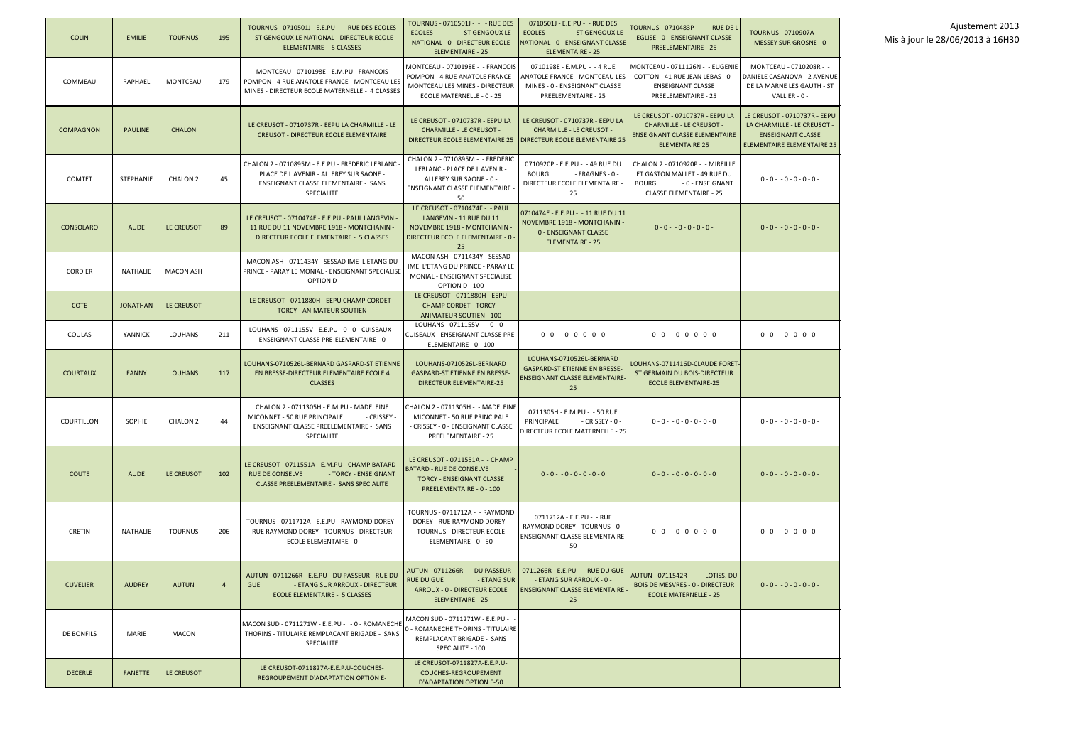Ajustement 2013
Mis à jour le 28/06/2013 à 16H30

| | | | | | | | | |
|---|---|---|---|---|---|---|---|---|
| COLIN | EMILIE | TOURNUS | 195 | TOURNUS - 0710501J - E.E.PU - - RUE DES ECOLES - ST GENGOUX LE NATIONAL - DIRECTEUR ECOLE ELEMENTAIRE - 5 CLASSES | TOURNUS - 0710501J - - RUE DES ECOLES - ST GENGOUX LE NATIONAL - 0 - DIRECTEUR ECOLE ELEMENTAIRE - 25 | 0710501J - E.E.PU - - RUE DES ECOLES - ST GENGOUX LE NATIONAL - 0 - ENSEIGNANT CLASSE ELEMENTAIRE - 25 | TOURNUS - 0710483P - - RUE DE L EGLISE - 0 - ENSEIGNANT CLASSE PREELEMENTAIRE - 25 | TOURNUS - 0710907A - - - MESSEY SUR GROSNE - 0 - |
| COMMEAU | RAPHAEL | MONTCEAU | 179 | MONTCEAU - 0710198E - E.M.PU - FRANCOIS POMPON - 4 RUE ANATOLE FRANCE - MONTCEAU LES MINES - DIRECTEUR ECOLE MATERNELLE - 4 CLASSES | MONTCEAU - 0710198E - - FRANCOIS POMPON - 4 RUE ANATOLE FRANCE - MONTCEAU LES MINES - DIRECTEUR ECOLE MATERNELLE - 0 - 25 | 0710198E - E.M.PU - - 4 RUE ANATOLE FRANCE - MONTCEAU LES MINES - 0 - ENSEIGNANT CLASSE PREELEMENTAIRE - 25 | MONTCEAU - 0711126N - - EUGENIE COTTON - 41 RUE JEAN LEBAS - 0 - ENSEIGNANT CLASSE PREELEMENTAIRE - 25 | MONTCEAU - 0710208R - - DANIELE CASANOVA - 2 AVENUE DE LA MARNE LES GAUTH - ST VALLIER - 0 - |
| COMPAGNON | PAULINE | CHALON | | LE CREUSOT - 0710737R - EEPU LA CHARMILLE - LE CREUSOT - DIRECTEUR ECOLE ELEMENTAIRE | LE CREUSOT - 0710737R - EEPU LA CHARMILLE - LE CREUSOT - DIRECTEUR ECOLE ELEMENTAIRE 25 | LE CREUSOT - 0710737R - EEPU LA CHARMILLE - LE CREUSOT - DIRECTEUR ECOLE ELEMENTAIRE 25 | LE CREUSOT - 0710737R - EEPU LA CHARMILLE - LE CREUSOT - ENSEIGNANT CLASSE ELEMENTAIRE - ELEMENTAIRE 25 | LE CREUSOT - 0710737R - EEPU LA CHARMILLE - LE CREUSOT - ENSEIGNANT CLASSE ELEMENTAIRE ELEMENTAIRE 25 |
| COMTET | STEPHANIE | CHALON 2 | 45 | CHALON 2 - 0710895M - E.E.PU - FREDERIC LEBLANC - PLACE DE L AVENIR - ALLEREY SUR SAONE - ENSEIGNANT CLASSE ELEMENTAIRE - SANS SPECIALITE | CHALON 2 - 0710895M - - FREDERIC LEBLANC - PLACE DE L AVENIR - ALLEREY SUR SAONE - 0 - ENSEIGNANT CLASSE ELEMENTAIRE - 50 | 0710920P - E.E.PU - - 49 RUE DU BOURG - FRAGNES - 0 - DIRECTEUR ECOLE ELEMENTAIRE - 25 | CHALON 2 - 0710920P - - MIREILLE ET GASTON MALLET - 49 RUE DU BOURG - 0 - ENSEIGNANT CLASSE ELEMENTAIRE - 25 | 0 - 0 - - 0 - 0 - 0 - 0 - |
| CONSOLARO | AUDE | LE CREUSOT | 89 | LE CREUSOT - 0710474E - E.E.PU - PAUL LANGEVIN - 11 RUE DU 11 NOVEMBRE 1918 - MONTCHANIN - DIRECTEUR ECOLE ELEMENTAIRE - 5 CLASSES | LE CREUSOT - 0710474E - - PAUL LANGEVIN - 11 RUE DU 11 NOVEMBRE 1918 - MONTCHANIN - DIRECTEUR ECOLE ELEMENTAIRE - 0 - 25 | 0710474E - E.E.PU - - 11 RUE DU 11 NOVEMBRE 1918 - MONTCHANIN - 0 - ENSEIGNANT CLASSE ELEMENTAIRE - 25 | 0 - 0 - - 0 - 0 - 0 - 0 - | 0 - 0 - - 0 - 0 - 0 - 0 - |
| CORDIER | NATHALIE | MACON ASH | | MACON ASH - 0711434Y - SESSAD IME L'ETANG DU PRINCE - PARAY LE MONIAL - ENSEIGNANT SPECIALISE OPTION D | MACON ASH - 0711434Y - SESSAD IME L'ETANG DU PRINCE - PARAY LE MONIAL - ENSEIGNANT SPECIALISE OPTION D - 100 | | | |
| COTE | JONATHAN | LE CREUSOT | | LE CREUSOT - 0711880H - EEPU CHAMP CORDET - TORCY - ANIMATEUR SOUTIEN | LE CREUSOT - 0711880H - EEPU CHAMP CORDET - TORCY - ANIMATEUR SOUTIEN - 100 | | | |
| COULAS | YANNICK | LOUHANS | 211 | LOUHANS - 0711155V - E.E.PU - 0 - 0 - CUISEAUX - ENSEIGNANT CLASSE PRE-ELEMENTAIRE - 0 | LOUHANS - 0711155V - - 0 - 0 - CUISEAUX - ENSEIGNANT CLASSE PRE-ELEMENTAIRE - 0 - 100 | 0 - 0 - - 0 - 0 - 0 - 0 - 0 | 0 - 0 - - 0 - 0 - 0 - 0 - 0 | 0 - 0 - - 0 - 0 - 0 - 0 - |
| COURTAUX | FANNY | LOUHANS | 117 | LOUHANS-0710526L-BERNARD GASPARD-ST ETIENNE EN BRESSE-DIRECTEUR ELEMENTAIRE ECOLE 4 CLASSES | LOUHANS-0710526L-BERNARD GASPARD-ST ETIENNE EN BRESSE-DIRECTEUR ELEMENTAIRE-25 | LOUHANS-0710526L-BERNARD GASPARD-ST ETIENNE EN BRESSE-ENSEIGNANT CLASSE ELEMENTAIRE-25 | LOUHANS-0711416D-CLAUDE FORET-ST GERMAIN DU BOIS-DIRECTEUR ECOLE ELEMENTAIRE-25 | |
| COURTILLON | SOPHIE | CHALON 2 | 44 | CHALON 2 - 0711305H - E.M.PU - MADELEINE MICONNET - 50 RUE PRINCIPALE - CRISSEY - ENSEIGNANT CLASSE PREELEMENTAIRE - SANS SPECIALITE | CHALON 2 - 0711305H - - MADELEINE MICONNET - 50 RUE PRINCIPALE - CRISSEY - 0 - ENSEIGNANT CLASSE PREELEMENTAIRE - 25 | 0711305H - E.M.PU - - 50 RUE PRINCIPALE - CRISSEY - 0 - DIRECTEUR ECOLE MATERNELLE - 25 | 0 - 0 - - 0 - 0 - 0 - 0 - 0 | 0 - 0 - - 0 - 0 - 0 - 0 - |
| COUTE | AUDE | LE CREUSOT | 102 | LE CREUSOT - 0711551A - E.M.PU - CHAMP BATARD - RUE DE CONSELVE - TORCY - ENSEIGNANT CLASSE PREELEMENTAIRE - SANS SPECIALITE | LE CREUSOT - 0711551A - - CHAMP BATARD - RUE DE CONSELVE - TORCY - ENSEIGNANT CLASSE PREELEMENTAIRE - 0 - 100 | 0 - 0 - - 0 - 0 - 0 - 0 - 0 | 0 - 0 - - 0 - 0 - 0 - 0 - 0 | 0 - 0 - - 0 - 0 - 0 - 0 - |
| CRETIN | NATHALIE | TOURNUS | 206 | TOURNUS - 0711712A - E.E.PU - RAYMOND DOREY - RUE RAYMOND DOREY - TOURNUS - DIRECTEUR ECOLE ELEMENTAIRE - 0 | TOURNUS - 0711712A - - RAYMOND DOREY - RUE RAYMOND DOREY - TOURNUS - DIRECTEUR ECOLE ELEMENTAIRE - 0 - 50 | 0711712A - E.E.PU - - RUE RAYMOND DOREY - TOURNUS - 0 - ENSEIGNANT CLASSE ELEMENTAIRE - 50 | 0 - 0 - - 0 - 0 - 0 - 0 - 0 | 0 - 0 - - 0 - 0 - 0 - 0 - |
| CUVELIER | AUDREY | AUTUN | 4 | AUTUN - 0711266R - E.E.PU - DU PASSEUR - RUE DU GUE - ETANG SUR ARROUX - DIRECTEUR ECOLE ELEMENTAIRE - 5 CLASSES | AUTUN - 0711266R - - DU PASSEUR - RUE DU GUE - ETANG SUR ARROUX - 0 - DIRECTEUR ECOLE ELEMENTAIRE - 25 | 0711266R - E.E.PU - - RUE DU GUE - ETANG SUR ARROUX - 0 - ENSEIGNANT CLASSE ELEMENTAIRE - 25 | AUTUN - 0711542R - - - LOTISS. DU BOIS DE MESVRES - 0 - DIRECTEUR ECOLE MATERNELLE - 25 | 0 - 0 - - 0 - 0 - 0 - 0 - |
| DE BONFILS | MARIE | MACON | | MACON SUD - 0711271W - E.E.PU - - 0 - ROMANECHE THORINS - TITULAIRE REMPLACANT BRIGADE - SANS SPECIALITE | MACON SUD - 0711271W - E.E.PU - - 0 - ROMANECHE THORINS - TITULAIRE REMPLACANT BRIGADE - SANS SPECIALITE - 100 | | | |
| DECERLE | FANETTE | LE CREUSOT | | LE CREUSOT-0711827A-E.E.P.U-COUCHES-REGROUPEMENT D'ADAPTATION OPTION E- | LE CREUSOT-0711827A-E.E.P.U-COUCHES-REGROUPEMENT D'ADAPTATION OPTION E-50 | | | |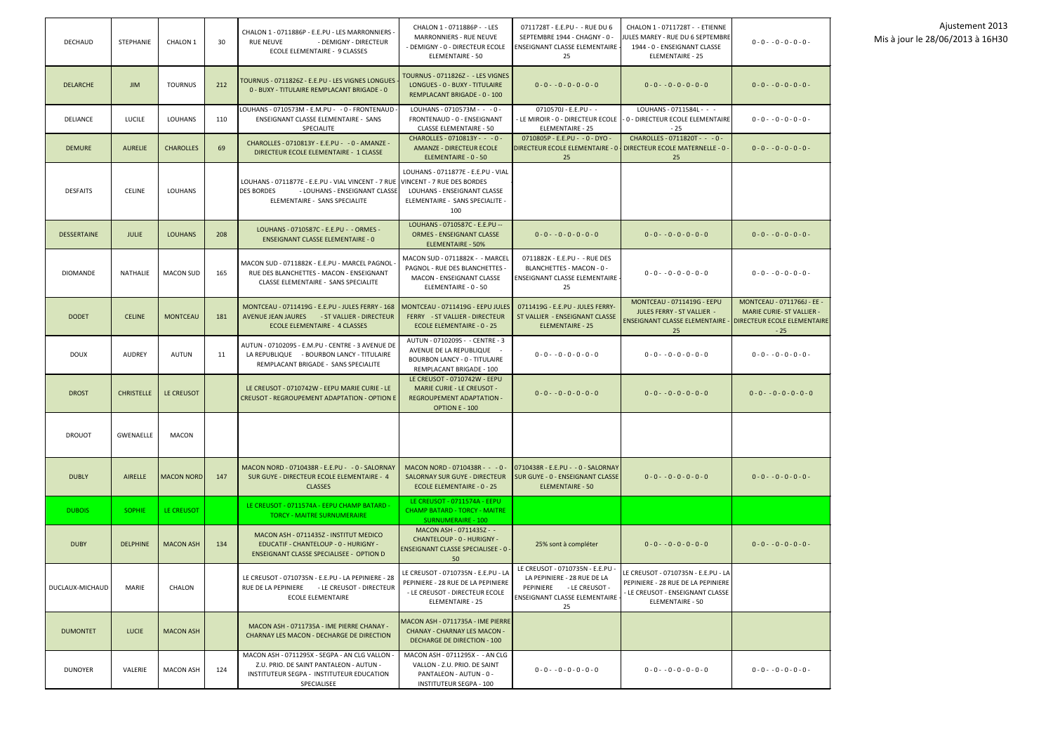Ajustement 2013
Mis à jour le 28/06/2013 à 16H30

| | | | | | | | | |
|---|---|---|---|---|---|---|---|---|
| DECHAUD | STEPHANIE | CHALON 1 | 30 | CHALON 1 - 0711886P - E.E.PU - LES MARRONNIERS - RUE NEUVE - DEMIGNY - DIRECTEUR ECOLE ELEMENTAIRE - 9 CLASSES | CHALON 1 - 0711886P - - LES MARRONNIERS - RUE NEUVE - DEMIGNY - 0 - DIRECTEUR ECOLE ELEMENTAIRE - 50 | 0711728T - E.E.PU - - RUE DU 6 SEPTEMBRE 1944 - CHAGNY - 0 - ENSEIGNANT CLASSE ELEMENTAIRE - 25 | CHALON 1 - 0711728T - - ETIENNE JULES MAREY - RUE DU 6 SEPTEMBRE 1944 - 0 - ENSEIGNANT CLASSE ELEMENTAIRE - 25 | 0 - 0 - - 0 - 0 - 0 - 0 - |
| DELARCHE | JIM | TOURNUS | 212 | TOURNUS - 0711826Z - E.E.PU - LES VIGNES LONGUES - 0 - BUXY - TITULAIRE REMPLACANT BRIGADE - 0 | TOURNUS - 0711826Z - - LES VIGNES LONGUES - 0 - BUXY - TITULAIRE REMPLACANT BRIGADE - 0 - 100 | 0 - 0 - - 0 - 0 - 0 - 0 - 0 | 0 - 0 - - 0 - 0 - 0 - 0 - 0 | 0 - 0 - - 0 - 0 - 0 - 0 - |
| DELIANCE | LUCILE | LOUHANS | 110 | LOUHANS - 0710573M - E.M.PU - - 0 - FRONTENAUD - ENSEIGNANT CLASSE ELEMENTAIRE - SANS SPECIALITE | LOUHANS - 0710573M - - - 0 - FRONTENAUD - 0 - ENSEIGNANT CLASSE ELEMENTAIRE - 50 | 0710570J - E.E.PU - - - LE MIROIR - 0 - DIRECTEUR ECOLE ELEMENTAIRE - 25 | LOUHANS - 0711584L - - - - 0 - DIRECTEUR ECOLE ELEMENTAIRE - 25 | 0 - 0 - - 0 - 0 - 0 - 0 - |
| DEMURE | AURELIE | CHAROLLES | 69 | CHAROLLES - 0710813Y - E.E.PU - - 0 - AMANZE - DIRECTEUR ECOLE ELEMENTAIRE - 1 CLASSE | CHAROLLES - 0710813Y - - - 0 - AMANZE - DIRECTEUR ECOLE ELEMENTAIRE - 0 - 50 | 0710805P - E.E.PU - - 0 - DYO - DIRECTEUR ECOLE ELEMENTAIRE - 0 - 25 | CHAROLLES - 0711820T - - - 0 - DIRECTEUR ECOLE MATERNELLE - 0 - 25 | 0 - 0 - - 0 - 0 - 0 - 0 - |
| DESFAITS | CELINE | LOUHANS | | LOUHANS - 0711877E - E.E.PU - VIAL VINCENT - 7 RUE DES BORDES - LOUHANS - ENSEIGNANT CLASSE ELEMENTAIRE - SANS SPECIALITE | LOUHANS - 0711877E - E.E.PU - VIAL VINCENT - 7 RUE DES BORDES LOUHANS - ENSEIGNANT CLASSE ELEMENTAIRE - SANS SPECIALITE - 100 | | | |
| DESSERTAINE | JULIE | LOUHANS | 208 | LOUHANS - 0710587C - E.E.PU - - ORMES - ENSEIGNANT CLASSE ELEMENTAIRE - 0 | LOUHANS - 0710587C - E.E.PU -- ORMES - ENSEIGNANT CLASSE ELEMENTAIRE - 50% | 0 - 0 - - 0 - 0 - 0 - 0 - 0 | 0 - 0 - - 0 - 0 - 0 - 0 - 0 | 0 - 0 - - 0 - 0 - 0 - 0 - |
| DIOMANDE | NATHALIE | MACON SUD | 165 | MACON SUD - 0711882K - E.E.PU - MARCEL PAGNOL - RUE DES BLANCHETTES - MACON - ENSEIGNANT CLASSE ELEMENTAIRE - SANS SPECIALITE | MACON SUD - 0711882K - - MARCEL PAGNOL - RUE DES BLANCHETTES - MACON - ENSEIGNANT CLASSE ELEMENTAIRE - 0 - 50 | 0711882K - E.E.PU - - RUE DES BLANCHETTES - MACON - 0 - ENSEIGNANT CLASSE ELEMENTAIRE - 25 | 0 - 0 - - 0 - 0 - 0 - 0 - 0 | 0 - 0 - - 0 - 0 - 0 - 0 - |
| DODET | CELINE | MONTCEAU | 181 | MONTCEAU - 0711419G - E.E.PU - JULES FERRY - 168 AVENUE JEAN JAURES - ST VALLIER - DIRECTEUR ECOLE ELEMENTAIRE - 4 CLASSES | MONTCEAU - 0711419G - EEPU JULES FERRY - ST VALLIER - DIRECTEUR ECOLE ELEMENTAIRE - 0 - 25 | 0711419G - E.E.PU - JULES FERRY- ST VALLIER - ENSEIGNANT CLASSE ELEMENTAIRE - 25 | MONTCEAU - 0711419G - EEPU JULES FERRY - ST VALLIER - ENSEIGNANT CLASSE ELEMENTAIRE - 25 | MONTCEAU - 0711766J - EE - MARIE CURIE- ST VALLIER - DIRECTEUR ECOLE ELEMENTAIRE - 25 |
| DOUX | AUDREY | AUTUN | 11 | AUTUN - 0710209S - E.M.PU - CENTRE - 3 AVENUE DE LA REPUBLIQUE - BOURBON LANCY - TITULAIRE REMPLACANT BRIGADE - SANS SPECIALITE | AUTUN - 0710209S - - CENTRE - 3 AVENUE DE LA REPUBLIQUE - BOURBON LANCY - 0 - TITULAIRE REMPLACANT BRIGADE - 100 | 0 - 0 - - 0 - 0 - 0 - 0 - 0 | 0 - 0 - - 0 - 0 - 0 - 0 - 0 | 0 - 0 - - 0 - 0 - 0 - 0 - |
| DROST | CHRISTELLE | LE CREUSOT | | LE CREUSOT - 0710742W - EEPU MARIE CURIE - LE CREUSOT - REGROUPEMENT ADAPTATION - OPTION E | LE CREUSOT - 0710742W - EEPU MARIE CURIE - LE CREUSOT - REGROUPEMENT ADAPTATION - OPTION E - 100 | 0 - 0 - - 0 - 0 - 0 - 0 - 0 | 0 - 0 - - 0 - 0 - 0 - 0 - 0 | 0 - 0 - - 0 - 0 - 0 - 0 - 0 |
| DROUOT | GWENAELLE | MACON | | | | | | |
| DUBLY | AIRELLE | MACON NORD | 147 | MACON NORD - 0710438R - E.E.PU - - 0 - SALORNAY SUR GUYE - DIRECTEUR ECOLE ELEMENTAIRE - 4 CLASSES | MACON NORD - 0710438R - - - 0 - SALORNAY SUR GUYE - DIRECTEUR ECOLE ELEMENTAIRE - 0 - 25 | 0710438R - E.E.PU - - 0 - SALORNAY SUR GUYE - 0 - ENSEIGNANT CLASSE ELEMENTAIRE - 50 | 0 - 0 - - 0 - 0 - 0 - 0 - 0 | 0 - 0 - - 0 - 0 - 0 - 0 - |
| DUBOIS | SOPHIE | LE CREUSOT | | LE CREUSOT - 0711574A - EEPU CHAMP BATARD - TORCY - MAITRE SURNUMERAIRE | LE CREUSOT - 0711574A - EEPU CHAMP BATARD - TORCY - MAITRE SURNUMERAIRE - 100 | | | |
| DUBY | DELPHINE | MACON ASH | 134 | MACON ASH - 0711435Z - INSTITUT MEDICO EDUCATIF - CHANTELOUP - 0 - HURIGNY - ENSEIGNANT CLASSE SPECIALISEE - OPTION D | MACON ASH - 0711435Z - - CHANTELOUP - 0 - HURIGNY - ENSEIGNANT CLASSE SPECIALISEE - 0 - 50 | 25% sont à compléter | 0 - 0 - - 0 - 0 - 0 - 0 - 0 | 0 - 0 - - 0 - 0 - 0 - 0 - |
| DUCLAUX-MICHAUD | MARIE | CHALON | | LE CREUSOT - 0710735N - E.E.PU - LA PEPINIERE - 28 RUE DE LA PEPINIERE - LE CREUSOT - DIRECTEUR ECOLE ELEMENTAIRE | LE CREUSOT - 0710735N - E.E.PU - LA PEPINIERE - 28 RUE DE LA PEPINIERE - LE CREUSOT - DIRECTEUR ECOLE ELEMENTAIRE - 25 | LE CREUSOT - 0710735N - E.E.PU - LA PEPINIERE - 28 RUE DE LA PEPINIERE - LE CREUSOT - ENSEIGNANT CLASSE ELEMENTAIRE - 25 | LE CREUSOT - 0710735N - E.E.PU - LA PEPINIERE - 28 RUE DE LA PEPINIERE - LE CREUSOT - ENSEIGNANT CLASSE ELEMENTAIRE - 50 | |
| DUMONTET | LUCIE | MACON ASH | | MACON ASH - 0711735A - IME PIERRE CHANAY - CHARNAY LES MACON - DECHARGE DE DIRECTION | MACON ASH - 0711735A - IME PIERRE CHANAY - CHARNAY LES MACON - DECHARGE DE DIRECTION - 100 | | | |
| DUNOYER | VALERIE | MACON ASH | 124 | MACON ASH - 0711295X - SEGPA - AN CLG VALLON - Z.U. PRIO. DE SAINT PANTALEON - AUTUN - INSTITUTEUR SEGPA - INSTITUTEUR EDUCATION SPECIALISEE | MACON ASH - 0711295X - - AN CLG VALLON - Z.U. PRIO. DE SAINT PANTALEON - AUTUN - 0 - INSTITUTEUR SEGPA - 100 | 0 - 0 - - 0 - 0 - 0 - 0 - 0 | 0 - 0 - - 0 - 0 - 0 - 0 - 0 | 0 - 0 - - 0 - 0 - 0 - 0 - |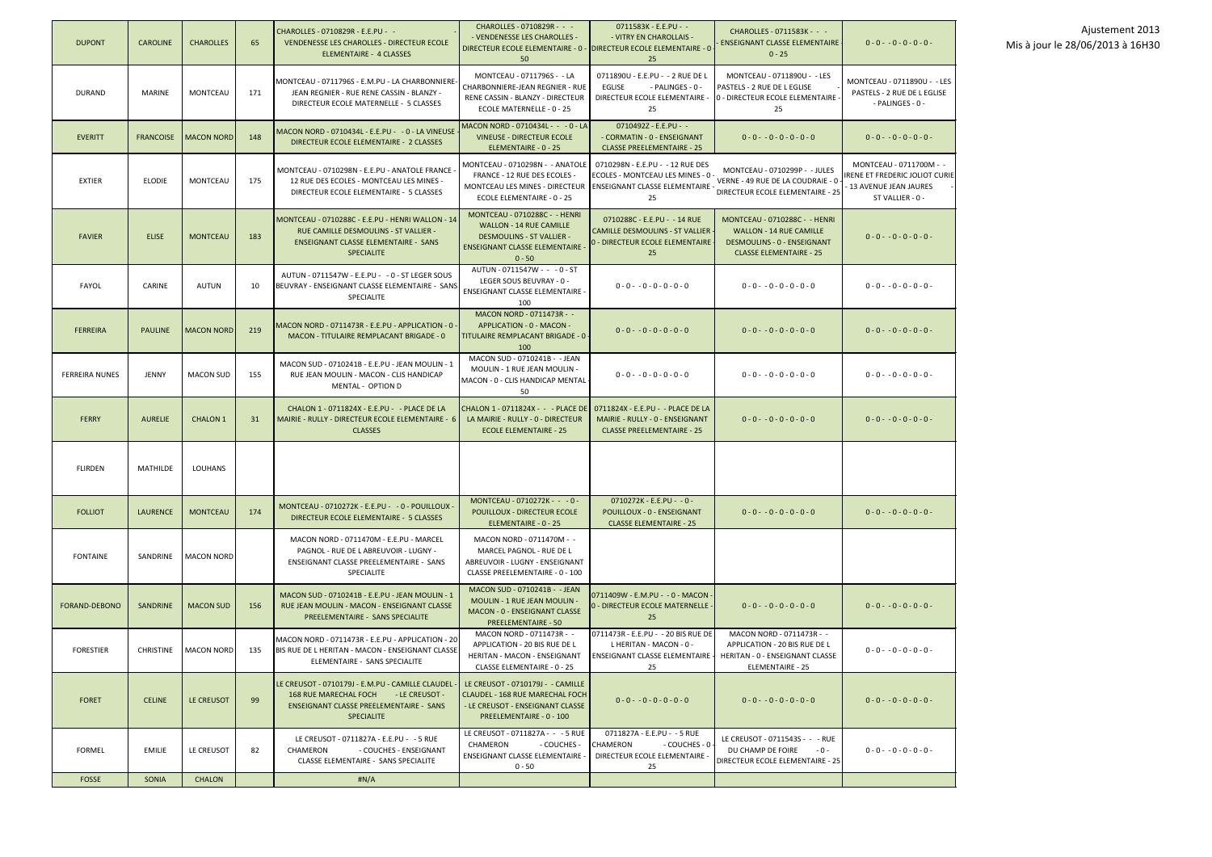Ajustement 2013
Mis à jour le 28/06/2013 à 16H30

| | | | | | | | | |
|---|---|---|---|---|---|---|---|---|
| DUPONT | CAROLINE | CHAROLLES | 65 | CHAROLLES - 0710829R - E.E.PU - - VENDENESSE LES CHAROLLES - DIRECTEUR ECOLE ELEMENTAIRE - 4 CLASSES | CHAROLLES - 0710829R - - - - VENDENESSE LES CHAROLLES - DIRECTEUR ECOLE ELEMENTAIRE - 0 - 50 | 0711583K - E.E.PU - - - VITRY EN CHAROLLAIS - DIRECTEUR ECOLE ELEMENTAIRE - 0 - 25 | CHAROLLES - 0711583K - - - - ENSEIGNANT CLASSE ELEMENTAIRE - 0 - 25 | 0 - 0 - - 0 - 0 - 0 - 0 - |
| DURAND | MARINE | MONTCEAU | 171 | MONTCEAU - 0711796S - E.M.PU - LA CHARBONNIERE-JEAN REGNIER - RUE RENE CASSIN - BLANZY - DIRECTEUR ECOLE MATERNELLE - 5 CLASSES | MONTCEAU - 0711796S - - LA CHARBONNIERE-JEAN REGNIER - RUE RENE CASSIN - BLANZY - DIRECTEUR ECOLE MATERNELLE - 0 - 25 | 0711890U - E.E.PU - - 2 RUE DE L EGLISE - PALINGES - 0 - DIRECTEUR ECOLE ELEMENTAIRE - 25 | MONTCEAU - 0711890U - - LES PASTELS - 2 RUE DE L EGLISE - 0 - DIRECTEUR ECOLE ELEMENTAIRE - 25 | MONTCEAU - 0711890U - - LES PASTELS - 2 RUE DE L EGLISE - PALINGES - 0 - |
| EVERITT | FRANCOISE | MACON NORD | 148 | MACON NORD - 0710434L - E.E.PU - - 0 - LA VINEUSE - DIRECTEUR ECOLE ELEMENTAIRE - 2 CLASSES | MACON NORD - 0710434L - - - 0 - LA VINEUSE - DIRECTEUR ECOLE ELEMENTAIRE - 0 - 25 | 0710492Z - E.E.PU - - - CORMATIN - 0 - ENSEIGNANT CLASSE PREELEMENTAIRE - 25 | 0 - 0 - - 0 - 0 - 0 - 0 - 0 | 0 - 0 - - 0 - 0 - 0 - 0 - |
| EXTIER | ELODIE | MONTCEAU | 175 | MONTCEAU - 0710298N - E.E.PU - ANATOLE FRANCE - 12 RUE DES ECOLES - MONTCEAU LES MINES - DIRECTEUR ECOLE ELEMENTAIRE - 5 CLASSES | MONTCEAU - 0710298N - - ANATOLE FRANCE - 12 RUE DES ECOLES - MONTCEAU LES MINES - DIRECTEUR ECOLE ELEMENTAIRE - 0 - 25 | 0710298N - E.E.PU - - 12 RUE DES ECOLES - MONTCEAU LES MINES - 0 - ENSEIGNANT CLASSE ELEMENTAIRE - 25 | MONTCEAU - 0710299P - - JULES VERNE - 49 RUE DE LA COUDRAIE - 0 - DIRECTEUR ECOLE ELEMENTAIRE - 25 | MONTCEAU - 0711700M - - IRENE ET FREDERIC JOLIOT CURIE - 13 AVENUE JEAN JAURES - ST VALLIER - 0 - |
| FAVIER | ELISE | MONTCEAU | 183 | MONTCEAU - 0710288C - E.E.PU - HENRI WALLON - 14 RUE CAMILLE DESMOULINS - ST VALLIER - ENSEIGNANT CLASSE ELEMENTAIRE - SANS SPECIALITE | MONTCEAU - 0710288C - - HENRI WALLON - 14 RUE CAMILLE DESMOULINS - ST VALLIER - ENSEIGNANT CLASSE ELEMENTAIRE - 0 - 50 | 0710288C - E.E.PU - - 14 RUE CAMILLE DESMOULINS - ST VALLIER - 0 - DIRECTEUR ECOLE ELEMENTAIRE - 25 | MONTCEAU - 0710288C - - HENRI WALLON - 14 RUE CAMILLE DESMOULINS - 0 - ENSEIGNANT CLASSE ELEMENTAIRE - 25 | 0 - 0 - - 0 - 0 - 0 - 0 - |
| FAYOL | CARINE | AUTUN | 10 | AUTUN - 0711547W - E.E.PU - - 0 - ST LEGER SOUS BEUVRAY - ENSEIGNANT CLASSE ELEMENTAIRE - SANS SPECIALITE | AUTUN - 0711547W - - - 0 - ST LEGER SOUS BEUVRAY - 0 - ENSEIGNANT CLASSE ELEMENTAIRE - 100 | 0 - 0 - - 0 - 0 - 0 - 0 - 0 | 0 - 0 - - 0 - 0 - 0 - 0 - 0 | 0 - 0 - - 0 - 0 - 0 - 0 - |
| FERREIRA | PAULINE | MACON NORD | 219 | MACON NORD - 0711473R - E.E.PU - APPLICATION - 0 - MACON - TITULAIRE REMPLACANT BRIGADE - 0 | MACON NORD - 0711473R - - APPLICATION - 0 - MACON - TITULAIRE REMPLACANT BRIGADE - 0 - 100 | 0 - 0 - - 0 - 0 - 0 - 0 - 0 | 0 - 0 - - 0 - 0 - 0 - 0 - 0 | 0 - 0 - - 0 - 0 - 0 - 0 - |
| FERREIRA NUNES | JENNY | MACON SUD | 155 | MACON SUD - 0710241B - E.E.PU - JEAN MOULIN - 1 RUE JEAN MOULIN - MACON - CLIS HANDICAP MENTAL - OPTION D | MACON SUD - 0710241B - - JEAN MOULIN - 1 RUE JEAN MOULIN - MACON - 0 - CLIS HANDICAP MENTAL - 50 | 0 - 0 - - 0 - 0 - 0 - 0 - 0 | 0 - 0 - - 0 - 0 - 0 - 0 - 0 | 0 - 0 - - 0 - 0 - 0 - 0 - |
| FERRY | AURELIE | CHALON 1 | 31 | CHALON 1 - 0711824X - E.E.PU - - PLACE DE LA MAIRIE - RULLY - DIRECTEUR ECOLE ELEMENTAIRE - 6 CLASSES | CHALON 1 - 0711824X - - - PLACE DE LA MAIRIE - RULLY - 0 - DIRECTEUR ECOLE ELEMENTAIRE - 25 | 0711824X - E.E.PU - - PLACE DE LA MAIRIE - RULLY - 0 - ENSEIGNANT CLASSE PREELEMENTAIRE - 25 | 0 - 0 - - 0 - 0 - 0 - 0 - 0 | 0 - 0 - - 0 - 0 - 0 - 0 - |
| FLIRDEN | MATHILDE | LOUHANS | | | | | | |
| FOLLIOT | LAURENCE | MONTCEAU | 174 | MONTCEAU - 0710272K - E.E.PU - - 0 - POUILLOUX - DIRECTEUR ECOLE ELEMENTAIRE - 5 CLASSES | MONTCEAU - 0710272K - - - 0 - POUILLOUX - DIRECTEUR ECOLE ELEMENTAIRE - 0 - 25 | 0710272K - E.E.PU - - 0 - POUILLOUX - 0 - ENSEIGNANT CLASSE ELEMENTAIRE - 25 | 0 - 0 - - 0 - 0 - 0 - 0 - 0 | 0 - 0 - - 0 - 0 - 0 - 0 - |
| FONTAINE | SANDRINE | MACON NORD | | MACON NORD - 0711470M - E.E.PU - MARCEL PAGNOL - RUE DE L ABREUVOIR - LUGNY - ENSEIGNANT CLASSE PREELEMENTAIRE - SANS SPECIALITE | MACON NORD - 0711470M - - MARCEL PAGNOL - RUE DE L ABREUVOIR - LUGNY - ENSEIGNANT CLASSE PREELEMENTAIRE - 0 - 100 | | | |
| FORAND-DEBONO | SANDRINE | MACON SUD | 156 | MACON SUD - 0710241B - E.E.PU - JEAN MOULIN - 1 RUE JEAN MOULIN - MACON - ENSEIGNANT CLASSE PREELEMENTAIRE - SANS SPECIALITE | MACON SUD - 0710241B - - JEAN MOULIN - 1 RUE JEAN MOULIN - MACON - 0 - ENSEIGNANT CLASSE PREELEMENTAIRE - 50 | 0711409W - E.M.PU - - 0 - MACON - 0 - DIRECTEUR ECOLE MATERNELLE - 25 | 0 - 0 - - 0 - 0 - 0 - 0 - 0 | 0 - 0 - - 0 - 0 - 0 - 0 - |
| FORESTIER | CHRISTINE | MACON NORD | 135 | MACON NORD - 0711473R - E.E.PU - APPLICATION - 20 BIS RUE DE L HERITAN - MACON - ENSEIGNANT CLASSE ELEMENTAIRE - SANS SPECIALITE | MACON NORD - 0711473R - - APPLICATION - 20 BIS RUE DE L HERITAN - MACON - ENSEIGNANT CLASSE ELEMENTAIRE - 0 - 25 | 0711473R - E.E.PU - - 20 BIS RUE DE L HERITAN - MACON - 0 - ENSEIGNANT CLASSE ELEMENTAIRE - 25 | MACON NORD - 0711473R - - APPLICATION - 20 BIS RUE DE L HERITAN - 0 - ENSEIGNANT CLASSE ELEMENTAIRE - 25 | 0 - 0 - - 0 - 0 - 0 - 0 - |
| FORET | CELINE | LE CREUSOT | 99 | LE CREUSOT - 0710179J - E.M.PU - CAMILLE CLAUDEL - 168 RUE MARECHAL FOCH - LE CREUSOT - ENSEIGNANT CLASSE PREELEMENTAIRE - SANS SPECIALITE | LE CREUSOT - 0710179J - - CAMILLE CLAUDEL - 168 RUE MARECHAL FOCH - LE CREUSOT - ENSEIGNANT CLASSE PREELEMENTAIRE - 0 - 100 | 0 - 0 - - 0 - 0 - 0 - 0 - 0 | 0 - 0 - - 0 - 0 - 0 - 0 - 0 | 0 - 0 - - 0 - 0 - 0 - 0 - |
| FORMEL | EMILIE | LE CREUSOT | 82 | LE CREUSOT - 0711827A - E.E.PU - - 5 RUE CHAMERON - COUCHES - ENSEIGNANT CLASSE ELEMENTAIRE - SANS SPECIALITE | LE CREUSOT - 0711827A - - - 5 RUE CHAMERON - COUCHES - ENSEIGNANT CLASSE ELEMENTAIRE - 0 - 50 | 0711827A - E.E.PU - - 5 RUE CHAMERON - COUCHES - 0 - DIRECTEUR ECOLE ELEMENTAIRE - 25 | LE CREUSOT - 0711543S - - - RUE DU CHAMP DE FOIRE - 0 - DIRECTEUR ECOLE ELEMENTAIRE - 25 | 0 - 0 - - 0 - 0 - 0 - 0 - |
| FOSSE | SONIA | CHALON | | #N/A | | | | |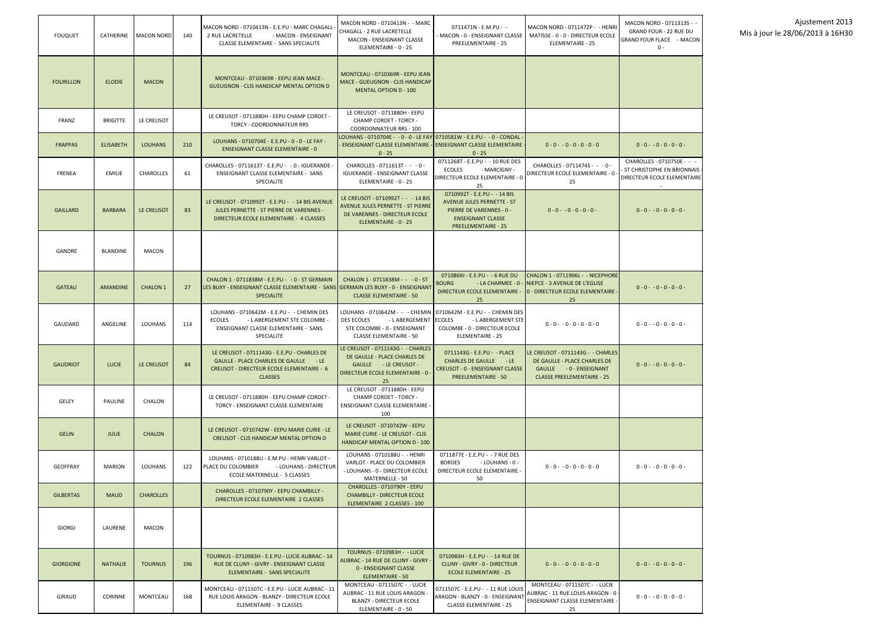Ajustement 2013
Mis à jour le 28/06/2013 à 16H30

| | | | | | | | | |
|---|---|---|---|---|---|---|---|---|
| FOUQUET | CATHERINE | MACON NORD | 140 | MACON NORD - 0710413N - E.E.PU - MARC CHAGALL - 2 RUE LACRETELLE - MACON - ENSEIGNANT CLASSE ELEMENTAIRE - SANS SPECIALITE | MACON NORD - 0710413N - - MARC CHAGALL - 2 RUE LACRETELLE MACON - ENSEIGNANT CLASSE ELEMENTAIRE - 0 - 25 | 0711471N - E.M.PU - - MACON - 0 - ENSEIGNANT CLASSE PREELEMENTAIRE - 25 | MACON NORD - 0711472P - - HENRI MATISSE - 0 - 0 - DIRECTEUR ECOLE ELEMENTAIRE - 25 | MACON NORD - 0711313S - - GRAND FOUR - 22 RUE DU GRAND FOUR FLACE - MACON - 0 - |
| FOURILLON | ELODIE | MACON | | MONTCEAU - 0710369R - EEPU JEAN MACE - GUEUGNON - CLIS HANDICAP MENTAL OPTION D | MONTCEAU - 0710369R - EEPU JEAN MACE - GUEUGNON - CLIS HANDICAP MENTAL OPTION D - 100 | | | |
| FRANZ | BRIGITTE | LE CREUSOT | | LE CREUSOT - 0711880H - EEPU CHAMP CORDET - TORCY - COORDONNATEUR RRS | LE CREUSOT - 0711880H - EEPU CHAMP CORDET - TORCY - COORDONNATEUR RRS - 100 | | | |
| FRAPPAS | ELISABETH | LOUHANS | 210 | LOUHANS - 0710704E - E.E.PU - 0 - 0 - LE FAY - ENSEIGNANT CLASSE ELEMENTAIRE - 0 | LOUHANS - 0710704E - - 0 - 0 - LE FAY - ENSEIGNANT CLASSE ELEMENTAIRE - 0 - 25 | 0710581W - E.E.PU - - 0 - CONDAL - ENSEIGNANT CLASSE ELEMENTAIRE - 0 - 25 | 0 - 0 - - 0 - 0 - 0 - 0 - 0 | 0 - 0 - - 0 - 0 - 0 - 0 - |
| FRENEA | EMILIE | CHAROLLES | 61 | CHAROLLES - 0711613T - E.E.PU - - 0 - IGUERANDE - ENSEIGNANT CLASSE ELEMENTAIRE - SANS SPECIALITE | CHAROLLES - 0711613T - - - 0 - IGUERANDE - ENSEIGNANT CLASSE ELEMENTAIRE - 0 - 25 | 0711268T - E.E.PU - - 10 RUE DES ECOLES - MARCIGNY - DIRECTEUR ECOLE ELEMENTAIRE - 0 - 25 | CHAROLLES - 0711474S - - - 0 - DIRECTEUR ECOLE ELEMENTAIRE - 0 - 25 | CHAROLLES - 0710750E - - - ST CHRISTOPHE EN BRIONNAIS - DIRECTEUR ECOLE ELEMENTAIRE - |
| GAILLARD | BARBARA | LE CREUSOT | 83 | LE CREUSOT - 0710992T - E.E.PU - - 14 BIS AVENUE JULES PERNETTE - ST PIERRE DE VARENNES - DIRECTEUR ECOLE ELEMENTAIRE - 4 CLASSES | LE CREUSOT - 0710992T - - - 14 BIS AVENUE JULES PERNETTE - ST PIERRE DE VARENNES - DIRECTEUR ECOLE ELEMENTAIRE - 0 - 25 | 0710992T - E.E.PU - - 14 BIS AVENUE JULES PERNETTE - ST PIERRE DE VARENNES - 0 - ENSEIGNANT CLASSE PREELEMENTAIRE - 25 | 0 - 0 - - 0 - 0 - 0 - 0 - | 0 - 0 - - 0 - 0 - 0 - 0 - |
| GANDRE | BLANDINE | MACON | | | | | | |
| GATEAU | AMANDINE | CHALON 1 | 27 | CHALON 1 - 0711838M - E.E.PU - - 0 - ST GERMAIN LES BUXY - ENSEIGNANT CLASSE ELEMENTAIRE - SANS SPECIALITE | CHALON 1 - 0711838M - - - 0 - ST GERMAIN LES BUXY - 0 - ENSEIGNANT CLASSE ELEMENTAIRE - 50 | 0710869J - E.E.PU - - 6 RUE DU BOURG - LA CHARMEE - 0 - DIRECTEUR ECOLE ELEMENTAIRE - 25 | CHALON 1 - 0711906L - - NICEPHORE NIEPCE - 3 AVENUE DE L'EGLISE - 0 - DIRECTEUR ECOLE ELEMENTAIRE - 25 | 0 - 0 - - 0 - 0 - 0 - 0 - |
| GAUDARD | ANGELINE | LOUHANS | 114 | LOUHANS - 0710642M - E.E.PU - - CHEMIN DES ECOLES - L ABERGEMENT STE COLOMBE - ENSEIGNANT CLASSE ELEMENTAIRE - SANS SPECIALITE | LOUHANS - 0710642M - - - CHEMIN DES ECOLES - L ABERGEMENT STE COLOMBE - 0 - ENSEIGNANT CLASSE ELEMENTAIRE - 50 | 0710642M - E.E.PU - - CHEMIN DES ECOLES - L ABERGEMENT STE COLOMBE - 0 - DIRECTEUR ECOLE ELEMENTAIRE - 25 | 0 - 0 - - 0 - 0 - 0 - 0 - 0 | 0 - 0 - - 0 - 0 - 0 - 0 - |
| GAUDRIOT | LUCIE | LE CREUSOT | 84 | LE CREUSOT - 0711143G - E.E.PU - CHARLES DE GAULLE - PLACE CHARLES DE GAULLE - LE CREUSOT - DIRECTEUR ECOLE ELEMENTAIRE - 6 CLASSES | LE CREUSOT - 0711143G - - CHARLES DE GAULLE - PLACE CHARLES DE GAULLE - LE CREUSOT - DIRECTEUR ECOLE ELEMENTAIRE - 0 - 25 | 0711143G - E.E.PU - - PLACE CHARLES DE GAULLE - LE CREUSOT - 0 - ENSEIGNANT CLASSE PREELEMENTAIRE - 50 | LE CREUSOT - 0711143G - - CHARLES DE GAULLE - PLACE CHARLES DE GAULLE - 0 - ENSEIGNANT CLASSE PREELEMENTAIRE - 25 | 0 - 0 - - 0 - 0 - 0 - 0 - |
| GELEY | PAULINE | CHALON | | LE CREUSOT - 0711880H - EEPU CHAMP CORDET - TORCY - ENSEIGNANT CLASSE ELEMENTAIRE | LE CREUSOT - 0711880H - EEPU CHAMP CORDET - TORCY - ENSEIGNANT CLASSE ELEMENTAIRE - 100 | | | |
| GELIN | JULIE | CHALON | | LE CREUSOT - 0710742W - EEPU MARIE CURIE - LE CREUSOT - CLIS HANDICAP MENTAL OPTION D | LE CREUSOT - 0710742W - EEPU MARIE CURIE - LE CREUSOT - CLIS HANDICAP MENTAL OPTION D - 100 | | | |
| GEOFFRAY | MARION | LOUHANS | 122 | LOUHANS - 0710188U - E.M.PU - HENRI VARLOT - PLACE DU COLOMBIER - LOUHANS - DIRECTEUR ECOLE MATERNELLE - 5 CLASSES | LOUHANS - 0710188U - - HENRI VARLOT - PLACE DU COLOMBIER - LOUHANS - 0 - DIRECTEUR ECOLE MATERNELLE - 50 | 0711877E - E.E.PU - - 7 RUE DES BORDES - LOUHANS - 0 - DIRECTEUR ECOLE ELEMENTAIRE - 50 | 0 - 0 - - 0 - 0 - 0 - 0 - 0 | 0 - 0 - - 0 - 0 - 0 - 0 - |
| GILBERTAS | MAUD | CHAROLLES | | CHAROLLES - 0710790Y - EEPU CHAMBILLY - DIRECTEUR ECOLE ELEMENTAIRE 2 CLASSES | CHAROLLES - 0710790Y - EEPU CHAMBILLY - DIRECTEUR ECOLE ELEMENTAIRE 2 CLASSES - 100 | | | |
| GIORGI | LAURENE | MACON | | | | | | |
| GIORGIONE | NATHALIE | TOURNUS | 196 | TOURNUS - 0710983H - E.E.PU - LUCIE AUBRAC - 14 RUE DE CLUNY - GIVRY - ENSEIGNANT CLASSE ELEMENTAIRE - SANS SPECIALITE | TOURNUS - 0710983H - - LUCIE AUBRAC - 14 RUE DE CLUNY - GIVRY - 0 - ENSEIGNANT CLASSE ELEMENTAIRE - 50 | 0710983H - E.E.PU - - 14 RUE DE CLUNY - GIVRY - 0 - DIRECTEUR ECOLE ELEMENTAIRE - 25 | 0 - 0 - - 0 - 0 - 0 - 0 - 0 | 0 - 0 - - 0 - 0 - 0 - 0 - |
| GIRAUD | CORINNE | MONTCEAU | 168 | MONTCEAU - 0711507C - E.E.PU - LUCIE AUBRAC - 11 RUE LOUIS ARAGON - BLANZY - DIRECTEUR ECOLE ELEMENTAIRE - 9 CLASSES | MONTCEAU - 0711507C - - LUCIE AUBRAC - 11 RUE LOUIS ARAGON - BLANZY - DIRECTEUR ECOLE ELEMENTAIRE - 0 - 50 | 0711507C - E.E.PU - - 11 RUE LOUIS ARAGON - BLANZY - 0 - ENSEIGNANT CLASSE ELEMENTAIRE - 25 | MONTCEAU - 0711507C - - LUCIE AUBRAC - 11 RUE LOUIS ARAGON - 0 - ENSEIGNANT CLASSE ELEMENTAIRE - 25 | 0 - 0 - - 0 - 0 - 0 - 0 - |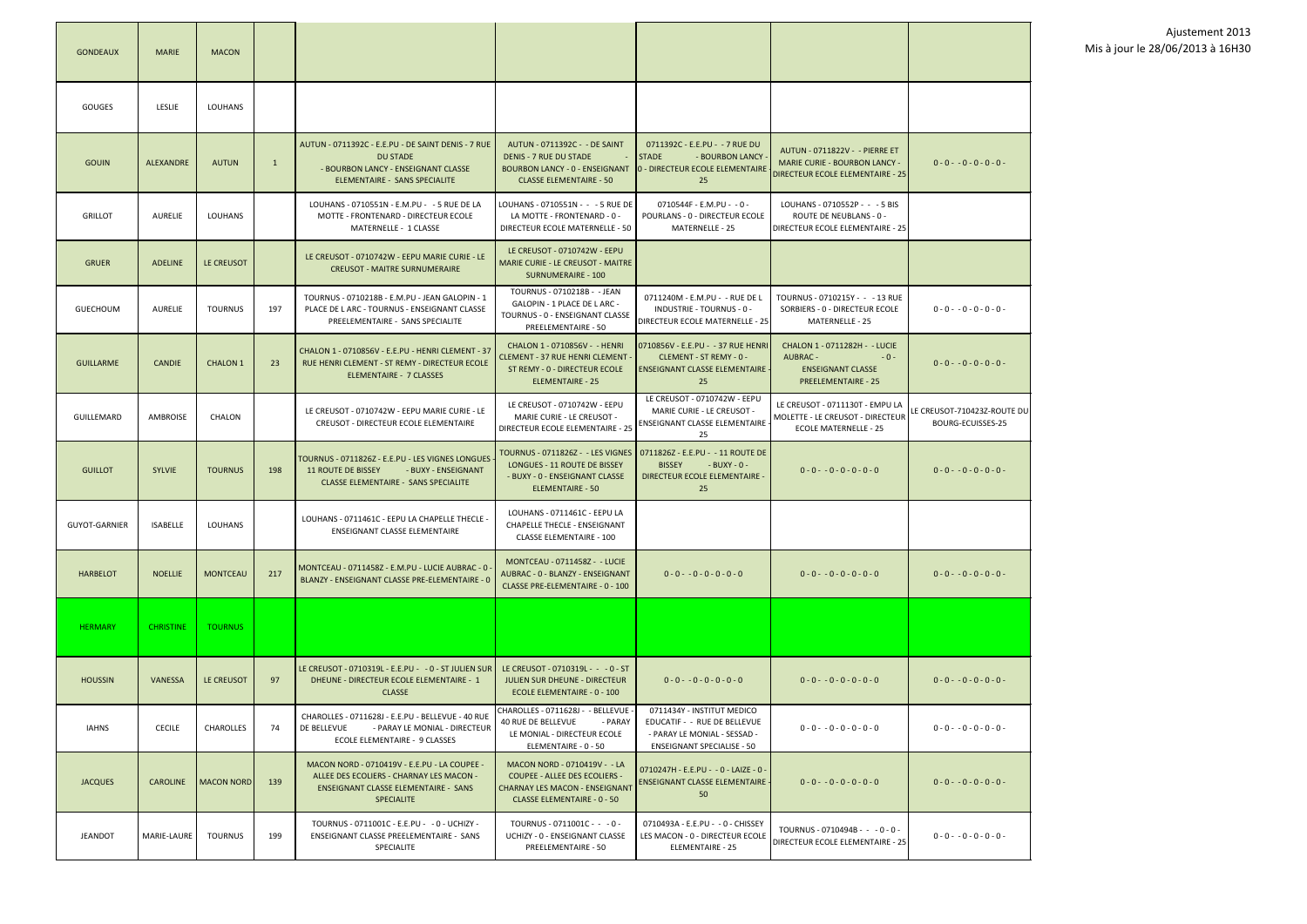Ajustement 2013
Mis à jour le 28/06/2013 à 16H30

| | | | | | | | | |
|---|---|---|---|---|---|---|---|---|
| GONDEAUX | MARIE | MACON | | | | | | |
| GOUGES | LESLIE | LOUHANS | | | | | | |
| GOUIN | ALEXANDRE | AUTUN | 1 | AUTUN - 0711392C - E.E.PU - DE SAINT DENIS - 7 RUE DU STADE - BOURBON LANCY - ENSEIGNANT CLASSE ELEMENTAIRE - SANS SPECIALITE | AUTUN - 0711392C - - DE SAINT DENIS - 7 RUE DU STADE - BOURBON LANCY - 0 - ENSEIGNANT CLASSE ELEMENTAIRE - 50 | 0711392C - E.E.PU - - 7 RUE DU STADE - BOURBON LANCY - 0 - DIRECTEUR ECOLE ELEMENTAIRE - 25 | AUTUN - 0711822V - - PIERRE ET MARIE CURIE - BOURBON LANCY - DIRECTEUR ECOLE ELEMENTAIRE - 25 | 0 - 0 - - 0 - 0 - 0 - 0 - |
| GRILLOT | AURELIE | LOUHANS | | LOUHANS - 0710551N - E.M.PU - - 5 RUE DE LA MOTTE - FRONTENARD - DIRECTEUR ECOLE MATERNELLE - 1 CLASSE | LOUHANS - 0710551N - - 5 RUE DE LA MOTTE - FRONTENARD - 0 - DIRECTEUR ECOLE MATERNELLE - 50 | 0710544F - E.M.PU - - 0 - POURLANS - 0 - DIRECTEUR ECOLE MATERNELLE - 25 | LOUHANS - 0710552P - - - 5 BIS ROUTE DE NEUBLANS - 0 - DIRECTEUR ECOLE ELEMENTAIRE - 25 | |
| GRUER | ADELINE | LE CREUSOT | | LE CREUSOT - 0710742W - EEPU MARIE CURIE - LE CREUSOT - MAITRE SURNUMERAIRE | LE CREUSOT - 0710742W - EEPU MARIE CURIE - LE CREUSOT - MAITRE SURNUMERAIRE - 100 | | | |
| GUECHOUM | AURELIE | TOURNUS | 197 | TOURNUS - 0710218B - E.M.PU - JEAN GALOPIN - 1 PLACE DE L ARC - TOURNUS - ENSEIGNANT CLASSE PREELEMENTAIRE - SANS SPECIALITE | TOURNUS - 0710218B - - JEAN GALOPIN - 1 PLACE DE L ARC - TOURNUS - 0 - ENSEIGNANT CLASSE PREELEMENTAIRE - 50 | 0711240M - E.M.PU - - RUE DE L INDUSTRIE - TOURNUS - 0 - DIRECTEUR ECOLE MATERNELLE - 25 | TOURNUS - 0710215Y - - - 13 RUE SORBIERS - 0 - DIRECTEUR ECOLE MATERNELLE - 25 | 0 - 0 - - 0 - 0 - 0 - 0 - |
| GUILLARME | CANDIE | CHALON 1 | 23 | CHALON 1 - 0710856V - E.E.PU - HENRI CLEMENT - 37 RUE HENRI CLEMENT - ST REMY - DIRECTEUR ECOLE ELEMENTAIRE - 7 CLASSES | CHALON 1 - 0710856V - - HENRI CLEMENT - 37 RUE HENRI CLEMENT - ST REMY - 0 - DIRECTEUR ECOLE ELEMENTAIRE - 25 | 0710856V - E.E.PU - - 37 RUE HENRI CLEMENT - ST REMY - 0 - ENSEIGNANT CLASSE ELEMENTAIRE - 25 | CHALON 1 - 0711282H - - LUCIE AUBRAC - - 0 - ENSEIGNANT CLASSE PREELEMENTAIRE - 25 | 0 - 0 - - 0 - 0 - 0 - 0 - |
| GUILLEMARD | AMBROISE | CHALON | | LE CREUSOT - 0710742W - EEPU MARIE CURIE - LE CREUSOT - DIRECTEUR ECOLE ELEMENTAIRE | LE CREUSOT - 0710742W - EEPU MARIE CURIE - LE CREUSOT - DIRECTEUR ECOLE ELEMENTAIRE - 25 | LE CREUSOT - 0710742W - EEPU MARIE CURIE - LE CREUSOT - ENSEIGNANT CLASSE ELEMENTAIRE - 25 | LE CREUSOT - 0711130T - EMPU LA MOLETTE - LE CREUSOT - DIRECTEUR ECOLE MATERNELLE - 25 | LE CREUSOT-710423Z-ROUTE DU BOURG-ECUISSES-25 |
| GUILLOT | SYLVIE | TOURNUS | 198 | TOURNUS - 0711826Z - E.E.PU - LES VIGNES LONGUES - 11 ROUTE DE BISSEY - BUXY - ENSEIGNANT CLASSE ELEMENTAIRE - SANS SPECIALITE | TOURNUS - 0711826Z - - LES VIGNES LONGUES - 11 ROUTE DE BISSEY - BUXY - 0 - ENSEIGNANT CLASSE ELEMENTAIRE - 50 | 0711826Z - E.E.PU - - 11 ROUTE DE BISSEY - BUXY - 0 - DIRECTEUR ECOLE ELEMENTAIRE - 25 | 0 - 0 - - 0 - 0 - 0 - 0 | 0 - 0 - - 0 - 0 - 0 - 0 - |
| GUYOT-GARNIER | ISABELLE | LOUHANS | | LOUHANS - 0711461C - EEPU LA CHAPELLE THECLE - ENSEIGNANT CLASSE ELEMENTAIRE | LOUHANS - 0711461C - EEPU LA CHAPELLE THECLE - ENSEIGNANT CLASSE ELEMENTAIRE - 100 | | | |
| HARBELOT | NOELLIE | MONTCEAU | 217 | MONTCEAU - 0711458Z - E.M.PU - LUCIE AUBRAC - 0 - BLANZY - ENSEIGNANT CLASSE PRE-ELEMENTAIRE - 0 | MONTCEAU - 0711458Z - - LUCIE AUBRAC - 0 - BLANZY - ENSEIGNANT CLASSE PRE-ELEMENTAIRE - 0 - 100 | 0 - 0 - - 0 - 0 - 0 - 0 | 0 - 0 - - 0 - 0 - 0 - 0 | 0 - 0 - - 0 - 0 - 0 - 0 - |
| HERMARY | CHRISTINE | TOURNUS | | | | | | |
| HOUSSIN | VANESSA | LE CREUSOT | 97 | LE CREUSOT - 0710319L - E.E.PU - - 0 - ST JULIEN SUR DHEUNE - DIRECTEUR ECOLE ELEMENTAIRE - 1 CLASSE | LE CREUSOT - 0710319L - - - 0 - ST JULIEN SUR DHEUNE - DIRECTEUR ECOLE ELEMENTAIRE - 0 - 100 | 0 - 0 - - 0 - 0 - 0 - 0 | 0 - 0 - - 0 - 0 - 0 - 0 | 0 - 0 - - 0 - 0 - 0 - 0 - |
| IAHNS | CECILE | CHAROLLES | 74 | CHAROLLES - 0711628J - E.E.PU - BELLEVUE - 40 RUE DE BELLEVUE - PARAY LE MONIAL - DIRECTEUR ECOLE ELEMENTAIRE - 9 CLASSES | CHAROLLES - 0711628J - - BELLEVUE - 40 RUE DE BELLEVUE - PARAY LE MONIAL - DIRECTEUR ECOLE ELEMENTAIRE - 0 - 50 | 0711434Y - INSTITUT MEDICO EDUCATIF - - RUE DE BELLEVUE - PARAY LE MONIAL - SESSAD - ENSEIGNANT SPECIALISE - 50 | 0 - 0 - - 0 - 0 - 0 - 0 | 0 - 0 - - 0 - 0 - 0 - 0 - |
| JACQUES | CAROLINE | MACON NORD | 139 | MACON NORD - 0710419V - E.E.PU - LA COUPEE - ALLEE DES ECOLIERS - CHARNAY LES MACON - ENSEIGNANT CLASSE ELEMENTAIRE - SANS SPECIALITE | MACON NORD - 0710419V - - LA COUPEE - ALLEE DES ECOLIERS - CHARNAY LES MACON - ENSEIGNANT CLASSE ELEMENTAIRE - 0 - 50 | 0710247H - E.E.PU - - 0 - LAIZE - 0 - ENSEIGNANT CLASSE ELEMENTAIRE - 50 | 0 - 0 - - 0 - 0 - 0 - 0 | 0 - 0 - - 0 - 0 - 0 - 0 - |
| JEANDOT | MARIE-LAURE | TOURNUS | 199 | TOURNUS - 0711001C - E.E.PU - - 0 - UCHIZY - ENSEIGNANT CLASSE PREELEMENTAIRE - SANS SPECIALITE | TOURNUS - 0711001C - - - 0 - UCHIZY - 0 - ENSEIGNANT CLASSE PREELEMENTAIRE - 50 | 0710493A - E.E.PU - - 0 - CHISSEY LES MACON - 0 - DIRECTEUR ECOLE ELEMENTAIRE - 25 | TOURNUS - 0710494B - - - 0 - 0 - DIRECTEUR ECOLE ELEMENTAIRE - 25 | 0 - 0 - - 0 - 0 - 0 - 0 - |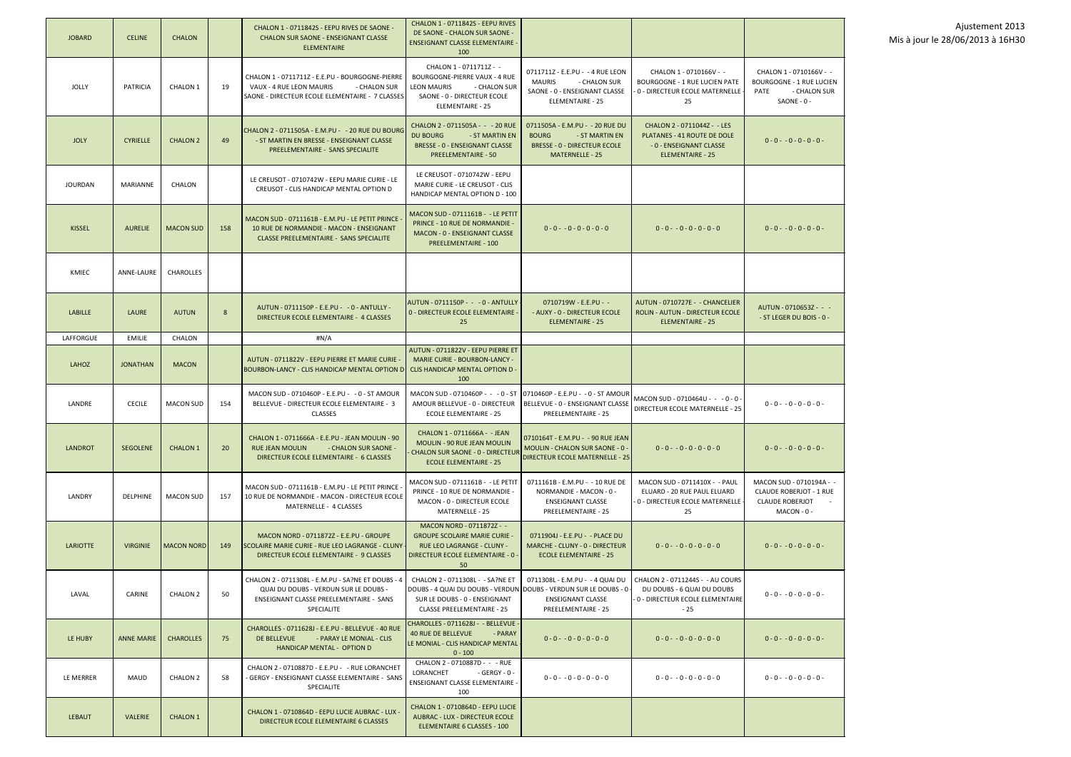Ajustement 2013
Mis à jour le 28/06/2013 à 16H30

| | | | | | | | | |
|---|---|---|---|---|---|---|---|---|
| JOBARD | CELINE | CHALON | | CHALON 1 - 0711842S - EEPU RIVES DE SAONE - CHALON SUR SAONE - ENSEIGNANT CLASSE ELEMENTAIRE | CHALON 1 - 0711842S - EEPU RIVES DE SAONE - CHALON SUR SAONE - ENSEIGNANT CLASSE ELEMENTAIRE - 100 | | | |
| JOLLY | PATRICIA | CHALON 1 | 19 | CHALON 1 - 0711711Z - E.E.PU - BOURGOGNE-PIERRE VAUX - 4 RUE LEON MAURIS - CHALON SUR SAONE - DIRECTEUR ECOLE ELEMENTAIRE - 7 CLASSES | CHALON 1 - 0711711Z - - BOURGOGNE-PIERRE VAUX - 4 RUE LEON MAURIS - CHALON SUR SAONE - 0 - DIRECTEUR ECOLE ELEMENTAIRE - 25 | 0711711Z - E.E.PU - - 4 RUE LEON MAURIS - CHALON SUR SAONE - 0 - ENSEIGNANT CLASSE ELEMENTAIRE - 25 | CHALON 1 - 0710166V - - BOURGOGNE - 1 RUE LUCIEN PATE - 0 - DIRECTEUR ECOLE MATERNELLE - 25 | CHALON 1 - 0710166V - - BOURGOGNE - 1 RUE LUCIEN PATE - CHALON SUR SAONE - 0 - |
| JOLY | CYRIELLE | CHALON 2 | 49 | CHALON 2 - 0711505A - E.M.PU - - 20 RUE DU BOURG - ST MARTIN EN BRESSE - ENSEIGNANT CLASSE PREELEMENTAIRE - SANS SPECIALITE | CHALON 2 - 0711505A - - - 20 RUE DU BOURG - ST MARTIN EN BRESSE - 0 - ENSEIGNANT CLASSE PREELEMENTAIRE - 50 | 0711505A - E.M.PU - - 20 RUE DU BOURG - ST MARTIN EN BRESSE - 0 - DIRECTEUR ECOLE MATERNELLE - 25 | CHALON 2 - 0711044Z - - LES PLATANES - 41 ROUTE DE DOLE - 0 - ENSEIGNANT CLASSE ELEMENTAIRE - 25 | 0 - 0 - - 0 - 0 - 0 - 0 - |
| JOURDAN | MARIANNE | CHALON | | LE CREUSOT - 0710742W - EEPU MARIE CURIE - LE CREUSOT - CLIS HANDICAP MENTAL OPTION D | LE CREUSOT - 0710742W - EEPU MARIE CURIE - LE CREUSOT - CLIS HANDICAP MENTAL OPTION D - 100 | | | |
| KISSEL | AURELIE | MACON SUD | 158 | MACON SUD - 0711161B - E.M.PU - LE PETIT PRINCE - 10 RUE DE NORMANDIE - MACON - ENSEIGNANT CLASSE PREELEMENTAIRE - SANS SPECIALITE | MACON SUD - 0711161B - - LE PETIT PRINCE - 10 RUE DE NORMANDIE - MACON - 0 - ENSEIGNANT CLASSE PREELEMENTAIRE - 100 | 0 - 0 - - 0 - 0 - 0 - 0 - 0 | 0 - 0 - - 0 - 0 - 0 - 0 - 0 | 0 - 0 - - 0 - 0 - 0 - 0 - |
| KMIEC | ANNE-LAURE | CHAROLLES | | | | | | |
| LABILLE | LAURE | AUTUN | 8 | AUTUN - 0711150P - E.E.PU - - 0 - ANTULLY - DIRECTEUR ECOLE ELEMENTAIRE - 4 CLASSES | AUTUN - 0711150P - - - 0 - ANTULLY - 0 - DIRECTEUR ECOLE ELEMENTAIRE - 25 | 0710719W - E.E.PU - - - AUXY - 0 - DIRECTEUR ECOLE ELEMENTAIRE - 25 | AUTUN - 0710727E - - CHANCELIER ROLIN - AUTUN - DIRECTEUR ECOLE ELEMENTAIRE - 25 | AUTUN - 0710653Z - - - - ST LEGER DU BOIS - 0 - |
| LAFFORGUE | EMILIE | CHALON | | #N/A | | | | |
| LAHOZ | JONATHAN | MACON | | AUTUN - 0711822V - EEPU PIERRE ET MARIE CURIE - BOURBON-LANCY - CLIS HANDICAP MENTAL OPTION D | AUTUN - 0711822V - EEPU PIERRE ET MARIE CURIE - BOURBON-LANCY - CLIS HANDICAP MENTAL OPTION D - 100 | | | |
| LANDRE | CECILE | MACON SUD | 154 | MACON SUD - 0710460P - E.E.PU - - 0 - ST AMOUR BELLEVUE - DIRECTEUR ECOLE ELEMENTAIRE - 3 CLASSES | MACON SUD - 0710460P - - - 0 - ST AMOUR BELLEVUE - 0 - DIRECTEUR ECOLE ELEMENTAIRE - 25 | 0710460P - E.E.PU - - 0 - ST AMOUR BELLEVUE - 0 - ENSEIGNANT CLASSE PREELEMENTAIRE - 25 | MACON SUD - 0710464U - - - 0 - 0 - DIRECTEUR ECOLE MATERNELLE - 25 | 0 - 0 - - 0 - 0 - 0 - 0 - |
| LANDROT | SEGOLENE | CHALON 1 | 20 | CHALON 1 - 0711666A - E.E.PU - JEAN MOULIN - 90 RUE JEAN MOULIN - CHALON SUR SAONE - DIRECTEUR ECOLE ELEMENTAIRE - 6 CLASSES | CHALON 1 - 0711666A - - JEAN MOULIN - 90 RUE JEAN MOULIN - CHALON SUR SAONE - 0 - DIRECTEUR ECOLE ELEMENTAIRE - 25 | 0710164T - E.M.PU - - 90 RUE JEAN MOULIN - CHALON SUR SAONE - 0 - DIRECTEUR ECOLE MATERNELLE - 25 | 0 - 0 - - 0 - 0 - 0 - 0 - 0 | 0 - 0 - - 0 - 0 - 0 - 0 - |
| LANDRY | DELPHINE | MACON SUD | 157 | MACON SUD - 0711161B - E.M.PU - LE PETIT PRINCE - 10 RUE DE NORMANDIE - MACON - DIRECTEUR ECOLE MATERNELLE - 4 CLASSES | MACON SUD - 0711161B - - LE PETIT PRINCE - 10 RUE DE NORMANDIE - MACON - 0 - DIRECTEUR ECOLE MATERNELLE - 25 | 0711161B - E.M.PU - - 10 RUE DE NORMANDIE - MACON - 0 - ENSEIGNANT CLASSE PREELEMENTAIRE - 25 | MACON SUD - 0711410X - - PAUL ELUARD - 20 RUE PAUL ELUARD - 0 - DIRECTEUR ECOLE MATERNELLE - 25 | MACON SUD - 0710194A - - CLAUDE ROBERJOT - 1 RUE CLAUDE ROBERJOT - MACON - 0 - |
| LARIOTTE | VIRGINIE | MACON NORD | 149 | MACON NORD - 0711872Z - E.E.PU - GROUPE SCOLAIRE MARIE CURIE - RUE LEO LAGRANGE - CLUNY - DIRECTEUR ECOLE ELEMENTAIRE - 9 CLASSES | MACON NORD - 0711872Z - - GROUPE SCOLAIRE MARIE CURIE - RUE LEO LAGRANGE - CLUNY - DIRECTEUR ECOLE ELEMENTAIRE - 0 - 50 | 0711904J - E.E.PU - - PLACE DU MARCHE - CLUNY - 0 - DIRECTEUR ECOLE ELEMENTAIRE - 25 | 0 - 0 - - 0 - 0 - 0 - 0 - 0 | 0 - 0 - - 0 - 0 - 0 - 0 - |
| LAVAL | CARINE | CHALON 2 | 50 | CHALON 2 - 0711308L - E.M.PU - SA?NE ET DOUBS - 4 QUAI DU DOUBS - VERDUN SUR LE DOUBS - ENSEIGNANT CLASSE PREELEMENTAIRE - SANS SPECIALITE | CHALON 2 - 0711308L - - SA?NE ET DOUBS - 4 QUAI DU DOUBS - VERDUN SUR LE DOUBS - 0 - ENSEIGNANT CLASSE PREELEMENTAIRE - 25 | 0711308L - E.M.PU - - 4 QUAI DU DOUBS - VERDUN SUR LE DOUBS - 0 - ENSEIGNANT CLASSE PREELEMENTAIRE - 25 | CHALON 2 - 0711244S - - AU COURS DU DOUBS - 6 QUAI DU DOUBS - 0 - DIRECTEUR ECOLE ELEMENTAIRE - 25 | 0 - 0 - - 0 - 0 - 0 - 0 - |
| LE HUBY | ANNE MARIE | CHAROLLES | 75 | CHAROLLES - 0711628J - E.E.PU - BELLEVUE - 40 RUE DE BELLEVUE - PARAY LE MONIAL - CLIS HANDICAP MENTAL - OPTION D | CHAROLLES - 0711628J - - BELLEVUE - 40 RUE DE BELLEVUE - PARAY LE MONIAL - CLIS HANDICAP MENTAL - 0 - 100 | 0 - 0 - - 0 - 0 - 0 - 0 - 0 | 0 - 0 - - 0 - 0 - 0 - 0 - 0 | 0 - 0 - - 0 - 0 - 0 - 0 - |
| LE MERRER | MAUD | CHALON 2 | 58 | CHALON 2 - 0710887D - E.E.PU - - RUE LORANCHET - GERGY - ENSEIGNANT CLASSE ELEMENTAIRE - SANS SPECIALITE | CHALON 2 - 0710887D - - - RUE LORANCHET - GERGY - 0 - ENSEIGNANT CLASSE ELEMENTAIRE - 100 | 0 - 0 - - 0 - 0 - 0 - 0 - 0 | 0 - 0 - - 0 - 0 - 0 - 0 - 0 | 0 - 0 - - 0 - 0 - 0 - 0 - |
| LEBAUT | VALERIE | CHALON 1 | | CHALON 1 - 0710864D - EEPU LUCIE AUBRAC - LUX - DIRECTEUR ECOLE ELEMENTAIRE 6 CLASSES | CHALON 1 - 0710864D - EEPU LUCIE AUBRAC - LUX - DIRECTEUR ECOLE ELEMENTAIRE 6 CLASSES - 100 | | | |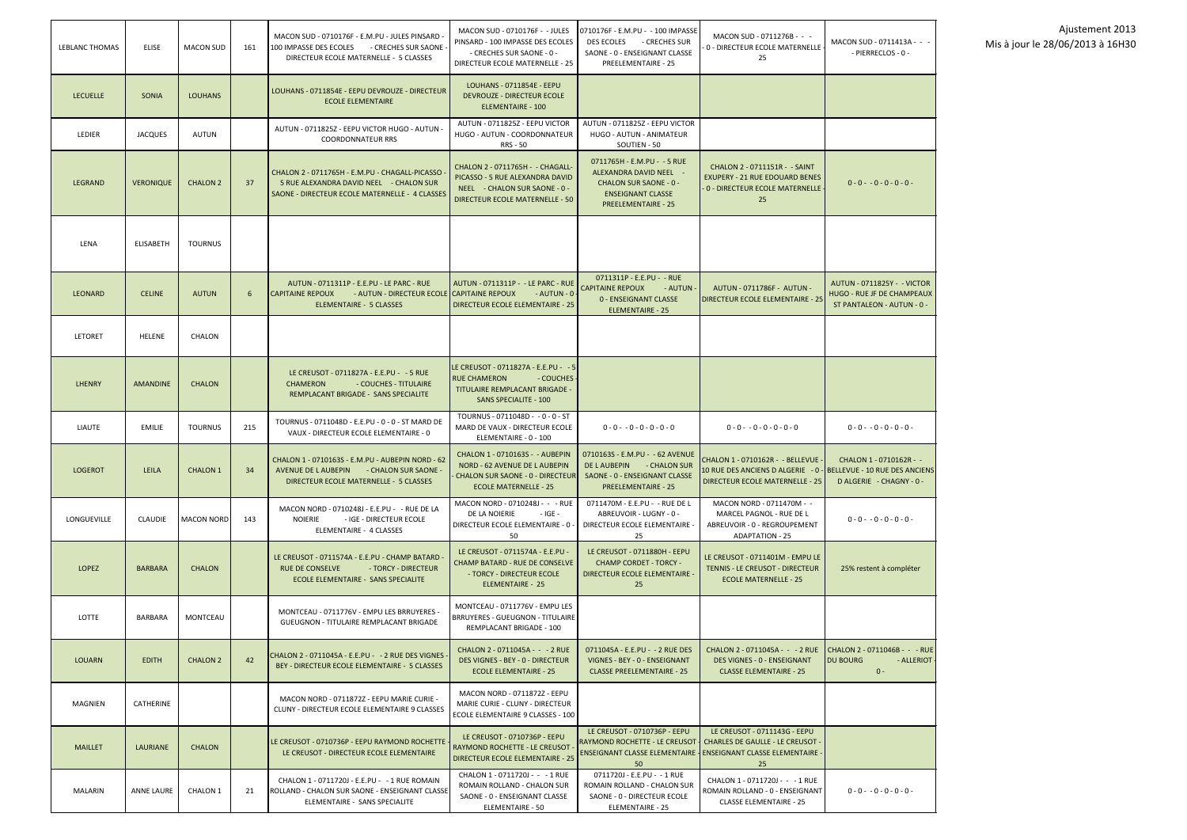Ajustement 2013
Mis à jour le 28/06/2013 à 16H30

| | | | | | | | | |
|---|---|---|---|---|---|---|---|---|
| LEBLANC THOMAS | ELISE | MACON SUD | 161 | MACON SUD - 0710176F - E.M.PU - JULES PINSARD - 100 IMPASSE DES ECOLES - CRECHES SUR SAONE - DIRECTEUR ECOLE MATERNELLE - 5 CLASSES | MACON SUD - 0710176F - - JULES PINSARD - 100 IMPASSE DES ECOLES - CRECHES SUR SAONE - 0 - DIRECTEUR ECOLE MATERNELLE - 25 | 0710176F - E.M.PU - - 100 IMPASSE DES ECOLES - CRECHES SUR SAONE - 0 - ENSEIGNANT CLASSE PREELEMENTAIRE - 25 | MACON SUD - 0711276B - - - 0 - DIRECTEUR ECOLE MATERNELLE - 25 | MACON SUD - 0711413A - - - PIERRECLOS - 0 - |
| LECUELLE | SONIA | LOUHANS | | LOUHANS - 0711854E - EEPU DEVROUZE - DIRECTEUR ECOLE ELEMENTAIRE | LOUHANS - 0711854E - EEPU DEVROUZE - DIRECTEUR ECOLE ELEMENTAIRE - 100 | | | |
| LEDIER | JACQUES | AUTUN | | AUTUN - 0711825Z - EEPU VICTOR HUGO - AUTUN - COORDONNATEUR RRS | AUTUN - 0711825Z - EEPU VICTOR HUGO - AUTUN - COORDONNATEUR RRS - 50 | AUTUN - 0711825Z - EEPU VICTOR HUGO - AUTUN - ANIMATEUR SOUTIEN - 50 | | |
| LEGRAND | VERONIQUE | CHALON 2 | 37 | CHALON 2 - 0711765H - E.M.PU - CHAGALL-PICASSO - 5 RUE ALEXANDRA DAVID NEEL - CHALON SUR SAONE - DIRECTEUR ECOLE MATERNELLE - 4 CLASSES | CHALON 2 - 0711765H - - CHAGALL-PICASSO - 5 RUE ALEXANDRA DAVID NEEL - CHALON SUR SAONE - 0 - DIRECTEUR ECOLE MATERNELLE - 50 | 0711765H - E.M.PU - - 5 RUE ALEXANDRA DAVID NEEL - CHALON SUR SAONE - 0 - ENSEIGNANT CLASSE PREELEMENTAIRE - 25 | CHALON 2 - 0711151R - - SAINT EXUPERY - 21 RUE EDOUARD BENES - 0 - DIRECTEUR ECOLE MATERNELLE - 25 | 0 - 0 - - 0 - 0 - 0 - 0 - |
| LENA | ELISABETH | TOURNUS | | | | | | |
| LEONARD | CELINE | AUTUN | 6 | AUTUN - 0711311P - E.E.PU - LE PARC - RUE CAPITAINE REPOUX - AUTUN - DIRECTEUR ECOLE ELEMENTAIRE - 5 CLASSES | AUTUN - 0711311P - - LE PARC - RUE CAPITAINE REPOUX - AUTUN - 0 - DIRECTEUR ECOLE ELEMENTAIRE - 25 | 0711311P - E.E.PU - - RUE CAPITAINE REPOUX - AUTUN - 0 - ENSEIGNANT CLASSE ELEMENTAIRE - 25 | AUTUN - 0711786F - AUTUN - DIRECTEUR ECOLE ELEMENTAIRE - 25 | AUTUN - 0711825Y - - VICTOR HUGO - RUE JF DE CHAMPEAUX ST PANTALEON - AUTUN - 0 - |
| LETORET | HELENE | CHALON | | | | | | |
| LHENRY | AMANDINE | CHALON | | LE CREUSOT - 0711827A - E.E.PU - - 5 RUE CHAMERON - COUCHES - TITULAIRE REMPLACANT BRIGADE - SANS SPECIALITE | LE CREUSOT - 0711827A - E.E.PU - - 5 RUE CHAMERON - COUCHES - TITULAIRE REMPLACANT BRIGADE - SANS SPECIALITE - 100 | | | |
| LIAUTE | EMILIE | TOURNUS | 215 | TOURNUS - 0711048D - E.E.PU - 0 - 0 - ST MARD DE VAUX - DIRECTEUR ECOLE ELEMENTAIRE - 0 | TOURNUS - 0711048D - - 0 - 0 - ST MARD DE VAUX - DIRECTEUR ECOLE ELEMENTAIRE - 0 - 100 | 0 - 0 - - 0 - 0 - 0 - 0 - 0 | 0 - 0 - - 0 - 0 - 0 - 0 - 0 | 0 - 0 - - 0 - 0 - 0 - 0 - |
| LOGEROT | LEILA | CHALON 1 | 34 | CHALON 1 - 0710163S - E.M.PU - AUBEPIN NORD - 62 AVENUE DE L AUBEPIN - CHALON SUR SAONE - DIRECTEUR ECOLE MATERNELLE - 5 CLASSES | CHALON 1 - 0710163S - - AUBEPIN NORD - 62 AVENUE DE L AUBEPIN - CHALON SUR SAONE - 0 - DIRECTEUR ECOLE MATERNELLE - 25 | 0710163S - E.M.PU - - 62 AVENUE DE L AUBEPIN - CHALON SUR SAONE - 0 - ENSEIGNANT CLASSE PREELEMENTAIRE - 25 | CHALON 1 - 0710162R - - BELLEVUE - 10 RUE DES ANCIENS D ALGERIE - 0 - DIRECTEUR ECOLE MATERNELLE - 25 | CHALON 1 - 0710162R - - BELLEVUE - 10 RUE DES ANCIENS D ALGERIE - CHAGNY - 0 - |
| LONGUEVILLE | CLAUDIE | MACON NORD | 143 | MACON NORD - 0710248J - E.E.PU - - RUE DE LA NOIERIE - IGE - DIRECTEUR ECOLE ELEMENTAIRE - 4 CLASSES | MACON NORD - 0710248J - - - RUE DE LA NOIERIE - IGE - DIRECTEUR ECOLE ELEMENTAIRE - 0 - 50 | 0711470M - E.E.PU - - RUE DE L ABREUVOIR - LUGNY - 0 - DIRECTEUR ECOLE ELEMENTAIRE - 25 | MACON NORD - 0711470M - - MARCEL PAGNOL - RUE DE L ABREUVOIR - 0 - REGROUPEMENT ADAPTATION - 25 | 0 - 0 - - 0 - 0 - 0 - 0 - |
| LOPEZ | BARBARA | CHALON | | LE CREUSOT - 0711574A - E.E.PU - CHAMP BATARD - RUE DE CONSELVE - TORCY - DIRECTEUR ECOLE ELEMENTAIRE - SANS SPECIALITE | LE CREUSOT - 0711574A - E.E.PU - CHAMP BATARD - RUE DE CONSELVE - TORCY - DIRECTEUR ECOLE ELEMENTAIRE - 25 | LE CREUSOT - 0711880H - EEPU CHAMP CORDET - TORCY - DIRECTEUR ECOLE ELEMENTAIRE - 25 | LE CREUSOT - 0711401M - EMPU LE TENNIS - LE CREUSOT - DIRECTEUR ECOLE MATERNELLE - 25 | 25% restent à compléter |
| LOTTE | BARBARA | MONTCEAU | | MONTCEAU - 0711776V - EMPU LES BRRUYERES - GUEUGNON - TITULAIRE REMPLACANT BRIGADE | MONTCEAU - 0711776V - EMPU LES BRRUYERES - GUEUGNON - TITULAIRE REMPLACANT BRIGADE - 100 | | | |
| LOUARN | EDITH | CHALON 2 | 42 | CHALON 2 - 0711045A - E.E.PU - - 2 RUE DES VIGNES - BEY - DIRECTEUR ECOLE ELEMENTAIRE - 5 CLASSES | CHALON 2 - 0711045A - - - 2 RUE DES VIGNES - BEY - 0 - DIRECTEUR ECOLE ELEMENTAIRE - 25 | 0711045A - E.E.PU - - 2 RUE DES VIGNES - BEY - 0 - ENSEIGNANT CLASSE PREELEMENTAIRE - 25 | CHALON 2 - 0711045A - - - 2 RUE DES VIGNES - 0 - ENSEIGNANT CLASSE ELEMENTAIRE - 25 | CHALON 2 - 0711046B - - - RUE DU BOURG - ALLERIOT - 0 - |
| MAGNIEN | CATHERINE | | | MACON NORD - 0711872Z - EEPU MARIE CURIE - CLUNY - DIRECTEUR ECOLE ELEMENTAIRE 9 CLASSES | MACON NORD - 0711872Z - EEPU MARIE CURIE - CLUNY - DIRECTEUR ECOLE ELEMENTAIRE 9 CLASSES - 100 | | | |
| MAILLET | LAURIANE | CHALON | | LE CREUSOT - 0710736P - EEPU RAYMOND ROCHETTE - LE CREUSOT - DIRECTEUR ECOLE ELEMENTAIRE | LE CREUSOT - 0710736P - EEPU RAYMOND ROCHETTE - LE CREUSOT - DIRECTEUR ECOLE ELEMENTAIRE - 25 | LE CREUSOT - 0710736P - EEPU RAYMOND ROCHETTE - LE CREUSOT - ENSEIGNANT CLASSE ELEMENTAIRE - 50 | LE CREUSOT - 0711143G - EEPU CHARLES DE GAULLE - LE CREUSOT - ENSEIGNANT CLASSE ELEMENTAIRE - 25 | |
| MALARIN | ANNE LAURE | CHALON 1 | 21 | CHALON 1 - 0711720J - E.E.PU - - 1 RUE ROMAIN ROLLAND - CHALON SUR SAONE - ENSEIGNANT CLASSE ELEMENTAIRE - SANS SPECIALITE | CHALON 1 - 0711720J - - - 1 RUE ROMAIN ROLLAND - CHALON SUR SAONE - 0 - ENSEIGNANT CLASSE ELEMENTAIRE - 50 | 0711720J - E.E.PU - - 1 RUE ROMAIN ROLLAND - CHALON SUR SAONE - 0 - DIRECTEUR ECOLE ELEMENTAIRE - 25 | CHALON 1 - 0711720J - - - 1 RUE ROMAIN ROLLAND - 0 - ENSEIGNANT CLASSE ELEMENTAIRE - 25 | 0 - 0 - - 0 - 0 - 0 - 0 - |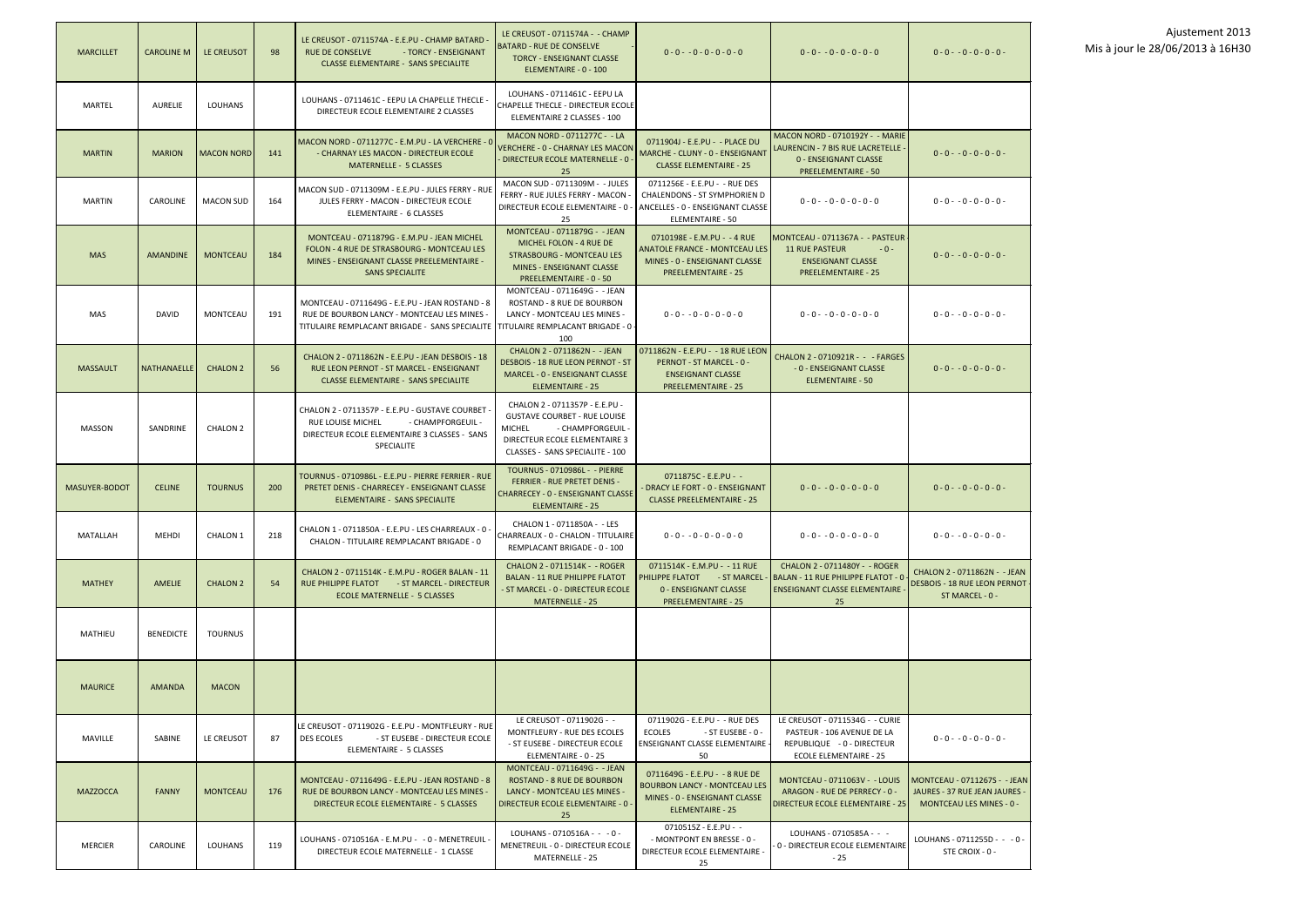Ajustement 2013
Mis à jour le 28/06/2013 à 16H30

| | | | | | | | | |
|---|---|---|---|---|---|---|---|---|
| MARCILLET | CAROLINE M | LE CREUSOT | 98 | LE CREUSOT - 0711574A - E.E.PU - CHAMP BATARD - RUE DE CONSELVE - TORCY - ENSEIGNANT CLASSE ELEMENTAIRE - SANS SPECIALITE | LE CREUSOT - 0711574A - - CHAMP BATARD - RUE DE CONSELVE - TORCY - ENSEIGNANT CLASSE ELEMENTAIRE - 0 - 100 | 0 - 0 - - 0 - 0 - 0 - 0 - 0 | 0 - 0 - - 0 - 0 - 0 - 0 - 0 | 0 - 0 - - 0 - 0 - 0 - 0 - |
| MARTEL | AURELIE | LOUHANS | | LOUHANS - 0711461C - EEPU LA CHAPELLE THECLE - DIRECTEUR ECOLE ELEMENTAIRE 2 CLASSES | LOUHANS - 0711461C - EEPU LA CHAPELLE THECLE - DIRECTEUR ECOLE ELEMENTAIRE 2 CLASSES - 100 | | | |
| MARTIN | MARION | MACON NORD | 141 | MACON NORD - 0711277C - E.M.PU - LA VERCHERE - 0 - CHARNAY LES MACON - DIRECTEUR ECOLE MATERNELLE - 5 CLASSES | MACON NORD - 0711277C - - LA VERCHERE - 0 - CHARNAY LES MACON - DIRECTEUR ECOLE MATERNELLE - 0 - 25 | 0711904J - E.E.PU - - PLACE DU MARCHE - CLUNY - 0 - ENSEIGNANT CLASSE ELEMENTAIRE - 25 | MACON NORD - 0710192Y - - MARIE LAURENCIN - 7 BIS RUE LACRETELLE - 0 - ENSEIGNANT CLASSE PREELEMENTAIRE - 50 | 0 - 0 - - 0 - 0 - 0 - 0 - |
| MARTIN | CAROLINE | MACON SUD | 164 | MACON SUD - 0711309M - E.E.PU - JULES FERRY - RUE JULES FERRY - MACON - DIRECTEUR ECOLE ELEMENTAIRE - 6 CLASSES | MACON SUD - 0711309M - - JULES FERRY - RUE JULES FERRY - MACON - DIRECTEUR ECOLE ELEMENTAIRE - 0 - 25 | 0711256E - E.E.PU - - RUE DES CHALENDONS - ST SYMPHORIEN D ANCELLES - 0 - ENSEIGNANT CLASSE ELEMENTAIRE - 50 | 0 - 0 - - 0 - 0 - 0 - 0 - 0 | 0 - 0 - - 0 - 0 - 0 - 0 - |
| MAS | AMANDINE | MONTCEAU | 184 | MONTCEAU - 0711879G - E.M.PU - JEAN MICHEL FOLON - 4 RUE DE STRASBOURG - MONTCEAU LES MINES - ENSEIGNANT CLASSE PREELEMENTAIRE - SANS SPECIALITE | MONTCEAU - 0711879G - - JEAN MICHEL FOLON - 4 RUE DE STRASBOURG - MONTCEAU LES MINES - ENSEIGNANT CLASSE PREELEMENTAIRE - 0 - 50 | 0710198E - E.M.PU - - 4 RUE ANATOLE FRANCE - MONTCEAU LES MINES - 0 - ENSEIGNANT CLASSE PREELEMENTAIRE - 25 | MONTCEAU - 0711367A - - PASTEUR - 11 RUE PASTEUR - 0 - ENSEIGNANT CLASSE PREELEMENTAIRE - 25 | 0 - 0 - - 0 - 0 - 0 - 0 - |
| MAS | DAVID | MONTCEAU | 191 | MONTCEAU - 0711649G - E.E.PU - JEAN ROSTAND - 8 RUE DE BOURBON LANCY - MONTCEAU LES MINES - TITULAIRE REMPLACANT BRIGADE - SANS SPECIALITE | MONTCEAU - 0711649G - - JEAN ROSTAND - 8 RUE DE BOURBON LANCY - MONTCEAU LES MINES - TITULAIRE REMPLACANT BRIGADE - 0 - 100 | 0 - 0 - - 0 - 0 - 0 - 0 - 0 | 0 - 0 - - 0 - 0 - 0 - 0 - 0 | 0 - 0 - - 0 - 0 - 0 - 0 - |
| MASSAULT | NATHANAELLE | CHALON 2 | 56 | CHALON 2 - 0711862N - E.E.PU - JEAN DESBOIS - 18 RUE LEON PERNOT - ST MARCEL - ENSEIGNANT CLASSE ELEMENTAIRE - SANS SPECIALITE | CHALON 2 - 0711862N - - JEAN DESBOIS - 18 RUE LEON PERNOT - ST MARCEL - 0 - ENSEIGNANT CLASSE ELEMENTAIRE - 25 | 0711862N - E.E.PU - - 18 RUE LEON PERNOT - ST MARCEL - 0 - ENSEIGNANT CLASSE PREELEMENTAIRE - 25 | CHALON 2 - 0710921R - - - FARGES - 0 - ENSEIGNANT CLASSE ELEMENTAIRE - 50 | 0 - 0 - - 0 - 0 - 0 - 0 - |
| MASSON | SANDRINE | CHALON 2 | | CHALON 2 - 0711357P - E.E.PU - GUSTAVE COURBET - RUE LOUISE MICHEL - CHAMPFORGEUIL - DIRECTEUR ECOLE ELEMENTAIRE 3 CLASSES - SANS SPECIALITE | CHALON 2 - 0711357P - E.E.PU - GUSTAVE COURBET - RUE LOUISE MICHEL - CHAMPFORGEUIL - DIRECTEUR ECOLE ELEMENTAIRE 3 CLASSES - SANS SPECIALITE - 100 | | | |
| MASUYER-BODOT | CELINE | TOURNUS | 200 | TOURNUS - 0710986L - E.E.PU - PIERRE FERRIER - RUE PRETET DENIS - CHARRECEY - ENSEIGNANT CLASSE ELEMENTAIRE - SANS SPECIALITE | TOURNUS - 0710986L - - PIERRE FERRIER - RUE PRETET DENIS - CHARRECEY - 0 - ENSEIGNANT CLASSE ELEMENTAIRE - 25 | 0711875C - E.E.PU - - - DRACY LE FORT - 0 - ENSEIGNANT CLASSE PREELEMENTAIRE - 25 | 0 - 0 - - 0 - 0 - 0 - 0 - 0 | 0 - 0 - - 0 - 0 - 0 - 0 - |
| MATALLAH | MEHDI | CHALON 1 | 218 | CHALON 1 - 0711850A - E.E.PU - LES CHARREAUX - 0 - CHALON - TITULAIRE REMPLACANT BRIGADE - 0 | CHALON 1 - 0711850A - - LES CHARREAUX - 0 - CHALON - TITULAIRE REMPLACANT BRIGADE - 0 - 100 | 0 - 0 - - 0 - 0 - 0 - 0 - 0 | 0 - 0 - - 0 - 0 - 0 - 0 - 0 | 0 - 0 - - 0 - 0 - 0 - 0 - |
| MATHEY | AMELIE | CHALON 2 | 54 | CHALON 2 - 0711514K - E.M.PU - ROGER BALAN - 11 RUE PHILIPPE FLATOT - ST MARCEL - DIRECTEUR ECOLE MATERNELLE - 5 CLASSES | CHALON 2 - 0711514K - - ROGER BALAN - 11 RUE PHILIPPE FLATOT - ST MARCEL - 0 - DIRECTEUR ECOLE MATERNELLE - 25 | 0711514K - E.M.PU - - 11 RUE PHILIPPE FLATOT - ST MARCEL - 0 - ENSEIGNANT CLASSE PREELEMENTAIRE - 25 | CHALON 2 - 0711480Y - - ROGER BALAN - 11 RUE PHILIPPE FLATOT - 0 - ENSEIGNANT CLASSE ELEMENTAIRE - 25 | CHALON 2 - 0711862N - - JEAN DESBOIS - 18 RUE LEON PERNOT - ST MARCEL - 0 - |
| MATHIEU | BENEDICTE | TOURNUS | | | | | | |
| MAURICE | AMANDA | MACON | | | | | | |
| MAVILLE | SABINE | LE CREUSOT | 87 | LE CREUSOT - 0711902G - E.E.PU - MONTFLEURY - RUE DES ECOLES - ST EUSEBE - DIRECTEUR ECOLE ELEMENTAIRE - 5 CLASSES | LE CREUSOT - 0711902G - - MONTFLEURY - RUE DES ECOLES - ST EUSEBE - DIRECTEUR ECOLE ELEMENTAIRE - 0 - 25 | 0711902G - E.E.PU - - RUE DES ECOLES - ST EUSEBE - 0 - ENSEIGNANT CLASSE ELEMENTAIRE - 50 | LE CREUSOT - 0711534G - - CURIE PASTEUR - 106 AVENUE DE LA REPUBLIQUE - 0 - DIRECTEUR ECOLE ELEMENTAIRE - 25 | 0 - 0 - - 0 - 0 - 0 - 0 - |
| MAZZOCCA | FANNY | MONTCEAU | 176 | MONTCEAU - 0711649G - E.E.PU - JEAN ROSTAND - 8 RUE DE BOURBON LANCY - MONTCEAU LES MINES - DIRECTEUR ECOLE ELEMENTAIRE - 5 CLASSES | MONTCEAU - 0711649G - - JEAN ROSTAND - 8 RUE DE BOURBON LANCY - MONTCEAU LES MINES - DIRECTEUR ECOLE ELEMENTAIRE - 0 - 25 | 0711649G - E.E.PU - - 8 RUE DE BOURBON LANCY - MONTCEAU LES MINES - 0 - ENSEIGNANT CLASSE ELEMENTAIRE - 25 | MONTCEAU - 0711063V - - LOUIS ARAGON - RUE DE PERRECY - 0 - DIRECTEUR ECOLE ELEMENTAIRE - 25 | MONTCEAU - 0711267S - - JEAN JAURES - 37 RUE JEAN JAURES - MONTCEAU LES MINES - 0 - |
| MERCIER | CAROLINE | LOUHANS | 119 | LOUHANS - 0710516A - E.M.PU - - 0 - MENETREUIL - DIRECTEUR ECOLE MATERNELLE - 1 CLASSE | LOUHANS - 0710516A - - - 0 - MENETREUIL - 0 - DIRECTEUR ECOLE MATERNELLE - 25 | 0710515Z - E.E.PU - - - MONTPONT EN BRESSE - 0 - DIRECTEUR ECOLE ELEMENTAIRE - 25 | LOUHANS - 0710585A - - - - 0 - DIRECTEUR ECOLE ELEMENTAIRE - 25 | LOUHANS - 0711255D - - - 0 - STE CROIX - 0 - |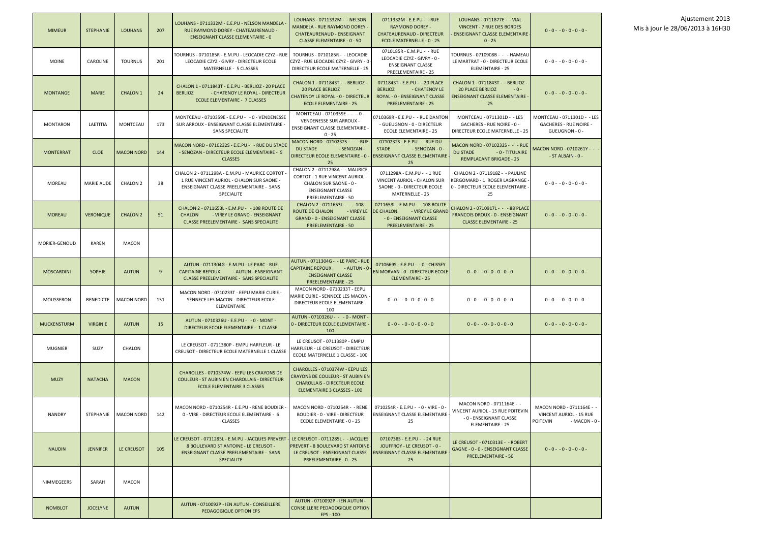Ajustement 2013
Mis à jour le 28/06/2013 à 16H30

| | | | | | | | | |
|---|---|---|---|---|---|---|---|---|
| MIMEUR | STEPHANIE | LOUHANS | 207 | LOUHANS - 0711332M - E.E.PU - NELSON MANDELA - RUE RAYMOND DOREY - CHATEAURENAUD - ENSEIGNANT CLASSE ELEMENTAIRE - 0 | LOUHANS - 0711332M - - NELSON MANDELA - RUE RAYMOND DOREY - CHATEAURENAUD - ENSEIGNANT CLASSE ELEMENTAIRE - 0 - 50 | 0711332M - E.E.PU - - RUE RAYMOND DOREY - CHATEAURENAUD - DIRECTEUR ECOLE MATERNELLE - 0 - 25 | LOUHANS - 0711877E - - VIAL VINCENT - 7 RUE DES BORDES - ENSEIGNANT CLASSE ELEMENTAIRE - 0 - 25 | 0 - 0 - - 0 - 0 - 0 - 0 - |
| MOINE | CAROLINE | TOURNUS | 201 | TOURNUS - 0710185R - E.M.PU - LEOCADIE CZYZ - RUE LEOCADIE CZYZ - GIVRY - DIRECTEUR ECOLE MATERNELLE - 5 CLASSES | TOURNUS - 0710185R - - LEOCADIE CZYZ - RUE LEOCADIE CZYZ - GIVRY - 0 DIRECTEUR ECOLE MATERNELLE - 25 | 0710185R - E.M.PU - - RUE LEOCADIE CZYZ - GIVRY - 0 - ENSEIGNANT CLASSE PREELEMENTAIRE - 25 | TOURNUS - 0710908B - - - HAMEAU LE MARTRAT - 0 - DIRECTEUR ECOLE ELEMENTAIRE - 25 | 0 - 0 - - 0 - 0 - 0 - 0 - |
| MONTANGE | MARIE | CHALON 1 | 24 | CHALON 1 - 0711843T - E.E.PU - BERLIOZ - 20 PLACE BERLIOZ - CHATENOY LE ROYAL - DIRECTEUR ECOLE ELEMENTAIRE - 7 CLASSES | CHALON 1 - 0711843T - - BERLIOZ - 20 PLACE BERLIOZ - CHATENOY LE ROYAL - 0 - DIRECTEUR ECOLE ELEMENTAIRE - 25 | 0711843T - E.E.PU - - 20 PLACE BERLIOZ - CHATENOY LE ROYAL - 0 - ENSEIGNANT CLASSE PREELEMENTAIRE - 25 | CHALON 1 - 0711843T - - BERLIOZ - 20 PLACE BERLIOZ - 0 - ENSEIGNANT CLASSE ELEMENTAIRE - 25 | 0 - 0 - - 0 - 0 - 0 - 0 - |
| MONTARON | LAETITIA | MONTCEAU | 173 | MONTCEAU - 0710359E - E.E.PU - - 0 - VENDENESSE SUR ARROUX - ENSEIGNANT CLASSE ELEMENTAIRE - SANS SPECIALITE | MONTCEAU - 0710359E - - - 0 - VENDENESSE SUR ARROUX - ENSEIGNANT CLASSE ELEMENTAIRE - 0 - 25 | 0710369R - E.E.PU - - RUE DANTON - GUEUGNON - 0 - DIRECTEUR ECOLE ELEMENTAIRE - 25 | MONTCEAU - 0711301D - - LES GACHERES - RUE NOIRE - 0 - DIRECTEUR ECOLE MATERNELLE - 25 | MONTCEAU - 0711301D - - LES GACHERES - RUE NOIRE - GUEUGNON - 0 - |
| MONTERRAT | CLOE | MACON NORD | 144 | MACON NORD - 0710232S - E.E.PU - - RUE DU STADE - SENOZAN - DIRECTEUR ECOLE ELEMENTAIRE - 5 CLASSES | MACON NORD - 0710232S - - RUE DU STADE - SENOZAN - DIRECTEUR ECOLE ELEMENTAIRE - 0 - 25 | 0710232S - E.E.PU - - RUE DU STADE - SENOZAN - 0 - ENSEIGNANT CLASSE ELEMENTAIRE - 25 | MACON NORD - 0710232S - - - RUE DU STADE - 0 - TITULAIRE REMPLACANT BRIGADE - 25 | MACON NORD - 0710261Y - - - - ST ALBAIN - 0 - |
| MOREAU | MARIE AUDE | CHALON 2 | 38 | CHALON 2 - 0711298A - E.M.PU - MAURICE CORTOT - 1 RUE VINCENT AURIOL - CHALON SUR SAONE - ENSEIGNANT CLASSE PREELEMENTAIRE - SANS SPECIALITE | CHALON 2 - 0711298A - - MAURICE CORTOT - 1 RUE VINCENT AURIOL - CHALON SUR SAONE - 0 - ENSEIGNANT CLASSE PREELEMENTAIRE - 50 | 0711298A - E.M.PU - - 1 RUE VINCENT AURIOL - CHALON SUR SAONE - 0 - DIRECTEUR ECOLE MATERNELLE - 25 | CHALON 2 - 0711918Z - - PAULINE KERGOMARD - 1 ROGER LAGRANGE - 0 - DIRECTEUR ECOLE ELEMENTAIRE - 25 | 0 - 0 - - 0 - 0 - 0 - 0 - |
| MOREAU | VERONIQUE | CHALON 2 | 51 | CHALON 2 - 0711653L - E.M.PU - - 108 ROUTE DE CHALON - VIREY LE GRAND - ENSEIGNANT CLASSE PREELEMENTAIRE - SANS SPECIALITE | CHALON 2 - 0711653L - - - 108 ROUTE DE CHALON - VIREY LE GRAND - 0 - ENSEIGNANT CLASSE PREELEMENTAIRE - 50 | 0711653L - E.M.PU - - 108 ROUTE DE CHALON - VIREY LE GRAND - 0 - ENSEIGNANT CLASSE PREELEMENTAIRE - 25 | CHALON 2 - 0710917L - - - 88 PLACE FRANCOIS DROUX - 0 - ENSEIGNANT CLASSE ELEMENTAIRE - 25 | 0 - 0 - - 0 - 0 - 0 - 0 - |
| MORIER-GENOUD | KAREN | MACON | | | | | | |
| MOSCARDINI | SOPHIE | AUTUN | 9 | AUTUN - 0711304G - E.M.PU - LE PARC - RUE CAPITAINE REPOUX - AUTUN - ENSEIGNANT CLASSE PREELEMENTAIRE - SANS SPECIALITE | AUTUN - 0711304G - - LE PARC - RUE CAPITAINE REPOUX - AUTUN - 0 - ENSEIGNANT CLASSE PREELEMENTAIRE - 25 | 0710669S - E.E.PU - - 0 - CHISSEY EN MORVAN - 0 - DIRECTEUR ECOLE ELEMENTAIRE - 25 | 0 - 0 - - 0 - 0 - 0 - 0 - 0 | 0 - 0 - - 0 - 0 - 0 - 0 - |
| MOUSSERON | BENEDICTE | MACON NORD | 151 | MACON NORD - 0710233T - EEPU MARIE CURIE - SENNECE LES MACON - DIRECTEUR ECOLE ELEMENTAIRE | MACON NORD - 0710233T - EEPU MARIE CURIE - SENNECE LES MACON - DIRECTEUR ECOLE ELEMENTAIRE - 100 | 0 - 0 - - 0 - 0 - 0 - 0 - 0 | 0 - 0 - - 0 - 0 - 0 - 0 - 0 | 0 - 0 - - 0 - 0 - 0 - 0 - |
| MUCKENSTURM | VIRGINIE | AUTUN | 15 | AUTUN - 0710326U - E.E.PU - - 0 - MONT - DIRECTEUR ECOLE ELEMENTAIRE - 1 CLASSE | AUTUN - 0710326U - - - 0 - MONT - 0 - DIRECTEUR ECOLE ELEMENTAIRE - 100 | 0 - 0 - - 0 - 0 - 0 - 0 - 0 | 0 - 0 - - 0 - 0 - 0 - 0 - 0 | 0 - 0 - - 0 - 0 - 0 - 0 - |
| MUGNIER | SUZY | CHALON | | LE CREUSOT - 0711380P - EMPU HARFLEUR - LE CREUSOT - DIRECTEUR ECOLE MATERNELLE 1 CLASSE | LE CREUSOT - 0711380P - EMPU HARFLEUR - LE CREUSOT - DIRECTEUR ECOLE MATERNELLE 1 CLASSE - 100 | | | |
| MUZY | NATACHA | MACON | | CHAROLLES - 0710374W - EEPU LES CRAYONS DE COULEUR - ST AUBIN EN CHAROLLAIS - DIRECTEUR ECOLE ELEMENTAIRE 3 CLASSES | CHAROLLES - 0710374W - EEPU LES CRAYONS DE COULEUR - ST AUBIN EN CHAROLLAIS - DIRECTEUR ECOLE ELEMENTAIRE 3 CLASSES - 100 | | | |
| NANDRY | STEPHANIE | MACON NORD | 142 | MACON NORD - 0710254R - E.E.PU - RENE BOUDIER - 0 - VIRE - DIRECTEUR ECOLE ELEMENTAIRE - 6 CLASSES | MACON NORD - 0710254R - - RENE BOUDIER - 0 - VIRE - DIRECTEUR ECOLE ELEMENTAIRE - 0 - 25 | 0710254R - E.E.PU - - 0 - VIRE - 0 - ENSEIGNANT CLASSE ELEMENTAIRE - 25 | MACON NORD - 0711164E - - VINCENT AURIOL - 15 RUE POITEVIN - 0 - ENSEIGNANT CLASSE ELEMENTAIRE - 25 | MACON NORD - 0711164E - - VINCENT AURIOL - 15 RUE POITEVIN - MACON - 0 - |
| NAUDIN | JENNIFER | LE CREUSOT | 105 | LE CREUSOT - 0711285L - E.M.PU - JACQUES PREVERT - 8 BOULEVARD ST ANTOINE - LE CREUSOT - ENSEIGNANT CLASSE PREELEMENTAIRE - SANS SPECIALITE | LE CREUSOT - 0711285L - - JACQUES PREVERT - 8 BOULEVARD ST ANTOINE - LE CREUSOT - ENSEIGNANT CLASSE PREELEMENTAIRE - 0 - 25 | 0710738S - E.E.PU - - 24 RUE JOUFFROY - LE CREUSOT - 0 - ENSEIGNANT CLASSE ELEMENTAIRE - 25 | LE CREUSOT - 0710313E - - ROBERT GAGNE - 0 - 0 - ENSEIGNANT CLASSE PREELEMENTAIRE - 50 | 0 - 0 - - 0 - 0 - 0 - 0 - |
| NIMMEGEERS | SARAH | MACON | | | | | | |
| NOMBLOT | JOCELYNE | AUTUN | | AUTUN - 0710092P - IEN AUTUN - CONSEILLERE PEDAGOGIQUE OPTION EPS | AUTUN - 0710092P - IEN AUTUN - CONSEILLERE PEDAGOGIQUE OPTION EPS - 100 | | | |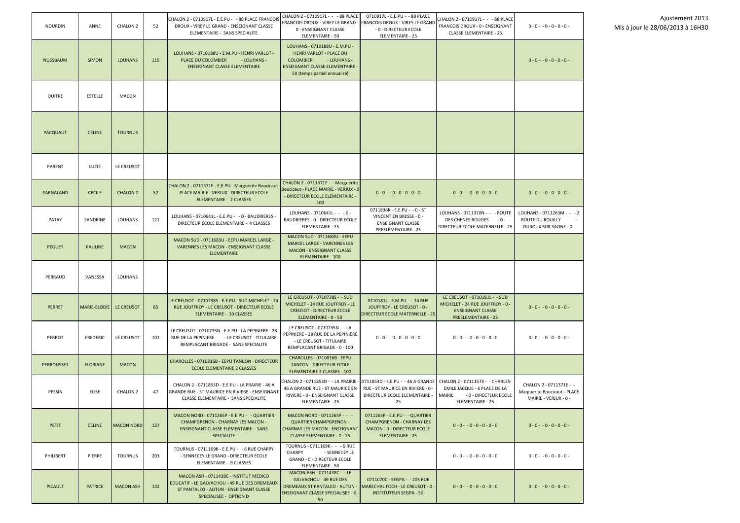Ajustement 2013
Mis à jour le 28/06/2013 à 16H30

| | | | | | | | | |
|---|---|---|---|---|---|---|---|---|
| NOURDIN | ANNE | CHALON 2 | 52 | CHALON 2 - 0710917L - E.E.PU - - 88 PLACE FRANCOIS DROUX - VIREY LE GRAND - ENSEIGNANT CLASSE ELEMENTAIRE - SANS SPECIALITE | CHALON 2 - 0710917L - - - 88 PLACE FRANCOIS DROUX - VIREY LE GRAND - 0 - ENSEIGNANT CLASSE ELEMENTAIRE - 50 | 0710917L - E.E.PU - - 88 PLACE FRANCOIS DROUX - VIREY LE GRAND - 0 - DIRECTEUR ECOLE ELEMENTAIRE - 25 | CHALON 2 - 0710917L - - - 88 PLACE FRANCOIS DROUX - 0 - ENSEIGNANT CLASSE ELEMENTAIRE - 25 | 0 - 0 - - 0 - 0 - 0 - 0 - |
| NUSSBAUM | SIMON | LOUHANS | 115 | LOUHANS - 0710188U - E.M.PU - HENRI VARLOT - PLACE DU COLOMBIER - LOUHANS - ENSEIGNANT CLASSE ELEMENTAIRE | LOUHANS - 0710188U - E.M.PU - HENRI VARLOT - PLACE DU COLOMBIER - LOUHANS - ENSEIGNANT CLASSE ELEMENTAIRE - 50 (temps partiel annualisé) | | | 0 - 0 - - 0 - 0 - 0 - 0 - |
| OUITRE | ESTELLE | MACON | | | | | | |
| PACQUAUT | CELINE | TOURNUS | | | | | | |
| PARENT | LUCIE | LE CREUSOT | | | | | | |
| PARNALAND | CECILE | CHALON 2 | 57 | CHALON 2 - 0711371E - E.E.PU - Marguerite Boucicaut - PLACE MAIRIE - VERJUX - DIRECTEUR ECOLE ELEMENTAIRE - 2 CLASSES | CHALON 2 - 0711371E - - Marguerite Boucicaut - PLACE MAIRIE - VERJUX - 0 - DIRECTEUR ECOLE ELEMENTAIRE - 100 | 0 - 0 - - 0 - 0 - 0 - 0 - 0 | 0 - 0 - - 0 - 0 - 0 - 0 - 0 | 0 - 0 - - 0 - 0 - 0 - 0 - |
| PATAY | SANDRINE | LOUHANS | 121 | LOUHANS - 0710641L - E.E.PU - - 0 - BAUDRIERES - DIRECTEUR ECOLE ELEMENTAIRE - 4 CLASSES | LOUHANS - 0710641L - - - 0 - BAUDRIERES - 0 - DIRECTEUR ECOLE ELEMENTAIRE - 25 | 0711836K - E.E.PU - - 0 - ST VINCENT EN BRESSE - 0 - ENSEIGNANT CLASSE PREELEMENTAIRE - 25 | LOUHANS - 0711310N - - - ROUTE DES CHENES ROUGES - 0 - DIRECTEUR ECOLE MATERNELLE - 25 | LOUHANS - 0711263M - - - 2 ROUTE DU ROUILLY - OUROUX SUR SAONE - 0 - |
| PEGUET | PAULINE | MACON | | MACON SUD - 0711683U - EEPU MARCEL LARGE - VARENNES LES MACON - ENSEIGNANT CLASSE ELEMENTAIRE | MACON SUD - 0711683U - EEPU MARCEL LARGE - VARENNES LES MACON - ENSEIGNANT CLASSE ELEMENTAIRE - 100 | | | |
| PERRAUD | VANESSA | LOUHANS | | | | | | |
| PERRET | MARIE-ELODIE | LE CREUSOT | 85 | LE CREUSOT - 0710738S - E.E.PU - SUD MICHELET - 24 RUE JOUFFROY - LE CREUSOT - DIRECTEUR ECOLE ELEMENTAIRE - 10 CLASSES | LE CREUSOT - 0710738S - - SUD MICHELET - 24 RUE JOUFFROY - LE CREUSOT - DIRECTEUR ECOLE ELEMENTAIRE - 0 - 50 | 0710181L - E.M.PU - - 24 RUE JOUFFROY - LE CREUSOT - 0 - DIRECTEUR ECOLE MATERNELLE - 25 | LE CREUSOT - 0710181L - - SUD MICHELET - 24 RUE JOUFFROY - 0 - ENSEIGNANT CLASSE PREELEMENTAIRE - 25 | 0 - 0 - - 0 - 0 - 0 - 0 - |
| PERROT | FREDERIC | LE CREUSOT | 101 | LE CREUSOT - 0710735N - E.E.PU - LA PEPINIERE - 28 RUE DE LA PEPINIERE - LE CREUSOT - TITULAIRE REMPLACANT BRIGADE - SANS SPECIALITE | LE CREUSOT - 0710735N - - LA PEPINIERE - 28 RUE DE LA PEPINIERE - LE CREUSOT - TITULAIRE REMPLACANT BRIGADE - 0 - 100 | 0 - 0 - - 0 - 0 - 0 - 0 - 0 | 0 - 0 - - 0 - 0 - 0 - 0 - 0 | 0 - 0 - - 0 - 0 - 0 - 0 - |
| PERROUSSET | FLORIANE | MACON | | CHAROLLES - 0710816B - EEPU TANCON - DIRECTEUR ECOLE ELEMENTAIRE 2 CLASSES | CHAROLLES - 0710816B - EEPU TANCON - DIRECTEUR ECOLE ELEMENTAIRE 2 CLASSES - 100 | | | |
| PESSIN | ELISE | CHALON 2 | 47 | CHALON 2 - 0711853D - E.E.PU - LA PRAIRIE - 46 A GRANDE RUE - ST MAURICE EN RIVIERE - ENSEIGNANT CLASSE ELEMENTAIRE - SANS SPECIALITE | CHALON 2 - 0711853D - - LA PRAIRIE - 46 A GRANDE RUE - ST MAURICE EN RIVIERE - 0 - ENSEIGNANT CLASSE ELEMENTAIRE - 25 | 0711853D - E.E.PU - - 46 A GRANDE RUE - ST MAURICE EN RIVIERE - 0 - DIRECTEUR ECOLE ELEMENTAIRE - 25 | CHALON 2 - 0711157X - - CHARLES-EMILE JACQUE - 6 PLACE DE LA MAIRIE - 0 - DIRECTEUR ECOLE ELEMENTAIRE - 25 | CHALON 2 - 0711371E - - Marguerite Boucicaut - PLACE MAIRIE - VERJUX - 0 - |
| PETIT | CELINE | MACON NORD | 137 | MACON NORD - 0711265P - E.E.PU - - QUARTIER CHAMPGRENON - CHARNAY LES MACON - ENSEIGNANT CLASSE ELEMENTAIRE - SANS SPECIALITE | MACON NORD - 0711265P - - - QUARTIER CHAMPGRENON - CHARNAY LES MACON - ENSEIGNANT CLASSE ELEMENTAIRE - 0 - 25 | 0711265P - E.E.PU - - QUARTIER CHAMPGRENON - CHARNAY LES MACON - 0 - DIRECTEUR ECOLE ELEMENTAIRE - 25 | 0 - 0 - - 0 - 0 - 0 - 0 - 0 | 0 - 0 - - 0 - 0 - 0 - 0 - |
| PHILIBERT | PIERRE | TOURNUS | 203 | TOURNUS - 0711169K - E.E.PU - - 6 RUE CHARPY - SENNECEY LE GRAND - DIRECTEUR ECOLE ELEMENTAIRE - 9 CLASSES | TOURNUS - 0711169K - - - 6 RUE CHARPY - SENNECEY LE GRAND - 0 - DIRECTEUR ECOLE ELEMENTAIRE - 50 | | 0 - 0 - - 0 - 0 - 0 - 0 - 0 | 0 - 0 - - 0 - 0 - 0 - 0 - |
| PICAULT | PATRICE | MACON ASH | 132 | MACON ASH - 0711438C - INSTITUT MEDICO EDUCATIF - LE GALVACHOU - 49 RUE DES DREMEAUX ST PANTALEO - AUTUN - ENSEIGNANT CLASSE SPECIALISEE - OPTION D | MACON ASH - 0711438C - - LE GALVACHOU - 49 RUE DES DREMEAUX ST PANTALEO - AUTUN - ENSEIGNANT CLASSE SPECIALISEE - 0 - 50 | 0711070C - SEGPA - - 205 RUE MARECHAL FOCH - LE CREUSOT - 0 - INSTITUTEUR SEGPA - 50 | 0 - 0 - - 0 - 0 - 0 - 0 - 0 | 0 - 0 - - 0 - 0 - 0 - 0 - |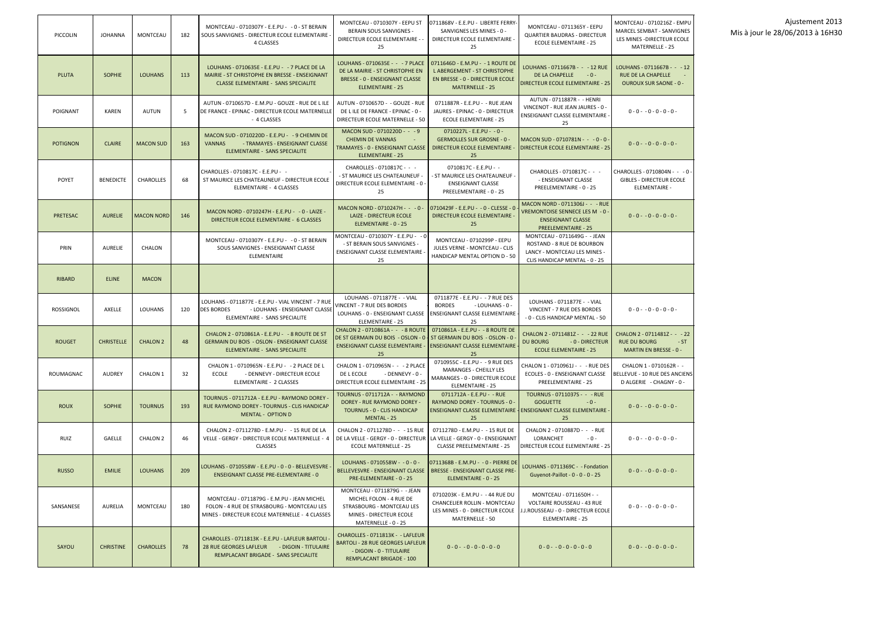Ajustement 2013
Mis à jour le 28/06/2013 à 16H30

| | | | | | | | | |
|---|---|---|---|---|---|---|---|---|
| PICCOLIN | JOHANNA | MONTCEAU | 182 | MONTCEAU - 0710307Y - E.E.PU - - 0 - ST BERAIN SOUS SANVIGNES - DIRECTEUR ECOLE ELEMENTAIRE - 4 CLASSES | MONTCEAU - 0710307Y - EEPU ST BERAIN SOUS SANVIGNES - DIRECTEUR ECOLE ELEMENTAIRE - - 25 | 0711868V - E.E.PU - LIBERTE FERRY-SANVIGNES LES MINES - 0 - DIRECTEUR ECOLE ELEMENTAIRE - 25 | MONTCEAU - 0711365Y - EEPU QUARTIER BAUDRAS - DIRECTEUR ECOLE ELEMENTAIRE - 25 | MONTCEAU - 0710216Z - EMPU MARCEL SEMBAT - SANVIGNES LES MINES -DIRECTEUR ECOLE MATERNELLE - 25 |
| PLUTA | SOPHIE | LOUHANS | 113 | LOUHANS - 0710635E - E.E.PU - - 7 PLACE DE LA MAIRIE - ST CHRISTOPHE EN BRESSE - ENSEIGNANT CLASSE ELEMENTAIRE - SANS SPECIALITE | LOUHANS - 0710635E - - - 7 PLACE DE LA MAIRIE - ST CHRISTOPHE EN BRESSE - 0 - ENSEIGNANT CLASSE ELEMENTAIRE - 25 | 0711646D - E.M.PU - - 1 ROUTE DE L ABERGEMENT - ST CHRISTOPHE EN BRESSE - 0 - DIRECTEUR ECOLE MATERNELLE - 25 | LOUHANS - 0711667B - - - 12 RUE DE LA CHAPELLE - 0 - DIRECTEUR ECOLE ELEMENTAIRE - 25 | LOUHANS - 0711667B - - - 12 RUE DE LA CHAPELLE - OUROUX SUR SAONE - 0 - |
| POIGNANT | KAREN | AUTUN | 5 | AUTUN - 0710657D - E.M.PU - GOUZE - RUE DE L ILE DE FRANCE - EPINAC - DIRECTEUR ECOLE MATERNELLE - 4 CLASSES | AUTUN - 0710657D - - GOUZE - RUE DE L ILE DE FRANCE - EPINAC - 0 - DIRECTEUR ECOLE MATERNELLE - 50 | 0711887R - E.E.PU - - RUE JEAN JAURES - EPINAC - 0 - DIRECTEUR ECOLE ELEMENTAIRE - 25 | AUTUN - 0711887R - - HENRI VINCENOT - RUE JEAN JAURES - 0 - ENSEIGNANT CLASSE ELEMENTAIRE - 25 | 0 - 0 - - 0 - 0 - 0 - 0 - |
| POTIGNON | CLAIRE | MACON SUD | 163 | MACON SUD - 0710220D - E.E.PU - - 9 CHEMIN DE VANNAS - TRAMAYES - ENSEIGNANT CLASSE ELEMENTAIRE - SANS SPECIALITE | MACON SUD - 0710220D - - - 9 CHEMIN DE VANNAS - TRAMAYES - 0 - ENSEIGNANT CLASSE ELEMENTAIRE - 25 | 0710227L - E.E.PU - - 0 - GERMOLLES SUR GROSNE - 0 - DIRECTEUR ECOLE ELEMENTAIRE - 25 | MACON SUD - 0710781N - - - 0 - 0 - DIRECTEUR ECOLE ELEMENTAIRE - 25 | 0 - 0 - - 0 - 0 - 0 - 0 - |
| POYET | BENEDICTE | CHAROLLES | 68 | CHAROLLES - 0710817C - E.E.PU - - ST MAURICE LES CHATEAUNEUF - DIRECTEUR ECOLE ELEMENTAIRE - 4 CLASSES | CHAROLLES - 0710817C - - - - ST MAURICE LES CHATEAUNEUF - DIRECTEUR ECOLE ELEMENTAIRE - 0 - 25 | 0710817C - E.E.PU - - - ST MAURICE LES CHATEAUNEUF - ENSEIGNANT CLASSE PREELEMENTAIRE - 0 - 25 | CHAROLLES - 0710817C - - - - ENSEIGNANT CLASSE PREELEMENTAIRE - 0 - 25 | CHAROLLES - 0710804N - - - 0 - GIBLES - DIRECTEUR ECOLE ELEMENTAIRE - |
| PRETESAC | AURELIE | MACON NORD | 146 | MACON NORD - 0710247H - E.E.PU - - 0 - LAIZE - DIRECTEUR ECOLE ELEMENTAIRE - 6 CLASSES | MACON NORD - 0710247H - - - 0 - LAIZE - DIRECTEUR ECOLE ELEMENTAIRE - 0 - 25 | 0710429F - E.E.PU - - 0 - CLESSE - 0 - DIRECTEUR ECOLE ELEMENTAIRE - 25 | MACON NORD - 0711306J - - - RUE VREMONTOISE SENNECE LES M - 0 - ENSEIGNANT CLASSE PREELEMENTAIRE - 25 | 0 - 0 - - 0 - 0 - 0 - 0 - |
| PRIN | AURELIE | CHALON | | MONTCEAU - 0710307Y - E.E.PU - - 0 - ST BERAIN SOUS SANVIGNES - ENSEIGNANT CLASSE ELEMENTAIRE | MONTCEAU - 0710307Y - E.E.PU - - 0 - ST BERAIN SOUS SANVIGNES - ENSEIGNANT CLASSE ELEMENTAIRE - 25 | MONTCEAU - 0710299P - EEPU JULES VERNE - MONTCEAU - CLIS HANDICAP MENTAL OPTION D - 50 | MONTCEAU - 0711649G - - JEAN ROSTAND - 8 RUE DE BOURBON LANCY - MONTCEAU LES MINES - CLIS HANDICAP MENTAL - 0 - 25 | |
| RIBARD | ELINE | MACON | | | | | | |
| ROSSIGNOL | AXELLE | LOUHANS | 120 | LOUHANS - 0711877E - E.E.PU - VIAL VINCENT - 7 RUE DES BORDES - LOUHANS - ENSEIGNANT CLASSE ELEMENTAIRE - SANS SPECIALITE | LOUHANS - 0711877E - - VIAL VINCENT - 7 RUE DES BORDES LOUHANS - 0 - ENSEIGNANT CLASSE ELEMENTAIRE - 25 | 0711877E - E.E.PU - - 7 RUE DES BORDES - LOUHANS - 0 - ENSEIGNANT CLASSE ELEMENTAIRE - 25 | LOUHANS - 0711877E - - VIAL VINCENT - 7 RUE DES BORDES - 0 - CLIS HANDICAP MENTAL - 50 | 0 - 0 - - 0 - 0 - 0 - 0 - |
| ROUGET | CHRISTELLE | CHALON 2 | 48 | CHALON 2 - 0710861A - E.E.PU - - 8 ROUTE DE ST GERMAIN DU BOIS - OSLON - ENSEIGNANT CLASSE ELEMENTAIRE - SANS SPECIALITE | CHALON 2 - 0710861A - - - 8 ROUTE DE ST GERMAIN DU BOIS - OSLON - 0 - ENSEIGNANT CLASSE ELEMENTAIRE - 25 | 0710861A - E.E.PU - - 8 ROUTE DE ST GERMAIN DU BOIS - OSLON - 0 - ENSEIGNANT CLASSE ELEMENTAIRE - 25 | CHALON 2 - 0711481Z - - - 22 RUE DU BOURG - 0 - DIRECTEUR ECOLE ELEMENTAIRE - 25 | CHALON 2 - 0711481Z - - - 22 RUE DU BOURG - ST MARTIN EN BRESSE - 0 - |
| ROUMAGNAC | AUDREY | CHALON 1 | 32 | CHALON 1 - 0710965N - E.E.PU - - 2 PLACE DE L ECOLE - DENNEVY - DIRECTEUR ECOLE ELEMENTAIRE - 2 CLASSES | CHALON 1 - 0710965N - - - 2 PLACE DE L ECOLE - DENNEVY - 0 - DIRECTEUR ECOLE ELEMENTAIRE - 25 | 0710955C - E.E.PU - - 9 RUE DES MARANGES - CHEILLY LES MARANGES - 0 - DIRECTEUR ECOLE ELEMENTAIRE - 25 | CHALON 1 - 0710961J - - - RUE DES ECOLES - 0 - ENSEIGNANT CLASSE PREELEMENTAIRE - 25 | CHALON 1 - 0710162R - - BELLEVUE - 10 RUE DES ANCIENS D ALGERIE - CHAGNY - 0 - |
| ROUX | SOPHIE | TOURNUS | 193 | TOURNUS - 0711712A - E.E.PU - RAYMOND DOREY - RUE RAYMOND DOREY - TOURNUS - CLIS HANDICAP MENTAL - OPTION D | TOURNUS - 0711712A - - RAYMOND DOREY - RUE RAYMOND DOREY - TOURNUS - 0 - CLIS HANDICAP MENTAL - 25 | 0711712A - E.E.PU - - RUE RAYMOND DOREY - TOURNUS - 0 - ENSEIGNANT CLASSE ELEMENTAIRE - 25 | TOURNUS - 0711037S - - - RUE GOGUETTE - 0 - ENSEIGNANT CLASSE ELEMENTAIRE - 25 | 0 - 0 - - 0 - 0 - 0 - 0 - |
| RUIZ | GAELLE | CHALON 2 | 46 | CHALON 2 - 0711278D - E.M.PU - - 15 RUE DE LA VELLE - GERGY - DIRECTEUR ECOLE MATERNELLE - 4 CLASSES | CHALON 2 - 0711278D - - - 15 RUE DE LA VELLE - GERGY - 0 - DIRECTEUR ECOLE MATERNELLE - 25 | 0711278D - E.M.PU - - 15 RUE DE LA VELLE - GERGY - 0 - ENSEIGNANT CLASSE PREELEMENTAIRE - 25 | CHALON 2 - 0710887D - - - RUE LORANCHET - 0 - DIRECTEUR ECOLE ELEMENTAIRE - 25 | 0 - 0 - - 0 - 0 - 0 - 0 - |
| RUSSO | EMILIE | LOUHANS | 209 | LOUHANS - 0710558W - E.E.PU - 0 - 0 - BELLEVESVRE - ENSEIGNANT CLASSE PRE-ELEMENTAIRE - 0 | LOUHANS - 0710558W - - 0 - 0 - BELLEVESVRE - ENSEIGNANT CLASSE PRE-ELEMENTAIRE - 0 - 25 | 0711368B - E.M.PU - - 0 - PIERRE DE BRESSE - ENSEIGNANT CLASSE PRE-ELEMENTAIRE - 0 - 25 | LOUHANS - 0711369C - - Fondation Guyenot-Paillot - 0 - 0 - 0 - 25 | 0 - 0 - - 0 - 0 - 0 - 0 - |
| SANSANESE | AURELIA | MONTCEAU | 180 | MONTCEAU - 0711879G - E.M.PU - JEAN MICHEL FOLON - 4 RUE DE STRASBOURG - MONTCEAU LES MINES - DIRECTEUR ECOLE MATERNELLE - 4 CLASSES | MONTCEAU - 0711879G - - JEAN MICHEL FOLON - 4 RUE DE STRASBOURG - MONTCEAU LES MINES - DIRECTEUR ECOLE MATERNELLE - 0 - 25 | 0710203K - E.M.PU - - 44 RUE DU CHANCELIER ROLLIN - MONTCEAU LES MINES - 0 - DIRECTEUR ECOLE MATERNELLE - 50 | MONTCEAU - 0711650H - - VOLTAIRE ROUSSEAU - 43 RUE J.J.ROUSSEAU - 0 - DIRECTEUR ECOLE ELEMENTAIRE - 25 | 0 - 0 - - 0 - 0 - 0 - 0 - |
| SAYOU | CHRISTINE | CHAROLLES | 78 | CHAROLLES - 0711813K - E.E.PU - LAFLEUR BARTOLI - 28 RUE GEORGES LAFLEUR - DIGOIN - TITULAIRE REMPLACANT BRIGADE - SANS SPECIALITE | CHAROLLES - 0711813K - - LAFLEUR BARTOLI - 28 RUE GEORGES LAFLEUR - DIGOIN - 0 - TITULAIRE REMPLACANT BRIGADE - 100 | 0 - 0 - - 0 - 0 - 0 - 0 - 0 | 0 - 0 - - 0 - 0 - 0 - 0 - 0 | 0 - 0 - - 0 - 0 - 0 - 0 - |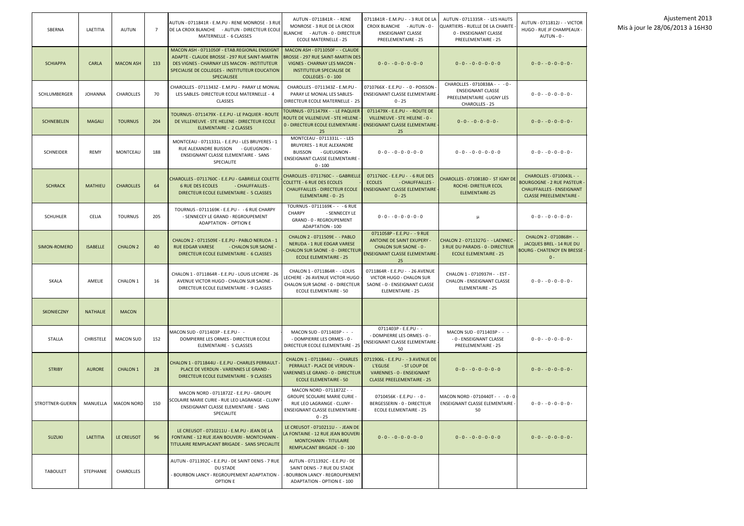Ajustement 2013
Mis à jour le 28/06/2013 à 16H30

| | | | | | | | | |
|---|---|---|---|---|---|---|---|---|
| SBERNA | LAETITIA | AUTUN | 7 | AUTUN - 0711841R - E.M.PU - RENE MONROSE - 3 RUE DE LA CROIX BLANCHE - AUTUN - DIRECTEUR ECOLE MATERNELLE - 6 CLASSES | AUTUN - 0711841R - - RENE MONROSE - 3 RUE DE LA CROIX BLANCHE - AUTUN - 0 - DIRECTEUR ECOLE MATERNELLE - 25 | 0711841R - E.M.PU - - 3 RUE DE LA CROIX BLANCHE - AUTUN - 0 - ENSEIGNANT CLASSE PREELEMENTAIRE - 25 | AUTUN - 0711335R - - LES HAUTS QUARTIERS - RUELLE DE LA CHARITE - 0 - ENSEIGNANT CLASSE PREELEMENTAIRE - 25 | AUTUN - 0711812J - - VICTOR HUGO - RUE JF CHAMPEAUX - AUTUN - 0 - |
| SCHIAPPA | CARLA | MACON ASH | 133 | MACON ASH - 0711050F - ETAB.REGIONAL ENSEIGNT ADAPTE - CLAUDE BROSSE - 297 RUE SAINT-MARTIN DES VIGNES - CHARNAY LES MACON - INSTITUTEUR SPECIALISE DE COLLEGES - INSTITUTEUR EDUCATION SPECIALISEE | MACON ASH - 0711050F - - CLAUDE BROSSE - 297 RUE SAINT-MARTIN DES VIGNES - CHARNAY LES MACON - INSTITUTEUR SPECIALISE DE COLLEGES - 0 - 100 | 0 - 0 - - 0 - 0 - 0 - 0 - 0 | 0 - 0 - - 0 - 0 - 0 - 0 - 0 | 0 - 0 - - 0 - 0 - 0 - 0 - |
| SCHLUMBERGER | JOHANNA | CHAROLLES | 70 | CHAROLLES - 0711343Z - E.M.PU - PARAY LE MONIAL LES SABLES- DIRECTEUR ECOLE MATERNELLE - 4 CLASSES | CHAROLLES - 0711343Z - E.M.PU - PARAY LE MONIAL LES SABLES- DIRECTEUR ECOLE MATERNELLE - 25 | 0710766X - E.E.PU - - 0 - POISSON - ENSEIGNANT CLASSE ELEMENTAIRE - 0 - 25 | CHAROLLES - 0710838A - - - 0 - ENSEIGNANT CLASSE PREELEMENTAIRE -LUGNY LES CHAROLLES - 25 | 0 - 0 - - 0 - 0 - 0 - 0 - |
| SCHNEBELEN | MAGALI | TOURNUS | 204 | TOURNUS - 0711479X - E.E.PU - LE PAQUIER - ROUTE DE VILLENEUVE - STE HELENE - DIRECTEUR ECOLE ELEMENTAIRE - 2 CLASSES | TOURNUS - 0711479X - - LE PAQUIER ROUTE DE VILLENEUVE - STE HELENE - 0 - DIRECTEUR ECOLE ELEMENTAIRE - 25 | 0711479X - E.E.PU - - ROUTE DE VILLENEUVE - STE HELENE - 0 - ENSEIGNANT CLASSE ELEMENTAIRE - 25 | 0 - 0 - - 0 - 0 - 0 - 0 - | 0 - 0 - - 0 - 0 - 0 - 0 - |
| SCHNEIDER | REMY | MONTCEAU | 188 | MONTCEAU - 0711331L - E.E.PU - LES BRUYERES - 1 RUE ALEXANDRE BUISSON - GUEUGNON - ENSEIGNANT CLASSE ELEMENTAIRE - SANS SPECIALITE | MONTCEAU - 0711331L - - LES BRUYERES - 1 RUE ALEXANDRE BUISSON - GUEUGNON - ENSEIGNANT CLASSE ELEMENTAIRE - 0 - 100 | 0 - 0 - - 0 - 0 - 0 - 0 - 0 | 0 - 0 - - 0 - 0 - 0 - 0 - 0 | 0 - 0 - - 0 - 0 - 0 - 0 - |
| SCHRACK | MATHIEU | CHAROLLES | 64 | CHAROLLES - 0711760C - E.E.PU - GABRIELLE COLETTE - 6 RUE DES ECOLES - CHAUFFAILLES - DIRECTEUR ECOLE ELEMENTAIRE - 5 CLASSES | CHAROLLES - 0711760C - - GABRIELLE COLETTE - 6 RUE DES ECOLES - CHAUFFAILLES - DIRECTEUR ECOLE ELEMENTAIRE - 0 - 25 | 0711760C - E.E.PU - - 6 RUE DES ECOLES - CHAUFFAILLES - ENSEIGNANT CLASSE ELEMENTAIRE - 0 - 25 | CHAROLLES - 0710818D - ST IGNY DE ROCHE- DIRETEUR ECOL ELEMENTAIRE-25 | CHAROLLES - 0710043L - - BOURGOGNE - 2 RUE PASTEUR - CHAUFFAILLES - ENSEIGNANT CLASSE PREELEMENTAIRE - |
| SCHUHLER | CELIA | TOURNUS | 205 | TOURNUS - 0711169K - E.E.PU - - 6 RUE CHARPY - SENNECEY LE GRAND - REGROUPEMENT ADAPTATION - OPTION E | TOURNUS - 0711169K - - - 6 RUE CHARPY - SENNECEY LE GRAND - 0 - REGROUPEMENT ADAPTATION - 100 | 0 - 0 - - 0 - 0 - 0 - 0 - 0 | µ | 0 - 0 - - 0 - 0 - 0 - 0 - |
| SIMON-ROMERO | ISABELLE | CHALON 2 | 40 | CHALON 2 - 0711509E - E.E.PU - PABLO NERUDA - 1 RUE EDGAR VARESE - CHALON SUR SAONE - DIRECTEUR ECOLE ELEMENTAIRE - 6 CLASSES | CHALON 2 - 0711509E - - PABLO NERUDA - 1 RUE EDGAR VARESE - CHALON SUR SAONE - 0 - DIRECTEUR ECOLE ELEMENTAIRE - 25 | 0711058P - E.E.PU - - 9 RUE ANTOINE DE SAINT EXUPERY - CHALON SUR SAONE - 0 - ENSEIGNANT CLASSE ELEMENTAIRE - 25 | CHALON 2 - 0711327G - - LAENNEC - 3 RUE DU PARADIS - 0 - DIRECTEUR ECOLE ELEMENTAIRE - 25 | CHALON 2 - 0710868H - - JACQUES BREL - 14 RUE DU BOURG - CHATENOY EN BRESSE - 0 - |
| SKALA | AMELIE | CHALON 1 | 16 | CHALON 1 - 0711864R - E.E.PU - LOUIS LECHERE - 26 AVENUE VICTOR HUGO - CHALON SUR SAONE - DIRECTEUR ECOLE ELEMENTAIRE - 9 CLASSES | CHALON 1 - 0711864R - - LOUIS LECHERE - 26 AVENUE VICTOR HUGO - CHALON SUR SAONE - 0 - DIRECTEUR ECOLE ELEMENTAIRE - 50 | 0711864R - E.E.PU - - 26 AVENUE VICTOR HUGO - CHALON SUR SAONE - 0 - ENSEIGNANT CLASSE ELEMENTAIRE - 25 | CHALON 1 - 0710937H - - EST - CHALON - ENSEIGNANT CLASSE ELEMENTAIRE - 25 | 0 - 0 - - 0 - 0 - 0 - 0 - |
| SKONIECZNY | NATHALIE | MACON | | | | | | |
| STALLA | CHRISTELE | MACON SUD | 152 | MACON SUD - 0711403P - E.E.PU - - DOMPIERRE LES ORMES - DIRECTEUR ECOLE ELEMENTAIRE - 5 CLASSES | MACON SUD - 0711403P - - - - DOMPIERRE LES ORMES - 0 - DIRECTEUR ECOLE ELEMENTAIRE - 25 | 0711403P - E.E.PU - - - DOMPIERRE LES ORMES - 0 - ENSEIGNANT CLASSE ELEMENTAIRE - 50 | MACON SUD - 0711403P - - - - 0 - ENSEIGNANT CLASSE PREELEMENTAIRE - 25 | 0 - 0 - - 0 - 0 - 0 - 0 - |
| STRIBY | AURORE | CHALON 1 | 28 | CHALON 1 - 0711844U - E.E.PU - CHARLES PERRAULT - PLACE DE VERDUN - VARENNES LE GRAND - DIRECTEUR ECOLE ELEMENTAIRE - 9 CLASSES | CHALON 1 - 0711844U - - CHARLES PERRAULT - PLACE DE VERDUN - VARENNES LE GRAND - 0 - DIRECTEUR ECOLE ELEMENTAIRE - 50 | 0711906L - E.E.PU - - 3 AVENUE DE L'EGLISE - ST LOUP DE VARENNES - 0 - ENSEIGNANT CLASSE PREELEMENTAIRE - 25 | 0 - 0 - - 0 - 0 - 0 - 0 - 0 | 0 - 0 - - 0 - 0 - 0 - 0 - |
| STROTTNER-GUERIN | MANUELLA | MACON NORD | 150 | MACON NORD - 0711872Z - E.E.PU - GROUPE SCOLAIRE MARIE CURIE - RUE LEO LAGRANGE - CLUNY - ENSEIGNANT CLASSE ELEMENTAIRE - SANS SPECIALITE | MACON NORD - 0711872Z - - GROUPE SCOLAIRE MARIE CURIE - RUE LEO LAGRANGE - CLUNY - ENSEIGNANT CLASSE ELEMENTAIRE - 0 - 25 | 0710456K - E.E.PU - - 0 - BERGESSERIN - 0 - DIRECTEUR ECOLE ELEMENTAIRE - 25 | MACON NORD - 0710440T - - - 0 - 0 - ENSEIGNANT CLASSE ELEMENTAIRE - 50 | 0 - 0 - - 0 - 0 - 0 - 0 - |
| SUZUKI | LAETITIA | LE CREUSOT | 96 | LE CREUSOT - 0710211U - E.M.PU - JEAN DE LA FONTAINE - 12 RUE JEAN BOUVERI - MONTCHANIN - TITULAIRE REMPLACANT BRIGADE - SANS SPECIALITE | LE CREUSOT - 0710211U - - JEAN DE LA FONTAINE - 12 RUE JEAN BOUVERI - MONTCHANIN - TITULAIRE REMPLACANT BRIGADE - 0 - 100 | 0 - 0 - - 0 - 0 - 0 - 0 - 0 | 0 - 0 - - 0 - 0 - 0 - 0 - 0 | 0 - 0 - - 0 - 0 - 0 - 0 - |
| TABOULET | STEPHANIE | CHAROLLES | | AUTUN - 0711392C - E.E.PU - DE SAINT DENIS - 7 RUE DU STADE - BOURBON LANCY - REGROUPEMENT ADAPTATION - OPTION E | AUTUN - 0711392C - E.E.PU - DE SAINT DENIS - 7 RUE DU STADE - BOURBON LANCY - REGROUPEMENT ADAPTATION - OPTION E - 100 | | | |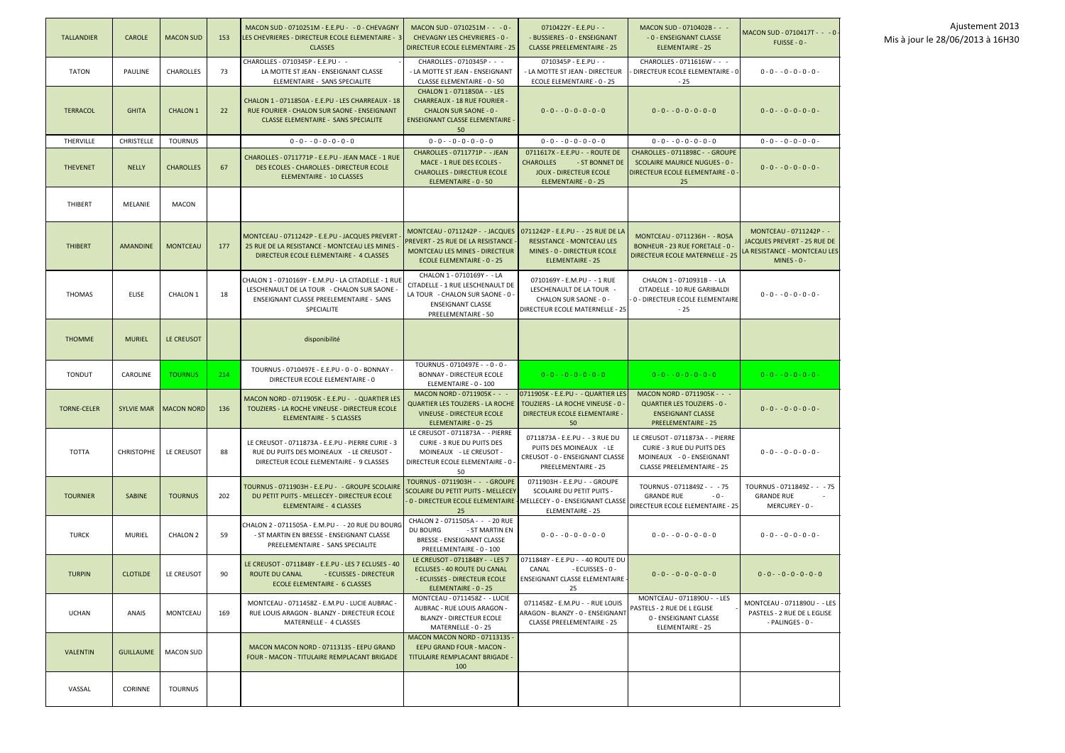Ajustement 2013
Mis à jour le 28/06/2013 à 16H30

| | | | | | | | | |
|---|---|---|---|---|---|---|---|---|
| TALLANDIER | CAROLE | MACON SUD | 153 | MACON SUD - 0710251M - E.E.PU - - 0 - CHEVAGNY LES CHEVRIERES - DIRECTEUR ECOLE ELEMENTAIRE - 3 CLASSES | MACON SUD - 0710251M - - - 0 - CHEVAGNY LES CHEVRIERES - 0 - DIRECTEUR ECOLE ELEMENTAIRE - 25 | 0710422Y - E.E.PU - - - BUSSIERES - 0 - ENSEIGNANT CLASSE PREELEMENTAIRE - 25 | MACON SUD - 0710402B - - - - 0 - ENSEIGNANT CLASSE ELEMENTAIRE - 25 | MACON SUD - 0710417T - - - 0 - FUISSE - 0 - |
| TATON | PAULINE | CHAROLLES | 73 | CHAROLLES - 0710345P - E.E.PU - - LA MOTTE ST JEAN - ENSEIGNANT CLASSE ELEMENTAIRE - SANS SPECIALITE | CHAROLLES - 0710345P - - - - LA MOTTE ST JEAN - ENSEIGNANT CLASSE ELEMENTAIRE - 0 - 50 | 0710345P - E.E.PU - - - LA MOTTE ST JEAN - DIRECTEUR ECOLE ELEMENTAIRE - 0 - 25 | CHAROLLES - 0711616W - - - - DIRECTEUR ECOLE ELEMENTAIRE - 0 - 25 | 0 - 0 - - 0 - 0 - 0 - 0 - |
| TERRACOL | GHITA | CHALON 1 | 22 | CHALON 1 - 0711850A - E.E.PU - LES CHARREAUX - 18 RUE FOURIER - CHALON SUR SAONE - ENSEIGNANT CLASSE ELEMENTAIRE - SANS SPECIALITE | CHALON 1 - 0711850A - - LES CHARREAUX - 18 RUE FOURIER - CHALON SUR SAONE - 0 - ENSEIGNANT CLASSE ELEMENTAIRE - 50 | 0 - 0 - - 0 - 0 - 0 - 0 - 0 | 0 - 0 - - 0 - 0 - 0 - 0 - 0 | 0 - 0 - - 0 - 0 - 0 - 0 - |
| THERVILLE | CHRISTELLE | TOURNUS | | 0 - 0 - - 0 - 0 - 0 - 0 - 0 | 0 - 0 - - 0 - 0 - 0 - 0 - 0 | 0 - 0 - - 0 - 0 - 0 - 0 - 0 | 0 - 0 - - 0 - 0 - 0 - 0 - 0 | 0 - 0 - - 0 - 0 - 0 - 0 - |
| THEVENET | NELLY | CHAROLLES | 67 | CHAROLLES - 0711771P - E.E.PU - JEAN MACE - 1 RUE DES ECOLES - CHAROLLES - DIRECTEUR ECOLE ELEMENTAIRE - 10 CLASSES | CHAROLLES - 0711771P - - JEAN MACE - 1 RUE DES ECOLES - CHAROLLES - DIRECTEUR ECOLE ELEMENTAIRE - 0 - 50 | 0711617X - E.E.PU - - ROUTE DE CHAROLLES - ST BONNET DE JOUX - DIRECTEUR ECOLE ELEMENTAIRE - 0 - 25 | CHAROLLES - 0711898C - - GROUPE SCOLAIRE MAURICE NUGUES - 0 - DIRECTEUR ECOLE ELEMENTAIRE - 0 - 25 | 0 - 0 - - 0 - 0 - 0 - 0 - |
| THIBERT | MELANIE | MACON | | | | | | |
| THIBERT | AMANDINE | MONTCEAU | 177 | MONTCEAU - 0711242P - E.E.PU - JACQUES PREVERT - 25 RUE DE LA RESISTANCE - MONTCEAU LES MINES - DIRECTEUR ECOLE ELEMENTAIRE - 4 CLASSES | MONTCEAU - 0711242P - - JACQUES PREVERT - 25 RUE DE LA RESISTANCE - MONTCEAU LES MINES - DIRECTEUR ECOLE ELEMENTAIRE - 0 - 25 | 0711242P - E.E.PU - - 25 RUE DE LA RESISTANCE - MONTCEAU LES MINES - 0 - DIRECTEUR ECOLE ELEMENTAIRE - 25 | MONTCEAU - 0711236H - - ROSA BONHEUR - 23 RUE FORETALE - 0 - DIRECTEUR ECOLE MATERNELLE - 25 | MONTCEAU - 0711242P - - JACQUES PREVERT - 25 RUE DE LA RESISTANCE - MONTCEAU LES MINES - 0 - |
| THOMAS | ELISE | CHALON 1 | 18 | CHALON 1 - 0710169Y - E.M.PU - LA CITADELLE - 1 RUE LESCHENAULT DE LA TOUR - CHALON SUR SAONE - ENSEIGNANT CLASSE PREELEMENTAIRE - SANS SPECIALITE | CHALON 1 - 0710169Y - - LA CITADELLE - 1 RUE LESCHENAULT DE LA TOUR - CHALON SUR SAONE - 0 - ENSEIGNANT CLASSE PREELEMENTAIRE - 50 | 0710169Y - E.M.PU - - 1 RUE LESCHENAULT DE LA TOUR - CHALON SUR SAONE - 0 - DIRECTEUR ECOLE MATERNELLE - 25 | CHALON 1 - 0710931B - - LA CITADELLE - 10 RUE GARIBALDI - 0 - DIRECTEUR ECOLE ELEMENTAIRE - 25 | 0 - 0 - - 0 - 0 - 0 - 0 - |
| THOMME | MURIEL | LE CREUSOT | | disponibilité | | | | |
| TONDUT | CAROLINE | TOURNUS | 214 | TOURNUS - 0710497E - E.E.PU - 0 - 0 - BONNAY - DIRECTEUR ECOLE ELEMENTAIRE - 0 | TOURNUS - 0710497E - - 0 - 0 - BONNAY - DIRECTEUR ECOLE ELEMENTAIRE - 0 - 100 | 0 - 0 - - 0 - 0 - 0 - 0 - 0 | 0 - 0 - - 0 - 0 - 0 - 0 - 0 | 0 - 0 - - 0 - 0 - 0 - 0 - |
| TORNE-CELER | SYLVIE MAR | MACON NORD | 136 | MACON NORD - 0711905K - E.E.PU - - QUARTIER LES TOUZIERS - LA ROCHE VINEUSE - DIRECTEUR ECOLE ELEMENTAIRE - 5 CLASSES | MACON NORD - 0711905K - - - QUARTIER LES TOUZIERS - LA ROCHE VINEUSE - DIRECTEUR ECOLE ELEMENTAIRE - 0 - 25 | 0711905K - E.E.PU - - QUARTIER LES TOUZIERS - LA ROCHE VINEUSE - 0 - DIRECTEUR ECOLE ELEMENTAIRE - 50 | MACON NORD - 0711905K - - - QUARTIER LES TOUZIERS - 0 - ENSEIGNANT CLASSE PREELEMENTAIRE - 25 | 0 - 0 - - 0 - 0 - 0 - 0 - |
| TOTTA | CHRISTOPHE | LE CREUSOT | 88 | LE CREUSOT - 0711873A - E.E.PU - PIERRE CURIE - 3 RUE DU PUITS DES MOINEAUX - LE CREUSOT - DIRECTEUR ECOLE ELEMENTAIRE - 9 CLASSES | LE CREUSOT - 0711873A - - PIERRE CURIE - 3 RUE DU PUITS DES MOINEAUX - LE CREUSOT - DIRECTEUR ECOLE ELEMENTAIRE - 0 - 50 | 0711873A - E.E.PU - - 3 RUE DU PUITS DES MOINEAUX - LE CREUSOT - 0 - ENSEIGNANT CLASSE PREELEMENTAIRE - 25 | LE CREUSOT - 0711873A - - PIERRE CURIE - 3 RUE DU PUITS DES MOINEAUX - 0 - ENSEIGNANT CLASSE PREELEMENTAIRE - 25 | 0 - 0 - - 0 - 0 - 0 - 0 - |
| TOURNIER | SABINE | TOURNUS | 202 | TOURNUS - 0711903H - E.E.PU - - GROUPE SCOLAIRE DU PETIT PUITS - MELLECEY - DIRECTEUR ECOLE ELEMENTAIRE - 4 CLASSES | TOURNUS - 0711903H - - - GROUPE SCOLAIRE DU PETIT PUITS - MELLECEY - 0 - DIRECTEUR ECOLE ELEMENTAIRE - 25 | 0711903H - E.E.PU - - GROUPE SCOLAIRE DU PETIT PUITS - MELLECEY - 0 - ENSEIGNANT CLASSE ELEMENTAIRE - 25 | TOURNUS - 0711849Z - - - 75 GRANDE RUE - 0 - DIRECTEUR ECOLE ELEMENTAIRE - 25 | TOURNUS - 0711849Z - - - 75 GRANDE RUE - MERCUREY - 0 - |
| TURCK | MURIEL | CHALON 2 | 59 | CHALON 2 - 0711505A - E.M.PU - - 20 RUE DU BOURG - ST MARTIN EN BRESSE - ENSEIGNANT CLASSE PREELEMENTAIRE - SANS SPECIALITE | CHALON 2 - 0711505A - - - 20 RUE DU BOURG - ST MARTIN EN BRESSE - ENSEIGNANT CLASSE PREELEMENTAIRE - 0 - 100 | 0 - 0 - - 0 - 0 - 0 - 0 - 0 | 0 - 0 - - 0 - 0 - 0 - 0 - 0 | 0 - 0 - - 0 - 0 - 0 - 0 - |
| TURPIN | CLOTILDE | LE CREUSOT | 90 | LE CREUSOT - 0711848Y - E.E.PU - LES 7 ECLUSES - 40 ROUTE DU CANAL - ECUISSES - DIRECTEUR ECOLE ELEMENTAIRE - 6 CLASSES | LE CREUSOT - 0711848Y - - LES 7 ECLUSES - 40 ROUTE DU CANAL - ECUISSES - DIRECTEUR ECOLE ELEMENTAIRE - 0 - 25 | 0711848Y - E.E.PU - - 40 ROUTE DU CANAL - ECUISSES - 0 - ENSEIGNANT CLASSE ELEMENTAIRE - 25 | 0 - 0 - - 0 - 0 - 0 - 0 - 0 | 0 - 0 - - 0 - 0 - 0 - 0 - 0 |
| UCHAN | ANAIS | MONTCEAU | 169 | MONTCEAU - 0711458Z - E.M.PU - LUCIE AUBRAC - RUE LOUIS ARAGON - BLANZY - DIRECTEUR ECOLE MATERNELLE - 4 CLASSES | MONTCEAU - 0711458Z - - LUCIE AUBRAC - RUE LOUIS ARAGON - BLANZY - DIRECTEUR ECOLE MATERNELLE - 0 - 25 | 0711458Z - E.M.PU - - RUE LOUIS ARAGON - BLANZY - 0 - ENSEIGNANT CLASSE PREELEMENTAIRE - 25 | MONTCEAU - 0711890U - - LES PASTELS - 2 RUE DE L EGLISE - 0 - ENSEIGNANT CLASSE ELEMENTAIRE - 25 | MONTCEAU - 0711890U - - LES PASTELS - 2 RUE DE L EGLISE - PALINGES - 0 - |
| VALENTIN | GUILLAUME | MACON SUD | | MACON MACON NORD - 0711313S - EEPU GRAND FOUR - MACON - TITULAIRE REMPLACANT BRIGADE | MACON MACON NORD - 0711313S - EEPU GRAND FOUR - MACON - TITULAIRE REMPLACANT BRIGADE - 100 | | | |
| VASSAL | CORINNE | TOURNUS | | | | | | |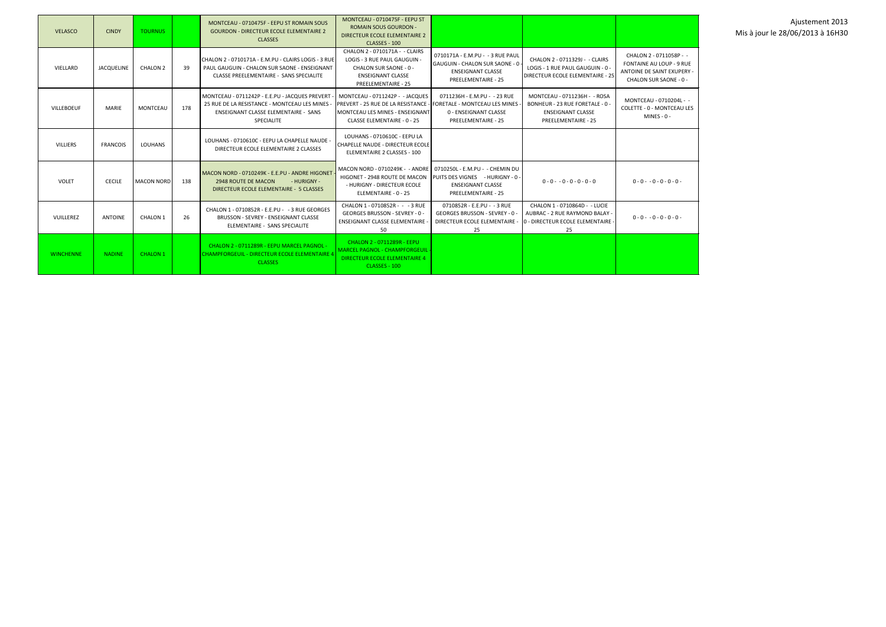Ajustement 2013
Mis à jour le 28/06/2013 à 16H30

| | | | | | | | | |
|---|---|---|---|---|---|---|---|---|
| VELASCO | CINDY | TOURNUS | | MONTCEAU - 0710475F - EEPU ST ROMAIN SOUS GOURDON - DIRECTEUR ECOLE ELEMENTAIRE 2 CLASSES | MONTCEAU - 0710475F - EEPU ST ROMAIN SOUS GOURDON - DIRECTEUR ECOLE ELEMENTAIRE 2 CLASSES - 100 | | | |
| VIELLARD | JACQUELINE | CHALON 2 | 39 | CHALON 2 - 0710171A - E.M.PU - CLAIRS LOGIS - 3 RUE PAUL GAUGUIN - CHALON SUR SAONE - ENSEIGNANT CLASSE PREELEMENTAIRE - SANS SPECIALITE | CHALON 2 - 0710171A - - CLAIRS LOGIS - 3 RUE PAUL GAUGUIN - CHALON SUR SAONE - 0 - ENSEIGNANT CLASSE PREELEMENTAIRE - 25 | 0710171A - E.M.PU - - 3 RUE PAUL GAUGUIN - CHALON SUR SAONE - 0 - ENSEIGNANT CLASSE PREELEMENTAIRE - 25 | CHALON 2 - 0711329J - - CLAIRS LOGIS - 1 RUE PAUL GAUGUIN - 0 - DIRECTEUR ECOLE ELEMENTAIRE - 25 | CHALON 2 - 0711058P - - FONTAINE AU LOUP - 9 RUE ANTOINE DE SAINT EXUPERY - CHALON SUR SAONE - 0 - |
| VILLEBOEUF | MARIE | MONTCEAU | 178 | MONTCEAU - 0711242P - E.E.PU - JACQUES PREVERT - 25 RUE DE LA RESISTANCE - MONTCEAU LES MINES - ENSEIGNANT CLASSE ELEMENTAIRE - SANS SPECIALITE | MONTCEAU - 0711242P - - JACQUES PREVERT - 25 RUE DE LA RESISTANCE - MONTCEAU LES MINES - ENSEIGNANT CLASSE ELEMENTAIRE - 0 - 25 | 0711236H - E.M.PU - - 23 RUE FORETALE - MONTCEAU LES MINES - 0 - ENSEIGNANT CLASSE PREELEMENTAIRE - 25 | MONTCEAU - 0711236H - - ROSA BONHEUR - 23 RUE FORETALE - 0 - ENSEIGNANT CLASSE PREELEMENTAIRE - 25 | MONTCEAU - 0710204L - - COLETTE - 0 - MONTCEAU LES MINES - 0 - |
| VILLIERS | FRANCOIS | LOUHANS | | LOUHANS - 0710610C - EEPU LA CHAPELLE NAUDE - DIRECTEUR ECOLE ELEMENTAIRE 2 CLASSES | LOUHANS - 0710610C - EEPU LA CHAPELLE NAUDE - DIRECTEUR ECOLE ELEMENTAIRE 2 CLASSES - 100 | | | |
| VOLET | CECILE | MACON NORD | 138 | MACON NORD - 0710249K - E.E.PU - ANDRE HIGONET - 2948 ROUTE DE MACON - HURIGNY - DIRECTEUR ECOLE ELEMENTAIRE - 5 CLASSES | MACON NORD - 0710249K - - ANDRE HIGONET - 2948 ROUTE DE MACON - HURIGNY - DIRECTEUR ECOLE ELEMENTAIRE - 0 - 25 | 0710250L - E.M.PU - - CHEMIN DU PUITS DES VIGNES - HURIGNY - 0 - ENSEIGNANT CLASSE PREELEMENTAIRE - 25 | 0 - 0 - - 0 - 0 - 0 - 0 | 0 - 0 - - 0 - 0 - 0 - |
| VUILLEREZ | ANTOINE | CHALON 1 | 26 | CHALON 1 - 0710852R - E.E.PU - - 3 RUE GEORGES BRUSSON - SEVREY - ENSEIGNANT CLASSE ELEMENTAIRE - SANS SPECIALITE | CHALON 1 - 0710852R - - 3 RUE GEORGES BRUSSON - SEVREY - 0 - ENSEIGNANT CLASSE ELEMENTAIRE - 50 | 0710852R - E.E.PU - - 3 RUE GEORGES BRUSSON - SEVREY - 0 - DIRECTEUR ECOLE ELEMENTAIRE - 25 | CHALON 1 - 0710864D - - LUCIE AUBRAC - 2 RUE RAYMOND BALAY - 0 - DIRECTEUR ECOLE ELEMENTAIRE - 25 | 0 - 0 - - 0 - 0 - 0 - |
| WINCHENNE | NADINE | CHALON 1 | | CHALON 2 - 0711289R - EEPU MARCEL PAGNOL - CHAMPFORGEUIL - DIRECTEUR ECOLE ELEMENTAIRE 4 CLASSES | CHALON 2 - 0711289R - EEPU MARCEL PAGNOL - CHAMPFORGEUIL - DIRECTEUR ECOLE ELEMENTAIRE 4 CLASSES - 100 | | | |